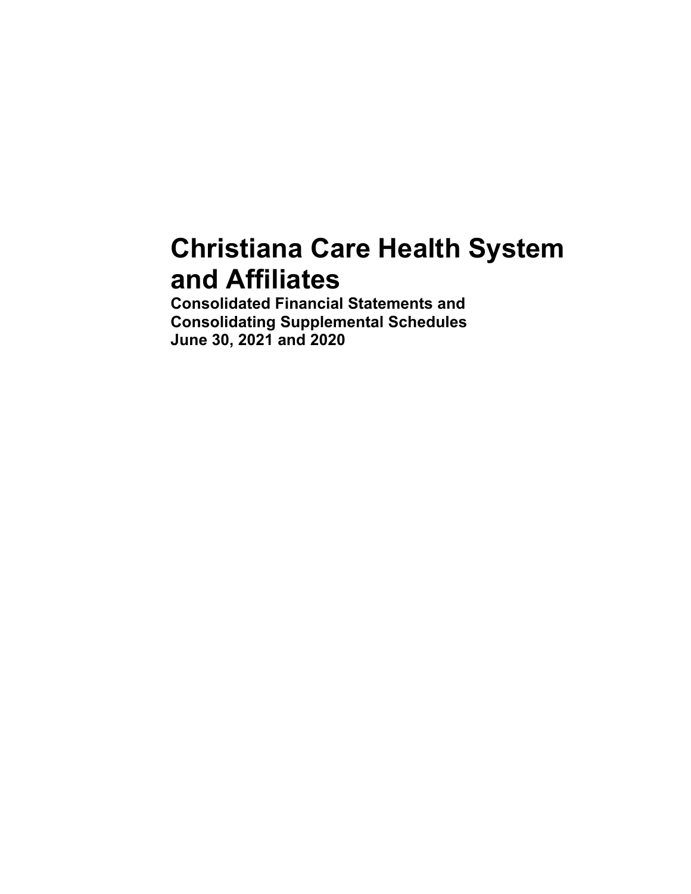# Christiana Care Health System and Affiliates

**Consolidated Financial Statements and Consolidating Supplemental Schedules**
**June 30, 2021 and 2020**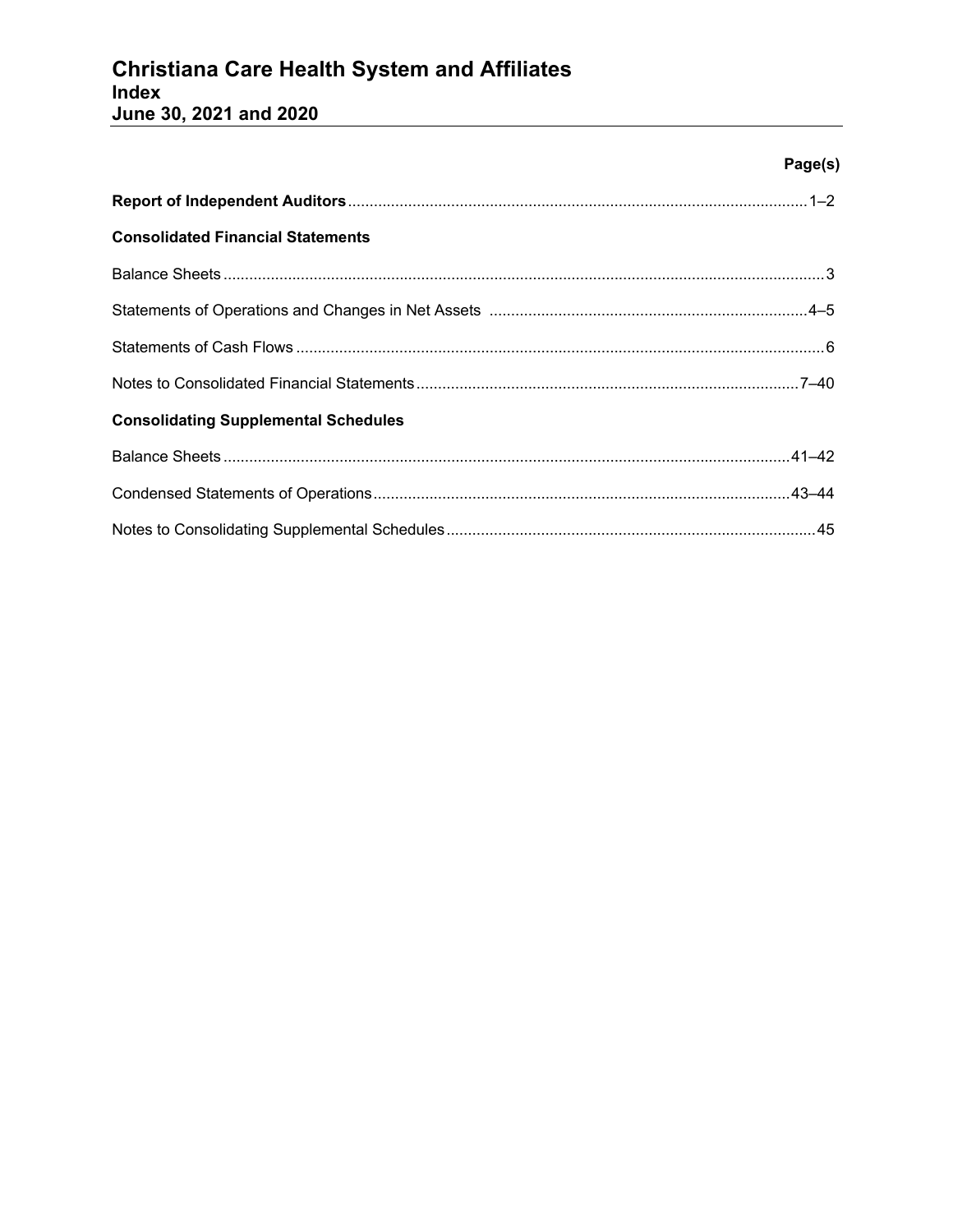# Christiana Care Health System and Affiliates
## Index
## June 30, 2021 and 2020

| | Page(s) |
|---|---|
| **Report of Independent Auditors** | 1–2 |
| **Consolidated Financial Statements** | |
| Balance Sheets | 3 |
| Statements of Operations and Changes in Net Assets | 4–5 |
| Statements of Cash Flows | 6 |
| Notes to Consolidated Financial Statements | 7–40 |
| **Consolidating Supplemental Schedules** | |
| Balance Sheets | 41–42 |
| Condensed Statements of Operations | 43–44 |
| Notes to Consolidating Supplemental Schedules | 45 |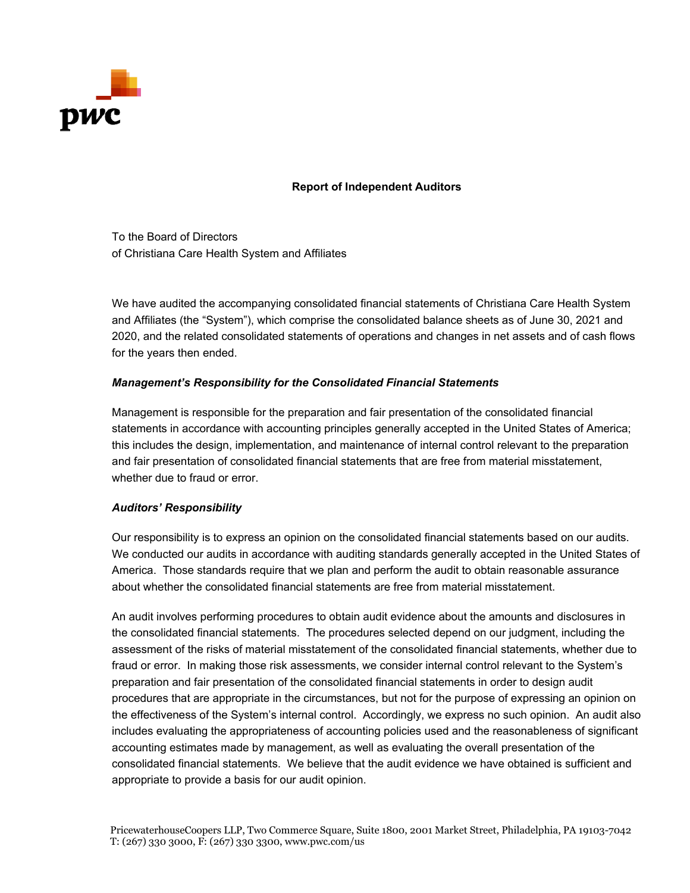## Report of Independent Auditors

To the Board of Directors
of Christiana Care Health System and Affiliates

We have audited the accompanying consolidated financial statements of Christiana Care Health System and Affiliates (the "System"), which comprise the consolidated balance sheets as of June 30, 2021 and 2020, and the related consolidated statements of operations and changes in net assets and of cash flows for the years then ended.

### *Management's Responsibility for the Consolidated Financial Statements*

Management is responsible for the preparation and fair presentation of the consolidated financial statements in accordance with accounting principles generally accepted in the United States of America; this includes the design, implementation, and maintenance of internal control relevant to the preparation and fair presentation of consolidated financial statements that are free from material misstatement, whether due to fraud or error.

### *Auditors' Responsibility*

Our responsibility is to express an opinion on the consolidated financial statements based on our audits. We conducted our audits in accordance with auditing standards generally accepted in the United States of America. Those standards require that we plan and perform the audit to obtain reasonable assurance about whether the consolidated financial statements are free from material misstatement.

An audit involves performing procedures to obtain audit evidence about the amounts and disclosures in the consolidated financial statements. The procedures selected depend on our judgment, including the assessment of the risks of material misstatement of the consolidated financial statements, whether due to fraud or error. In making those risk assessments, we consider internal control relevant to the System's preparation and fair presentation of the consolidated financial statements in order to design audit procedures that are appropriate in the circumstances, but not for the purpose of expressing an opinion on the effectiveness of the System's internal control. Accordingly, we express no such opinion. An audit also includes evaluating the appropriateness of accounting policies used and the reasonableness of significant accounting estimates made by management, as well as evaluating the overall presentation of the consolidated financial statements. We believe that the audit evidence we have obtained is sufficient and appropriate to provide a basis for our audit opinion.

PricewaterhouseCoopers LLP, Two Commerce Square, Suite 1800, 2001 Market Street, Philadelphia, PA 19103-7042
T: (267) 330 3000, F: (267) 330 3300, www.pwc.com/us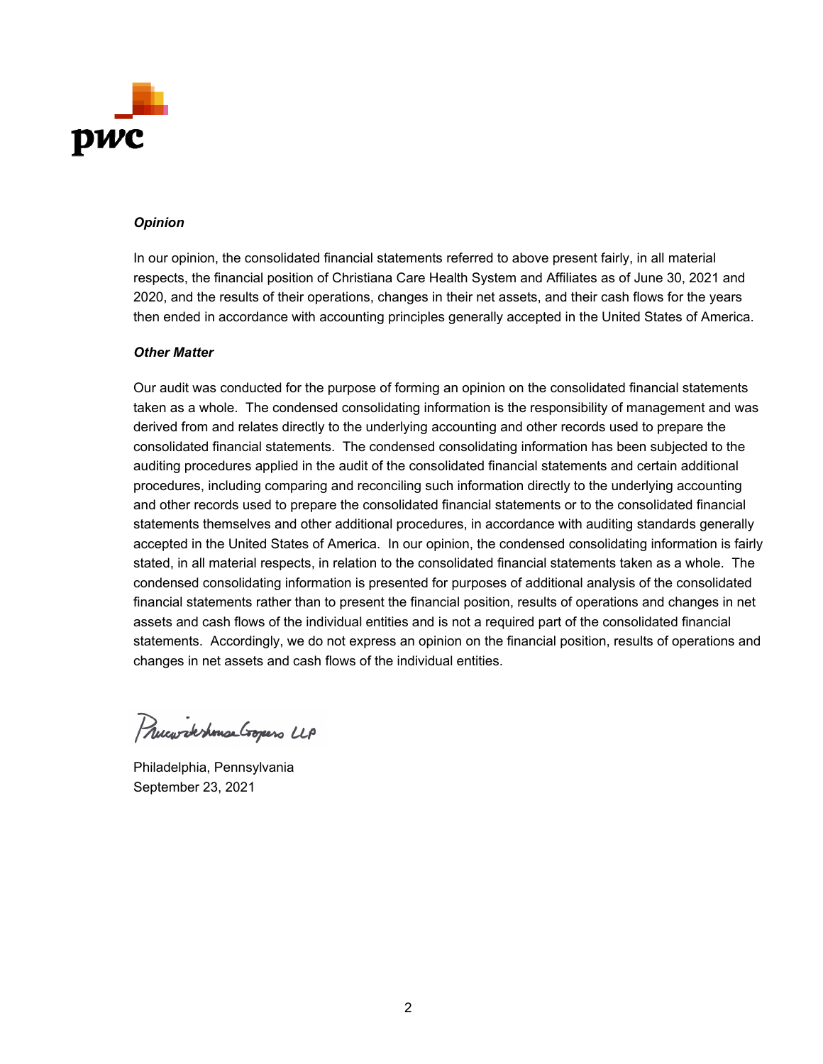### *Opinion*

In our opinion, the consolidated financial statements referred to above present fairly, in all material respects, the financial position of Christiana Care Health System and Affiliates as of June 30, 2021 and 2020, and the results of their operations, changes in their net assets, and their cash flows for the years then ended in accordance with accounting principles generally accepted in the United States of America.

### *Other Matter*

Our audit was conducted for the purpose of forming an opinion on the consolidated financial statements taken as a whole. The condensed consolidating information is the responsibility of management and was derived from and relates directly to the underlying accounting and other records used to prepare the consolidated financial statements. The condensed consolidating information has been subjected to the auditing procedures applied in the audit of the consolidated financial statements and certain additional procedures, including comparing and reconciling such information directly to the underlying accounting and other records used to prepare the consolidated financial statements or to the consolidated financial statements themselves and other additional procedures, in accordance with auditing standards generally accepted in the United States of America. In our opinion, the condensed consolidating information is fairly stated, in all material respects, in relation to the consolidated financial statements taken as a whole. The condensed consolidating information is presented for purposes of additional analysis of the consolidated financial statements rather than to present the financial position, results of operations and changes in net assets and cash flows of the individual entities and is not a required part of the consolidated financial statements. Accordingly, we do not express an opinion on the financial position, results of operations and changes in net assets and cash flows of the individual entities.

PricewaterhouseCoopers LLP

Philadelphia, Pennsylvania
September 23, 2021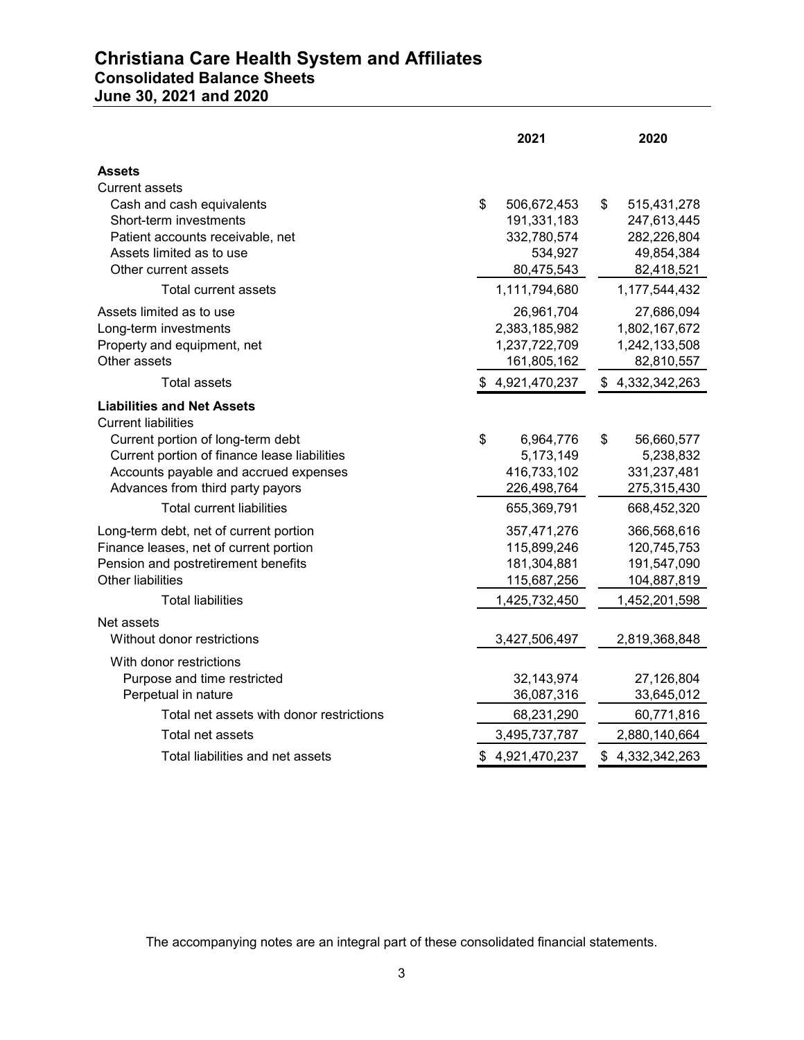# Christiana Care Health System and Affiliates
## Consolidated Balance Sheets
### June 30, 2021 and 2020

| | 2021 | 2020 |
|---|---|---|
| **Assets** | | |
| Current assets | | |
| Cash and cash equivalents | $ 506,672,453 | $ 515,431,278 |
| Short-term investments | 191,331,183 | 247,613,445 |
| Patient accounts receivable, net | 332,780,574 | 282,226,804 |
| Assets limited as to use | 534,927 | 49,854,384 |
| Other current assets | 80,475,543 | 82,418,521 |
| Total current assets | 1,111,794,680 | 1,177,544,432 |
| Assets limited as to use | 26,961,704 | 27,686,094 |
| Long-term investments | 2,383,185,982 | 1,802,167,672 |
| Property and equipment, net | 1,237,722,709 | 1,242,133,508 |
| Other assets | 161,805,162 | 82,810,557 |
| Total assets | $ 4,921,470,237 | $ 4,332,342,263 |
| **Liabilities and Net Assets** | | |
| Current liabilities | | |
| Current portion of long-term debt | $ 6,964,776 | $ 56,660,577 |
| Current portion of finance lease liabilities | 5,173,149 | 5,238,832 |
| Accounts payable and accrued expenses | 416,733,102 | 331,237,481 |
| Advances from third party payors | 226,498,764 | 275,315,430 |
| Total current liabilities | 655,369,791 | 668,452,320 |
| Long-term debt, net of current portion | 357,471,276 | 366,568,616 |
| Finance leases, net of current portion | 115,899,246 | 120,745,753 |
| Pension and postretirement benefits | 181,304,881 | 191,547,090 |
| Other liabilities | 115,687,256 | 104,887,819 |
| Total liabilities | 1,425,732,450 | 1,452,201,598 |
| Net assets | | |
| Without donor restrictions | 3,427,506,497 | 2,819,368,848 |
| With donor restrictions | | |
| Purpose and time restricted | 32,143,974 | 27,126,804 |
| Perpetual in nature | 36,087,316 | 33,645,012 |
| Total net assets with donor restrictions | 68,231,290 | 60,771,816 |
| Total net assets | 3,495,737,787 | 2,880,140,664 |
| Total liabilities and net assets | $ 4,921,470,237 | $ 4,332,342,263 |

The accompanying notes are an integral part of these consolidated financial statements.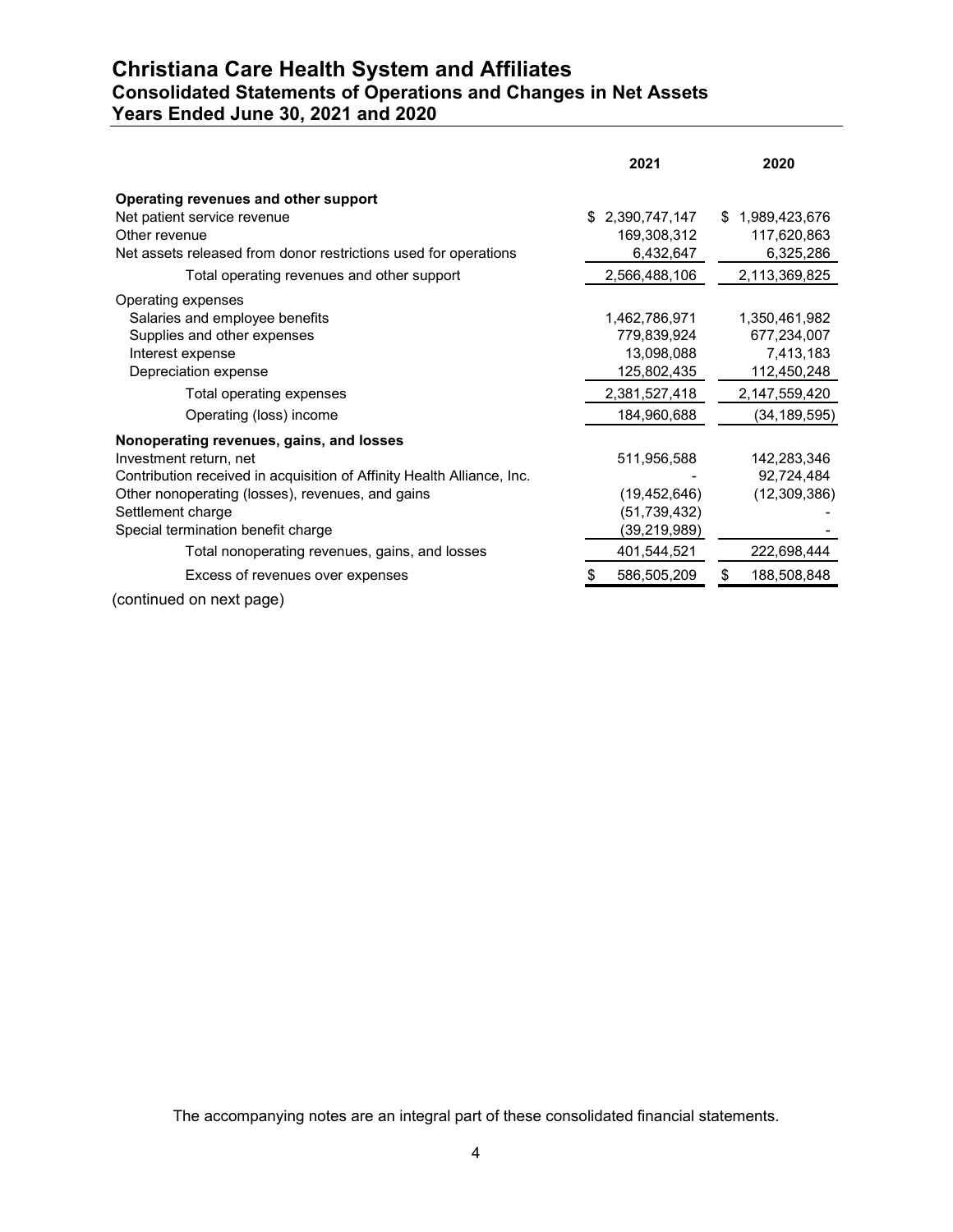# Christiana Care Health System and Affiliates
## Consolidated Statements of Operations and Changes in Net Assets
## Years Ended June 30, 2021 and 2020

| | 2021 | 2020 |
|---|---|---|
| **Operating revenues and other support** | | |
| Net patient service revenue | $ 2,390,747,147 | $ 1,989,423,676 |
| Other revenue | 169,308,312 | 117,620,863 |
| Net assets released from donor restrictions used for operations | 6,432,647 | 6,325,286 |
| Total operating revenues and other support | 2,566,488,106 | 2,113,369,825 |
| Operating expenses | | |
| Salaries and employee benefits | 1,462,786,971 | 1,350,461,982 |
| Supplies and other expenses | 779,839,924 | 677,234,007 |
| Interest expense | 13,098,088 | 7,413,183 |
| Depreciation expense | 125,802,435 | 112,450,248 |
| Total operating expenses | 2,381,527,418 | 2,147,559,420 |
| Operating (loss) income | 184,960,688 | (34,189,595) |
| **Nonoperating revenues, gains, and losses** | | |
| Investment return, net | 511,956,588 | 142,283,346 |
| Contribution received in acquisition of Affinity Health Alliance, Inc. | - | 92,724,484 |
| Other nonoperating (losses), revenues, and gains | (19,452,646) | (12,309,386) |
| Settlement charge | (51,739,432) | - |
| Special termination benefit charge | (39,219,989) | - |
| Total nonoperating revenues, gains, and losses | 401,544,521 | 222,698,444 |
| Excess of revenues over expenses | $ 586,505,209 | $ 188,508,848 |

(continued on next page)

The accompanying notes are an integral part of these consolidated financial statements.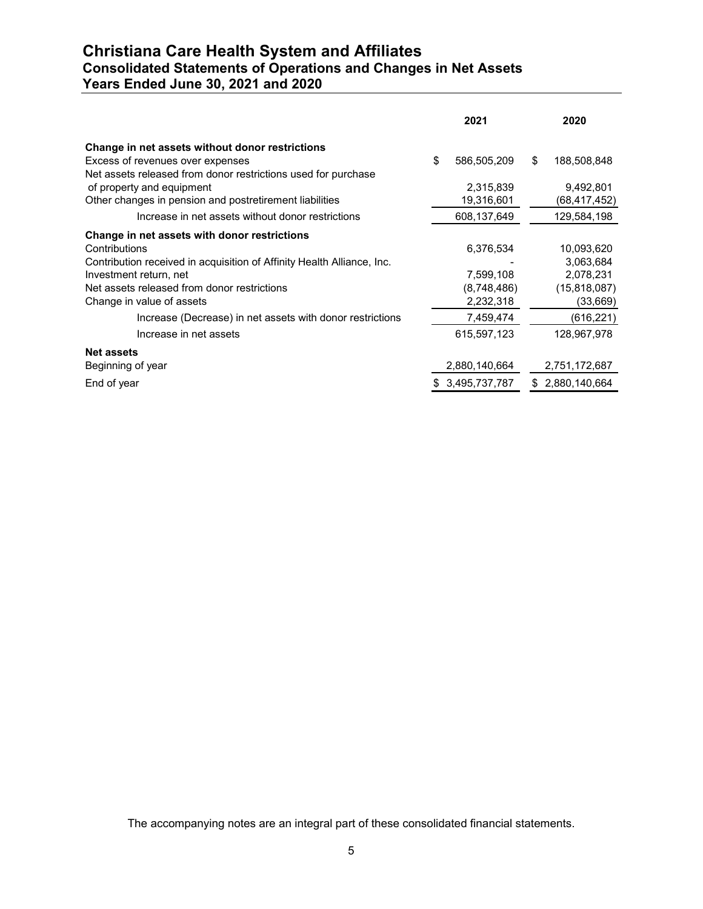# Christiana Care Health System and Affiliates
## Consolidated Statements of Operations and Changes in Net Assets
## Years Ended June 30, 2021 and 2020

| | 2021 | 2020 |
|---|---|---|
| **Change in net assets without donor restrictions** | | |
| Excess of revenues over expenses | $ 586,505,209 | $ 188,508,848 |
| Net assets released from donor restrictions used for purchase of property and equipment | 2,315,839 | 9,492,801 |
| Other changes in pension and postretirement liabilities | 19,316,601 | (68,417,452) |
| Increase in net assets without donor restrictions | 608,137,649 | 129,584,198 |
| **Change in net assets with donor restrictions** | | |
| Contributions | 6,376,534 | 10,093,620 |
| Contribution received in acquisition of Affinity Health Alliance, Inc. | - | 3,063,684 |
| Investment return, net | 7,599,108 | 2,078,231 |
| Net assets released from donor restrictions | (8,748,486) | (15,818,087) |
| Change in value of assets | 2,232,318 | (33,669) |
| Increase (Decrease) in net assets with donor restrictions | 7,459,474 | (616,221) |
| Increase in net assets | 615,597,123 | 128,967,978 |
| **Net assets** | | |
| Beginning of year | 2,880,140,664 | 2,751,172,687 |
| End of year | $ 3,495,737,787 | $ 2,880,140,664 |

The accompanying notes are an integral part of these consolidated financial statements.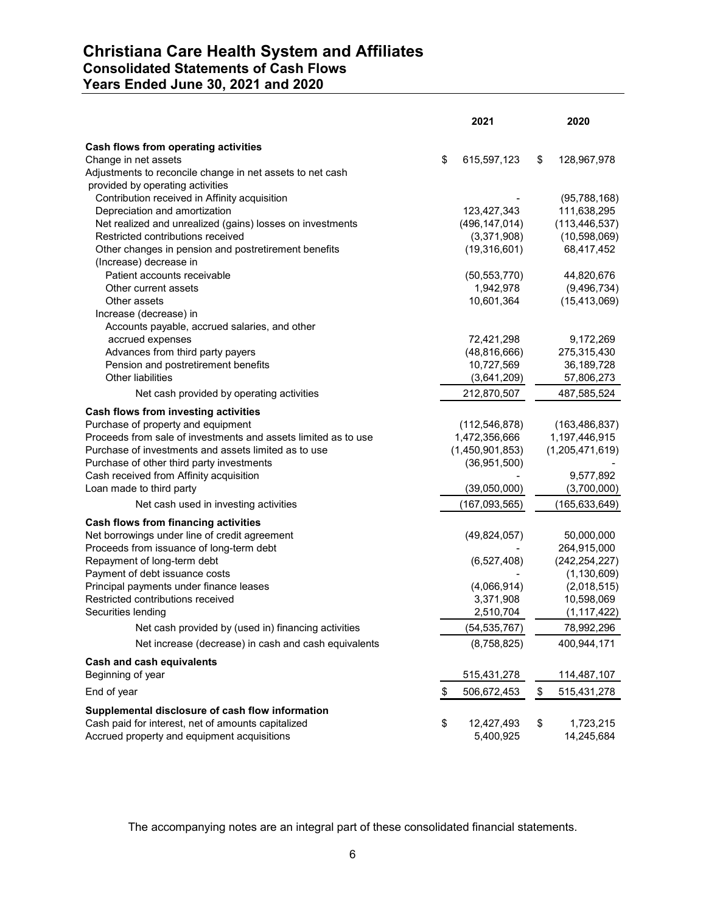# Christiana Care Health System and Affiliates
## Consolidated Statements of Cash Flows
## Years Ended June 30, 2021 and 2020

| | 2021 | 2020 |
|---|---|---|
| **Cash flows from operating activities** | | |
| Change in net assets | $ 615,597,123 | $ 128,967,978 |
| Adjustments to reconcile change in net assets to net cash provided by operating activities | | |
| Contribution received in Affinity acquisition | - | (95,788,168) |
| Depreciation and amortization | 123,427,343 | 111,638,295 |
| Net realized and unrealized (gains) losses on investments | (496,147,014) | (113,446,537) |
| Restricted contributions received | (3,371,908) | (10,598,069) |
| Other changes in pension and postretirement benefits | (19,316,601) | 68,417,452 |
| (Increase) decrease in | | |
| Patient accounts receivable | (50,553,770) | 44,820,676 |
| Other current assets | 1,942,978 | (9,496,734) |
| Other assets | 10,601,364 | (15,413,069) |
| Increase (decrease) in | | |
| Accounts payable, accrued salaries, and other accrued expenses | 72,421,298 | 9,172,269 |
| Advances from third party payers | (48,816,666) | 275,315,430 |
| Pension and postretirement benefits | 10,727,569 | 36,189,728 |
| Other liabilities | (3,641,209) | 57,806,273 |
| Net cash provided by operating activities | 212,870,507 | 487,585,524 |
| **Cash flows from investing activities** | | |
| Purchase of property and equipment | (112,546,878) | (163,486,837) |
| Proceeds from sale of investments and assets limited as to use | 1,472,356,666 | 1,197,446,915 |
| Purchase of investments and assets limited as to use | (1,450,901,853) | (1,205,471,619) |
| Purchase of other third party investments | (36,951,500) | - |
| Cash received from Affinity acquisition | - | 9,577,892 |
| Loan made to third party | (39,050,000) | (3,700,000) |
| Net cash used in investing activities | (167,093,565) | (165,633,649) |
| **Cash flows from financing activities** | | |
| Net borrowings under line of credit agreement | (49,824,057) | 50,000,000 |
| Proceeds from issuance of long-term debt | - | 264,915,000 |
| Repayment of long-term debt | (6,527,408) | (242,254,227) |
| Payment of debt issuance costs | - | (1,130,609) |
| Principal payments under finance leases | (4,066,914) | (2,018,515) |
| Restricted contributions received | 3,371,908 | 10,598,069 |
| Securities lending | 2,510,704 | (1,117,422) |
| Net cash provided by (used in) financing activities | (54,535,767) | 78,992,296 |
| Net increase (decrease) in cash and cash equivalents | (8,758,825) | 400,944,171 |
| **Cash and cash equivalents** | | |
| Beginning of year | 515,431,278 | 114,487,107 |
| End of year | $ 506,672,453 | $ 515,431,278 |
| **Supplemental disclosure of cash flow information** | | |
| Cash paid for interest, net of amounts capitalized | $ 12,427,493 | $ 1,723,215 |
| Accrued property and equipment acquisitions | 5,400,925 | 14,245,684 |

The accompanying notes are an integral part of these consolidated financial statements.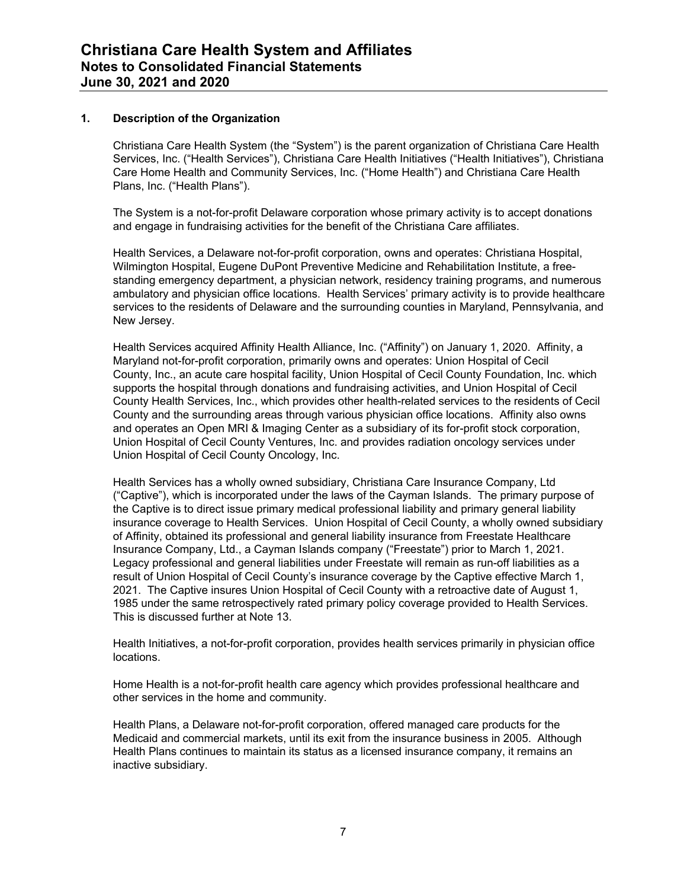## 1. Description of the Organization

Christiana Care Health System (the "System") is the parent organization of Christiana Care Health Services, Inc. ("Health Services"), Christiana Care Health Initiatives ("Health Initiatives"), Christiana Care Home Health and Community Services, Inc. ("Home Health") and Christiana Care Health Plans, Inc. ("Health Plans").

The System is a not-for-profit Delaware corporation whose primary activity is to accept donations and engage in fundraising activities for the benefit of the Christiana Care affiliates.

Health Services, a Delaware not-for-profit corporation, owns and operates: Christiana Hospital, Wilmington Hospital, Eugene DuPont Preventive Medicine and Rehabilitation Institute, a free-standing emergency department, a physician network, residency training programs, and numerous ambulatory and physician office locations. Health Services' primary activity is to provide healthcare services to the residents of Delaware and the surrounding counties in Maryland, Pennsylvania, and New Jersey.

Health Services acquired Affinity Health Alliance, Inc. ("Affinity") on January 1, 2020. Affinity, a Maryland not-for-profit corporation, primarily owns and operates: Union Hospital of Cecil County, Inc., an acute care hospital facility, Union Hospital of Cecil County Foundation, Inc. which supports the hospital through donations and fundraising activities, and Union Hospital of Cecil County Health Services, Inc., which provides other health-related services to the residents of Cecil County and the surrounding areas through various physician office locations. Affinity also owns and operates an Open MRI & Imaging Center as a subsidiary of its for-profit stock corporation, Union Hospital of Cecil County Ventures, Inc. and provides radiation oncology services under Union Hospital of Cecil County Oncology, Inc.

Health Services has a wholly owned subsidiary, Christiana Care Insurance Company, Ltd ("Captive"), which is incorporated under the laws of the Cayman Islands. The primary purpose of the Captive is to direct issue primary medical professional liability and primary general liability insurance coverage to Health Services. Union Hospital of Cecil County, a wholly owned subsidiary of Affinity, obtained its professional and general liability insurance from Freestate Healthcare Insurance Company, Ltd., a Cayman Islands company ("Freestate") prior to March 1, 2021. Legacy professional and general liabilities under Freestate will remain as run-off liabilities as a result of Union Hospital of Cecil County's insurance coverage by the Captive effective March 1, 2021. The Captive insures Union Hospital of Cecil County with a retroactive date of August 1, 1985 under the same retrospectively rated primary policy coverage provided to Health Services. This is discussed further at Note 13.

Health Initiatives, a not-for-profit corporation, provides health services primarily in physician office locations.

Home Health is a not-for-profit health care agency which provides professional healthcare and other services in the home and community.

Health Plans, a Delaware not-for-profit corporation, offered managed care products for the Medicaid and commercial markets, until its exit from the insurance business in 2005. Although Health Plans continues to maintain its status as a licensed insurance company, it remains an inactive subsidiary.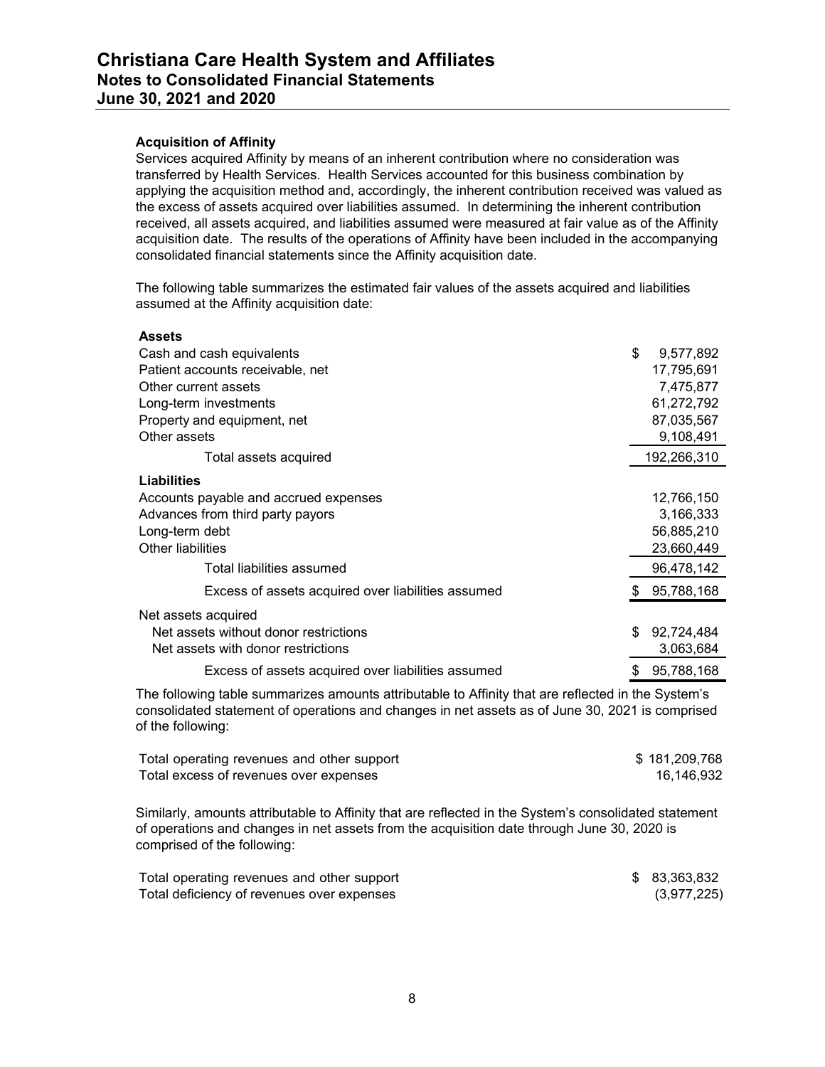### Acquisition of Affinity

Services acquired Affinity by means of an inherent contribution where no consideration was transferred by Health Services. Health Services accounted for this business combination by applying the acquisition method and, accordingly, the inherent contribution received was valued as the excess of assets acquired over liabilities assumed. In determining the inherent contribution received, all assets acquired, and liabilities assumed were measured at fair value as of the Affinity acquisition date. The results of the operations of Affinity have been included in the accompanying consolidated financial statements since the Affinity acquisition date.

The following table summarizes the estimated fair values of the assets acquired and liabilities assumed at the Affinity acquisition date:

| | |
|---|---|
| **Assets** | |
| Cash and cash equivalents | $ 9,577,892 |
| Patient accounts receivable, net | 17,795,691 |
| Other current assets | 7,475,877 |
| Long-term investments | 61,272,792 |
| Property and equipment, net | 87,035,567 |
| Other assets | 9,108,491 |
| Total assets acquired | 192,266,310 |
| **Liabilities** | |
| Accounts payable and accrued expenses | 12,766,150 |
| Advances from third party payors | 3,166,333 |
| Long-term debt | 56,885,210 |
| Other liabilities | 23,660,449 |
| Total liabilities assumed | 96,478,142 |
| Excess of assets acquired over liabilities assumed | $ 95,788,168 |
| Net assets acquired | |
| Net assets without donor restrictions | $ 92,724,484 |
| Net assets with donor restrictions | 3,063,684 |
| Excess of assets acquired over liabilities assumed | $ 95,788,168 |

The following table summarizes amounts attributable to Affinity that are reflected in the System's consolidated statement of operations and changes in net assets as of June 30, 2021 is comprised of the following:

| | |
|---|---|
| Total operating revenues and other support | $ 181,209,768 |
| Total excess of revenues over expenses | 16,146,932 |

Similarly, amounts attributable to Affinity that are reflected in the System's consolidated statement of operations and changes in net assets from the acquisition date through June 30, 2020 is comprised of the following:

| | |
|---|---|
| Total operating revenues and other support | $ 83,363,832 |
| Total deficiency of revenues over expenses | (3,977,225) |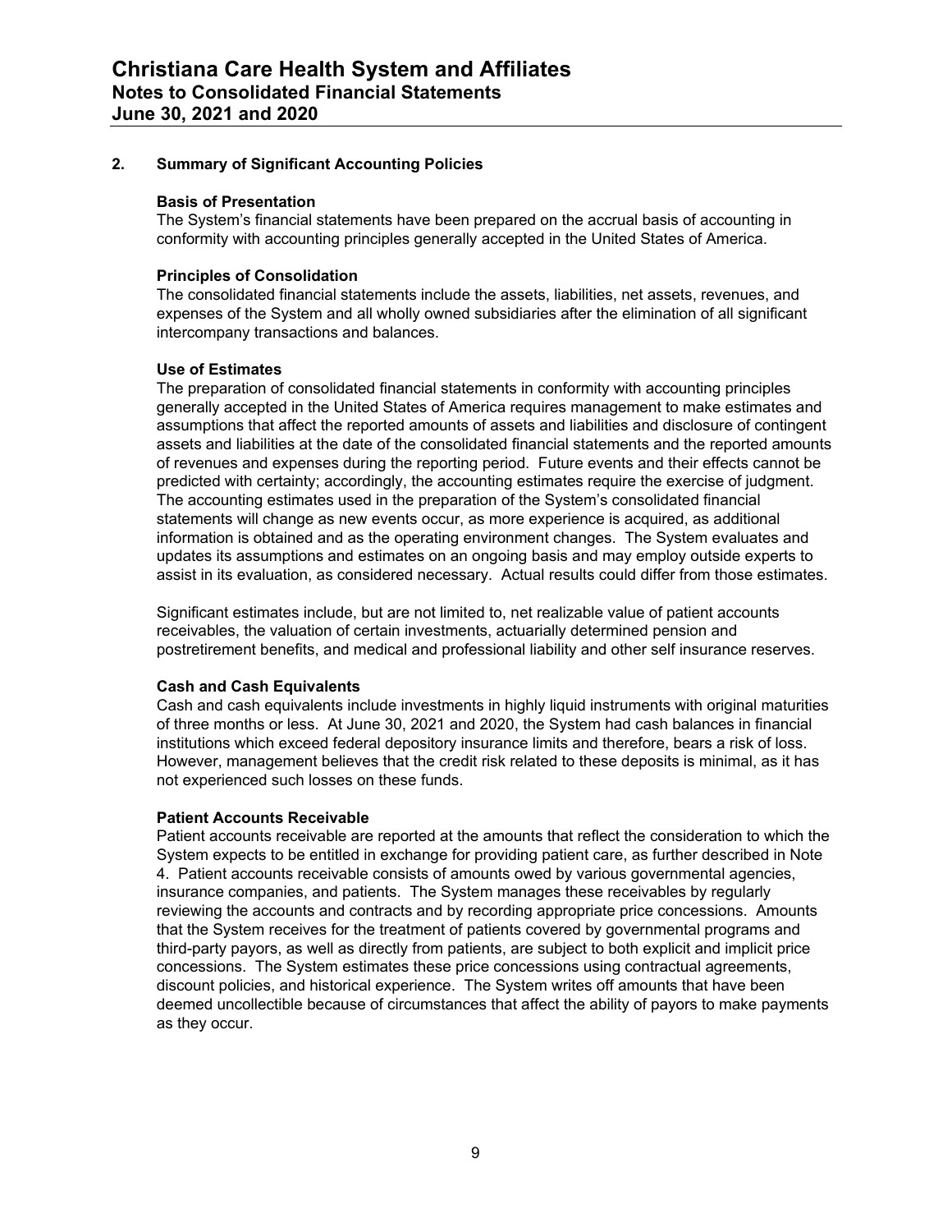## 2. Summary of Significant Accounting Policies

### Basis of Presentation

The System's financial statements have been prepared on the accrual basis of accounting in conformity with accounting principles generally accepted in the United States of America.

### Principles of Consolidation

The consolidated financial statements include the assets, liabilities, net assets, revenues, and expenses of the System and all wholly owned subsidiaries after the elimination of all significant intercompany transactions and balances.

### Use of Estimates

The preparation of consolidated financial statements in conformity with accounting principles generally accepted in the United States of America requires management to make estimates and assumptions that affect the reported amounts of assets and liabilities and disclosure of contingent assets and liabilities at the date of the consolidated financial statements and the reported amounts of revenues and expenses during the reporting period. Future events and their effects cannot be predicted with certainty; accordingly, the accounting estimates require the exercise of judgment. The accounting estimates used in the preparation of the System's consolidated financial statements will change as new events occur, as more experience is acquired, as additional information is obtained and as the operating environment changes. The System evaluates and updates its assumptions and estimates on an ongoing basis and may employ outside experts to assist in its evaluation, as considered necessary. Actual results could differ from those estimates.

Significant estimates include, but are not limited to, net realizable value of patient accounts receivables, the valuation of certain investments, actuarially determined pension and postretirement benefits, and medical and professional liability and other self insurance reserves.

### Cash and Cash Equivalents

Cash and cash equivalents include investments in highly liquid instruments with original maturities of three months or less. At June 30, 2021 and 2020, the System had cash balances in financial institutions which exceed federal depository insurance limits and therefore, bears a risk of loss. However, management believes that the credit risk related to these deposits is minimal, as it has not experienced such losses on these funds.

### Patient Accounts Receivable

Patient accounts receivable are reported at the amounts that reflect the consideration to which the System expects to be entitled in exchange for providing patient care, as further described in Note 4. Patient accounts receivable consists of amounts owed by various governmental agencies, insurance companies, and patients. The System manages these receivables by regularly reviewing the accounts and contracts and by recording appropriate price concessions. Amounts that the System receives for the treatment of patients covered by governmental programs and third-party payors, as well as directly from patients, are subject to both explicit and implicit price concessions. The System estimates these price concessions using contractual agreements, discount policies, and historical experience. The System writes off amounts that have been deemed uncollectible because of circumstances that affect the ability of payors to make payments as they occur.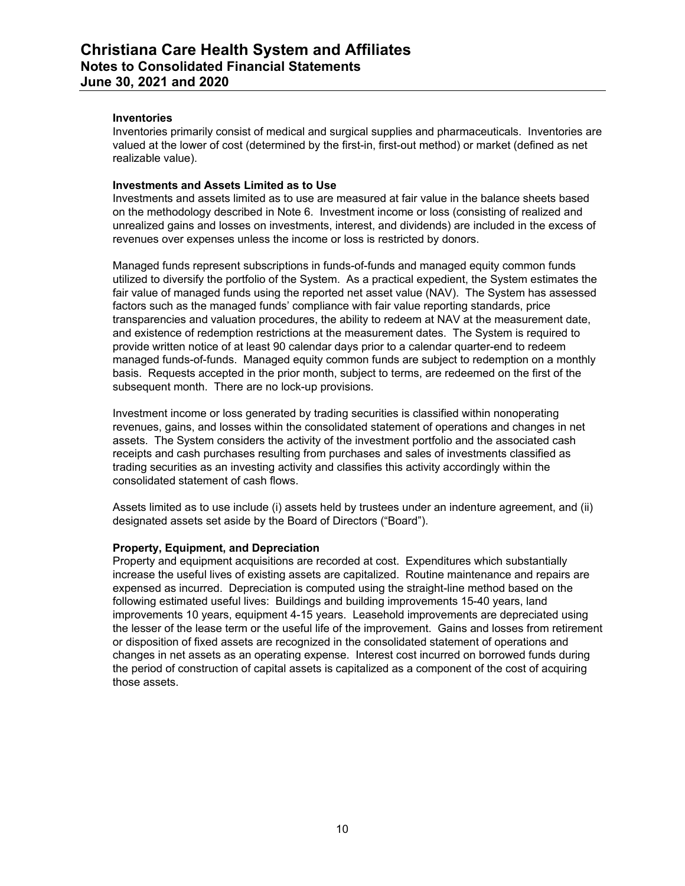### Inventories

Inventories primarily consist of medical and surgical supplies and pharmaceuticals. Inventories are valued at the lower of cost (determined by the first-in, first-out method) or market (defined as net realizable value).

### Investments and Assets Limited as to Use

Investments and assets limited as to use are measured at fair value in the balance sheets based on the methodology described in Note 6. Investment income or loss (consisting of realized and unrealized gains and losses on investments, interest, and dividends) are included in the excess of revenues over expenses unless the income or loss is restricted by donors.

Managed funds represent subscriptions in funds-of-funds and managed equity common funds utilized to diversify the portfolio of the System. As a practical expedient, the System estimates the fair value of managed funds using the reported net asset value (NAV). The System has assessed factors such as the managed funds' compliance with fair value reporting standards, price transparencies and valuation procedures, the ability to redeem at NAV at the measurement date, and existence of redemption restrictions at the measurement dates. The System is required to provide written notice of at least 90 calendar days prior to a calendar quarter-end to redeem managed funds-of-funds. Managed equity common funds are subject to redemption on a monthly basis. Requests accepted in the prior month, subject to terms, are redeemed on the first of the subsequent month. There are no lock-up provisions.

Investment income or loss generated by trading securities is classified within nonoperating revenues, gains, and losses within the consolidated statement of operations and changes in net assets. The System considers the activity of the investment portfolio and the associated cash receipts and cash purchases resulting from purchases and sales of investments classified as trading securities as an investing activity and classifies this activity accordingly within the consolidated statement of cash flows.

Assets limited as to use include (i) assets held by trustees under an indenture agreement, and (ii) designated assets set aside by the Board of Directors ("Board").

### Property, Equipment, and Depreciation

Property and equipment acquisitions are recorded at cost. Expenditures which substantially increase the useful lives of existing assets are capitalized. Routine maintenance and repairs are expensed as incurred. Depreciation is computed using the straight-line method based on the following estimated useful lives: Buildings and building improvements 15-40 years, land improvements 10 years, equipment 4-15 years. Leasehold improvements are depreciated using the lesser of the lease term or the useful life of the improvement. Gains and losses from retirement or disposition of fixed assets are recognized in the consolidated statement of operations and changes in net assets as an operating expense. Interest cost incurred on borrowed funds during the period of construction of capital assets is capitalized as a component of the cost of acquiring those assets.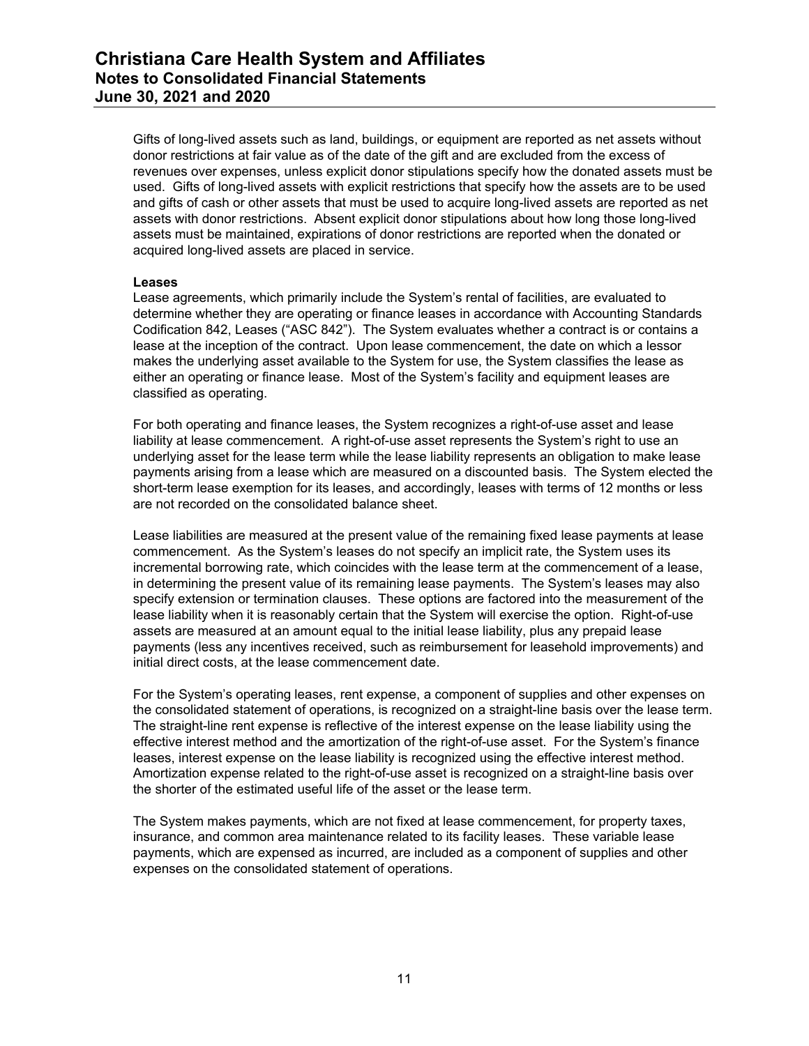Gifts of long-lived assets such as land, buildings, or equipment are reported as net assets without donor restrictions at fair value as of the date of the gift and are excluded from the excess of revenues over expenses, unless explicit donor stipulations specify how the donated assets must be used. Gifts of long-lived assets with explicit restrictions that specify how the assets are to be used and gifts of cash or other assets that must be used to acquire long-lived assets are reported as net assets with donor restrictions. Absent explicit donor stipulations about how long those long-lived assets must be maintained, expirations of donor restrictions are reported when the donated or acquired long-lived assets are placed in service.

**Leases**

Lease agreements, which primarily include the System's rental of facilities, are evaluated to determine whether they are operating or finance leases in accordance with Accounting Standards Codification 842, Leases ("ASC 842"). The System evaluates whether a contract is or contains a lease at the inception of the contract. Upon lease commencement, the date on which a lessor makes the underlying asset available to the System for use, the System classifies the lease as either an operating or finance lease. Most of the System's facility and equipment leases are classified as operating.

For both operating and finance leases, the System recognizes a right-of-use asset and lease liability at lease commencement. A right-of-use asset represents the System's right to use an underlying asset for the lease term while the lease liability represents an obligation to make lease payments arising from a lease which are measured on a discounted basis. The System elected the short-term lease exemption for its leases, and accordingly, leases with terms of 12 months or less are not recorded on the consolidated balance sheet.

Lease liabilities are measured at the present value of the remaining fixed lease payments at lease commencement. As the System's leases do not specify an implicit rate, the System uses its incremental borrowing rate, which coincides with the lease term at the commencement of a lease, in determining the present value of its remaining lease payments. The System's leases may also specify extension or termination clauses. These options are factored into the measurement of the lease liability when it is reasonably certain that the System will exercise the option. Right-of-use assets are measured at an amount equal to the initial lease liability, plus any prepaid lease payments (less any incentives received, such as reimbursement for leasehold improvements) and initial direct costs, at the lease commencement date.

For the System's operating leases, rent expense, a component of supplies and other expenses on the consolidated statement of operations, is recognized on a straight-line basis over the lease term. The straight-line rent expense is reflective of the interest expense on the lease liability using the effective interest method and the amortization of the right-of-use asset. For the System's finance leases, interest expense on the lease liability is recognized using the effective interest method. Amortization expense related to the right-of-use asset is recognized on a straight-line basis over the shorter of the estimated useful life of the asset or the lease term.

The System makes payments, which are not fixed at lease commencement, for property taxes, insurance, and common area maintenance related to its facility leases. These variable lease payments, which are expensed as incurred, are included as a component of supplies and other expenses on the consolidated statement of operations.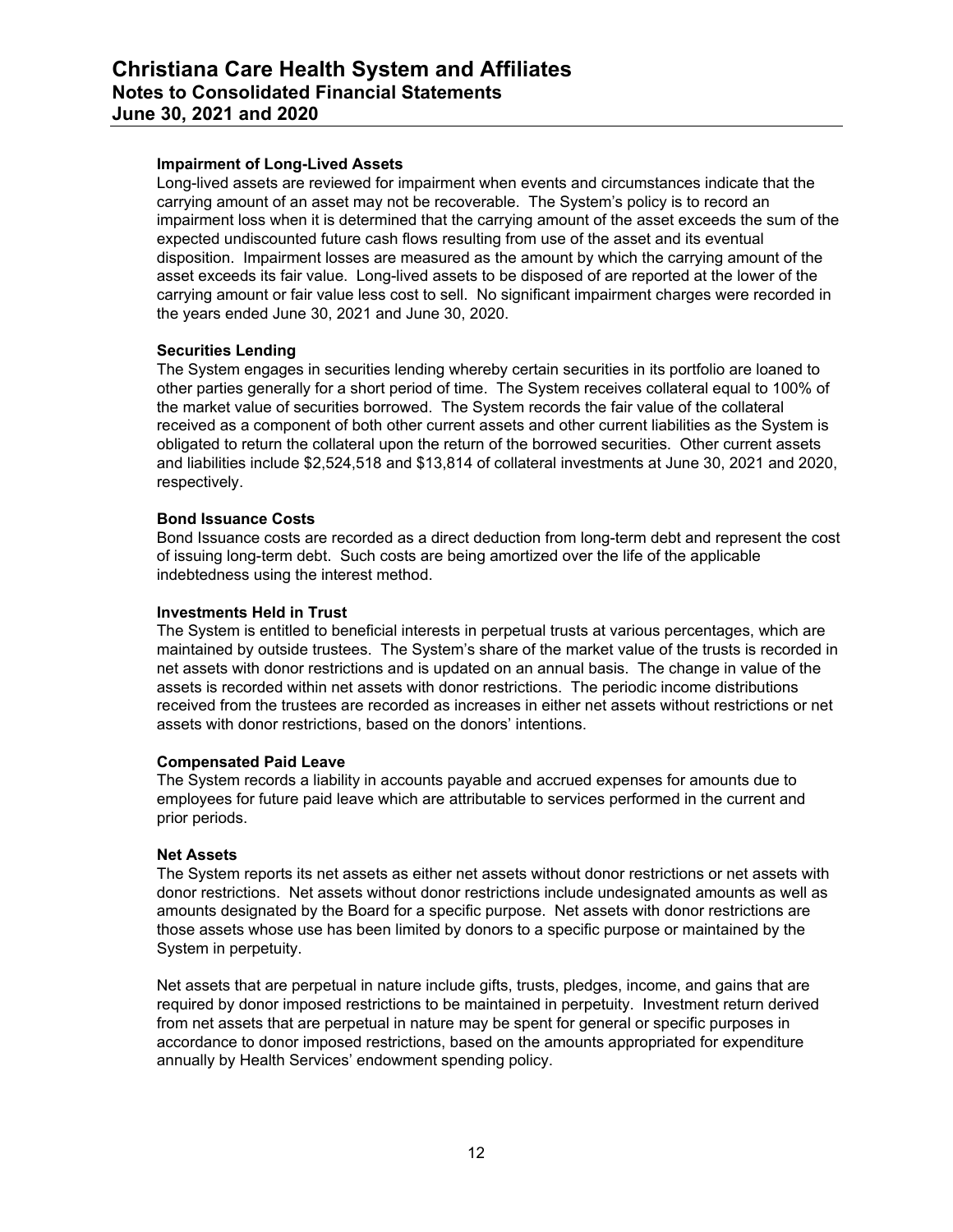### Impairment of Long-Lived Assets

Long-lived assets are reviewed for impairment when events and circumstances indicate that the carrying amount of an asset may not be recoverable. The System's policy is to record an impairment loss when it is determined that the carrying amount of the asset exceeds the sum of the expected undiscounted future cash flows resulting from use of the asset and its eventual disposition. Impairment losses are measured as the amount by which the carrying amount of the asset exceeds its fair value. Long-lived assets to be disposed of are reported at the lower of the carrying amount or fair value less cost to sell. No significant impairment charges were recorded in the years ended June 30, 2021 and June 30, 2020.

### Securities Lending

The System engages in securities lending whereby certain securities in its portfolio are loaned to other parties generally for a short period of time. The System receives collateral equal to 100% of the market value of securities borrowed. The System records the fair value of the collateral received as a component of both other current assets and other current liabilities as the System is obligated to return the collateral upon the return of the borrowed securities. Other current assets and liabilities include $2,524,518 and $13,814 of collateral investments at June 30, 2021 and 2020, respectively.

### Bond Issuance Costs

Bond Issuance costs are recorded as a direct deduction from long-term debt and represent the cost of issuing long-term debt. Such costs are being amortized over the life of the applicable indebtedness using the interest method.

### Investments Held in Trust

The System is entitled to beneficial interests in perpetual trusts at various percentages, which are maintained by outside trustees. The System's share of the market value of the trusts is recorded in net assets with donor restrictions and is updated on an annual basis. The change in value of the assets is recorded within net assets with donor restrictions. The periodic income distributions received from the trustees are recorded as increases in either net assets without restrictions or net assets with donor restrictions, based on the donors' intentions.

### Compensated Paid Leave

The System records a liability in accounts payable and accrued expenses for amounts due to employees for future paid leave which are attributable to services performed in the current and prior periods.

### Net Assets

The System reports its net assets as either net assets without donor restrictions or net assets with donor restrictions. Net assets without donor restrictions include undesignated amounts as well as amounts designated by the Board for a specific purpose. Net assets with donor restrictions are those assets whose use has been limited by donors to a specific purpose or maintained by the System in perpetuity.

Net assets that are perpetual in nature include gifts, trusts, pledges, income, and gains that are required by donor imposed restrictions to be maintained in perpetuity. Investment return derived from net assets that are perpetual in nature may be spent for general or specific purposes in accordance to donor imposed restrictions, based on the amounts appropriated for expenditure annually by Health Services' endowment spending policy.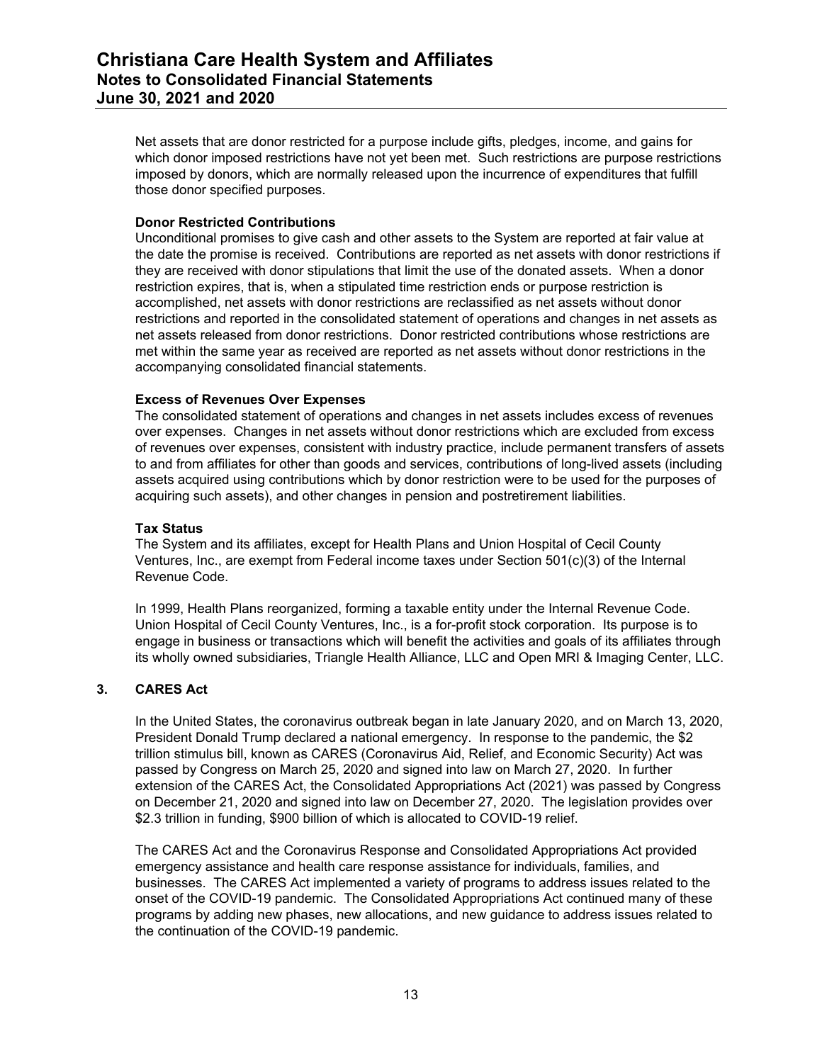Net assets that are donor restricted for a purpose include gifts, pledges, income, and gains for which donor imposed restrictions have not yet been met. Such restrictions are purpose restrictions imposed by donors, which are normally released upon the incurrence of expenditures that fulfill those donor specified purposes.

**Donor Restricted Contributions**
Unconditional promises to give cash and other assets to the System are reported at fair value at the date the promise is received. Contributions are reported as net assets with donor restrictions if they are received with donor stipulations that limit the use of the donated assets. When a donor restriction expires, that is, when a stipulated time restriction ends or purpose restriction is accomplished, net assets with donor restrictions are reclassified as net assets without donor restrictions and reported in the consolidated statement of operations and changes in net assets as net assets released from donor restrictions. Donor restricted contributions whose restrictions are met within the same year as received are reported as net assets without donor restrictions in the accompanying consolidated financial statements.

**Excess of Revenues Over Expenses**
The consolidated statement of operations and changes in net assets includes excess of revenues over expenses. Changes in net assets without donor restrictions which are excluded from excess of revenues over expenses, consistent with industry practice, include permanent transfers of assets to and from affiliates for other than goods and services, contributions of long-lived assets (including assets acquired using contributions which by donor restriction were to be used for the purposes of acquiring such assets), and other changes in pension and postretirement liabilities.

**Tax Status**
The System and its affiliates, except for Health Plans and Union Hospital of Cecil County Ventures, Inc., are exempt from Federal income taxes under Section 501(c)(3) of the Internal Revenue Code.

In 1999, Health Plans reorganized, forming a taxable entity under the Internal Revenue Code. Union Hospital of Cecil County Ventures, Inc., is a for-profit stock corporation. Its purpose is to engage in business or transactions which will benefit the activities and goals of its affiliates through its wholly owned subsidiaries, Triangle Health Alliance, LLC and Open MRI & Imaging Center, LLC.

## 3. CARES Act

In the United States, the coronavirus outbreak began in late January 2020, and on March 13, 2020, President Donald Trump declared a national emergency. In response to the pandemic, the $2 trillion stimulus bill, known as CARES (Coronavirus Aid, Relief, and Economic Security) Act was passed by Congress on March 25, 2020 and signed into law on March 27, 2020. In further extension of the CARES Act, the Consolidated Appropriations Act (2021) was passed by Congress on December 21, 2020 and signed into law on December 27, 2020. The legislation provides over $2.3 trillion in funding, $900 billion of which is allocated to COVID-19 relief.

The CARES Act and the Coronavirus Response and Consolidated Appropriations Act provided emergency assistance and health care response assistance for individuals, families, and businesses. The CARES Act implemented a variety of programs to address issues related to the onset of the COVID-19 pandemic. The Consolidated Appropriations Act continued many of these programs by adding new phases, new allocations, and new guidance to address issues related to the continuation of the COVID-19 pandemic.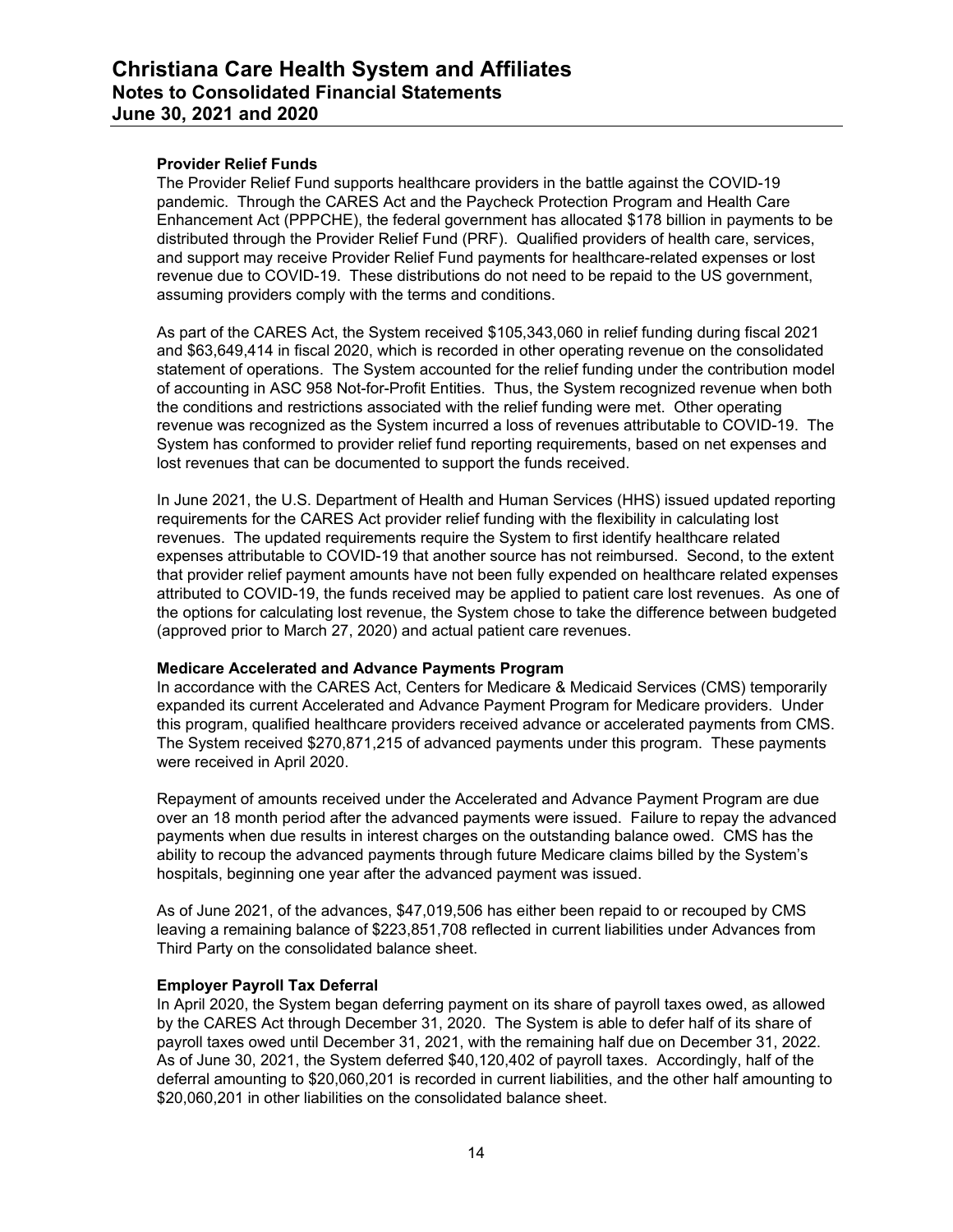**Provider Relief Funds**

The Provider Relief Fund supports healthcare providers in the battle against the COVID-19 pandemic. Through the CARES Act and the Paycheck Protection Program and Health Care Enhancement Act (PPPCHE), the federal government has allocated $178 billion in payments to be distributed through the Provider Relief Fund (PRF). Qualified providers of health care, services, and support may receive Provider Relief Fund payments for healthcare-related expenses or lost revenue due to COVID-19. These distributions do not need to be repaid to the US government, assuming providers comply with the terms and conditions.

As part of the CARES Act, the System received $105,343,060 in relief funding during fiscal 2021 and $63,649,414 in fiscal 2020, which is recorded in other operating revenue on the consolidated statement of operations. The System accounted for the relief funding under the contribution model of accounting in ASC 958 Not-for-Profit Entities. Thus, the System recognized revenue when both the conditions and restrictions associated with the relief funding were met. Other operating revenue was recognized as the System incurred a loss of revenues attributable to COVID-19. The System has conformed to provider relief fund reporting requirements, based on net expenses and lost revenues that can be documented to support the funds received.

In June 2021, the U.S. Department of Health and Human Services (HHS) issued updated reporting requirements for the CARES Act provider relief funding with the flexibility in calculating lost revenues. The updated requirements require the System to first identify healthcare related expenses attributable to COVID-19 that another source has not reimbursed. Second, to the extent that provider relief payment amounts have not been fully expended on healthcare related expenses attributed to COVID-19, the funds received may be applied to patient care lost revenues. As one of the options for calculating lost revenue, the System chose to take the difference between budgeted (approved prior to March 27, 2020) and actual patient care revenues.

**Medicare Accelerated and Advance Payments Program**

In accordance with the CARES Act, Centers for Medicare & Medicaid Services (CMS) temporarily expanded its current Accelerated and Advance Payment Program for Medicare providers. Under this program, qualified healthcare providers received advance or accelerated payments from CMS. The System received $270,871,215 of advanced payments under this program. These payments were received in April 2020.

Repayment of amounts received under the Accelerated and Advance Payment Program are due over an 18 month period after the advanced payments were issued. Failure to repay the advanced payments when due results in interest charges on the outstanding balance owed. CMS has the ability to recoup the advanced payments through future Medicare claims billed by the System's hospitals, beginning one year after the advanced payment was issued.

As of June 2021, of the advances, $47,019,506 has either been repaid to or recouped by CMS leaving a remaining balance of $223,851,708 reflected in current liabilities under Advances from Third Party on the consolidated balance sheet.

**Employer Payroll Tax Deferral**

In April 2020, the System began deferring payment on its share of payroll taxes owed, as allowed by the CARES Act through December 31, 2020. The System is able to defer half of its share of payroll taxes owed until December 31, 2021, with the remaining half due on December 31, 2022. As of June 30, 2021, the System deferred $40,120,402 of payroll taxes. Accordingly, half of the deferral amounting to $20,060,201 is recorded in current liabilities, and the other half amounting to $20,060,201 in other liabilities on the consolidated balance sheet.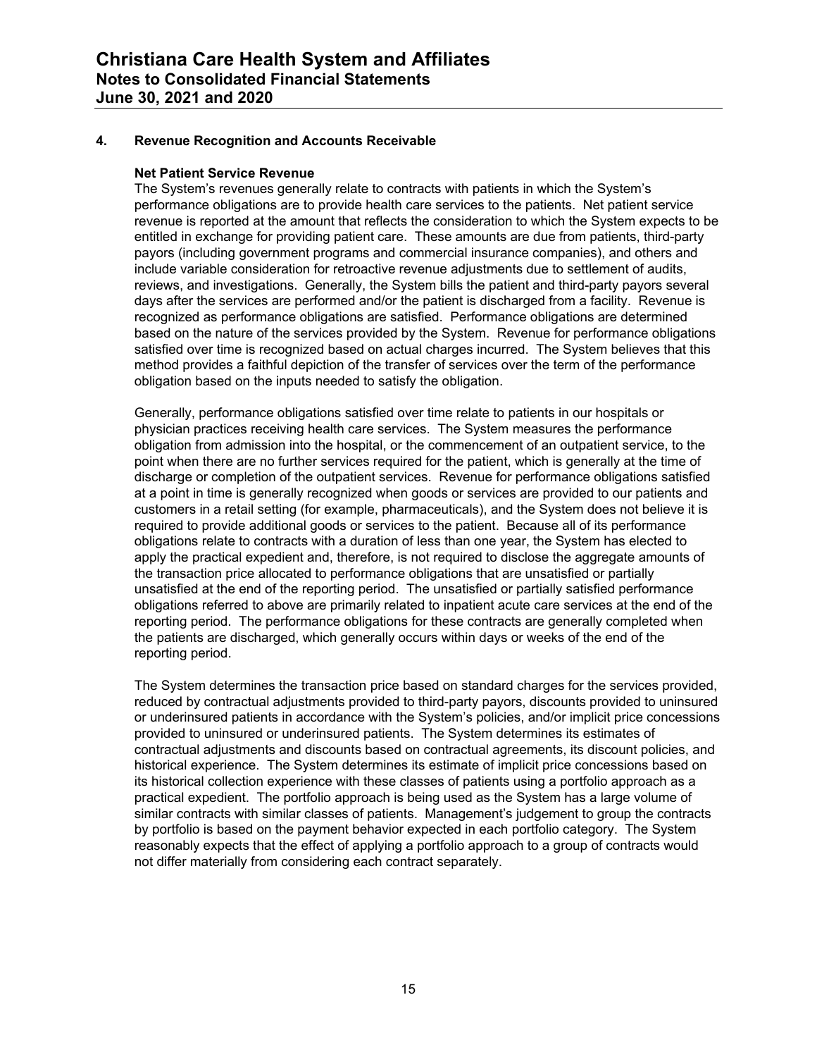## 4. Revenue Recognition and Accounts Receivable

### Net Patient Service Revenue

The System's revenues generally relate to contracts with patients in which the System's performance obligations are to provide health care services to the patients. Net patient service revenue is reported at the amount that reflects the consideration to which the System expects to be entitled in exchange for providing patient care. These amounts are due from patients, third-party payors (including government programs and commercial insurance companies), and others and include variable consideration for retroactive revenue adjustments due to settlement of audits, reviews, and investigations. Generally, the System bills the patient and third-party payors several days after the services are performed and/or the patient is discharged from a facility. Revenue is recognized as performance obligations are satisfied. Performance obligations are determined based on the nature of the services provided by the System. Revenue for performance obligations satisfied over time is recognized based on actual charges incurred. The System believes that this method provides a faithful depiction of the transfer of services over the term of the performance obligation based on the inputs needed to satisfy the obligation.

Generally, performance obligations satisfied over time relate to patients in our hospitals or physician practices receiving health care services. The System measures the performance obligation from admission into the hospital, or the commencement of an outpatient service, to the point when there are no further services required for the patient, which is generally at the time of discharge or completion of the outpatient services. Revenue for performance obligations satisfied at a point in time is generally recognized when goods or services are provided to our patients and customers in a retail setting (for example, pharmaceuticals), and the System does not believe it is required to provide additional goods or services to the patient. Because all of its performance obligations relate to contracts with a duration of less than one year, the System has elected to apply the practical expedient and, therefore, is not required to disclose the aggregate amounts of the transaction price allocated to performance obligations that are unsatisfied or partially unsatisfied at the end of the reporting period. The unsatisfied or partially satisfied performance obligations referred to above are primarily related to inpatient acute care services at the end of the reporting period. The performance obligations for these contracts are generally completed when the patients are discharged, which generally occurs within days or weeks of the end of the reporting period.

The System determines the transaction price based on standard charges for the services provided, reduced by contractual adjustments provided to third-party payors, discounts provided to uninsured or underinsured patients in accordance with the System's policies, and/or implicit price concessions provided to uninsured or underinsured patients. The System determines its estimates of contractual adjustments and discounts based on contractual agreements, its discount policies, and historical experience. The System determines its estimate of implicit price concessions based on its historical collection experience with these classes of patients using a portfolio approach as a practical expedient. The portfolio approach is being used as the System has a large volume of similar contracts with similar classes of patients. Management's judgement to group the contracts by portfolio is based on the payment behavior expected in each portfolio category. The System reasonably expects that the effect of applying a portfolio approach to a group of contracts would not differ materially from considering each contract separately.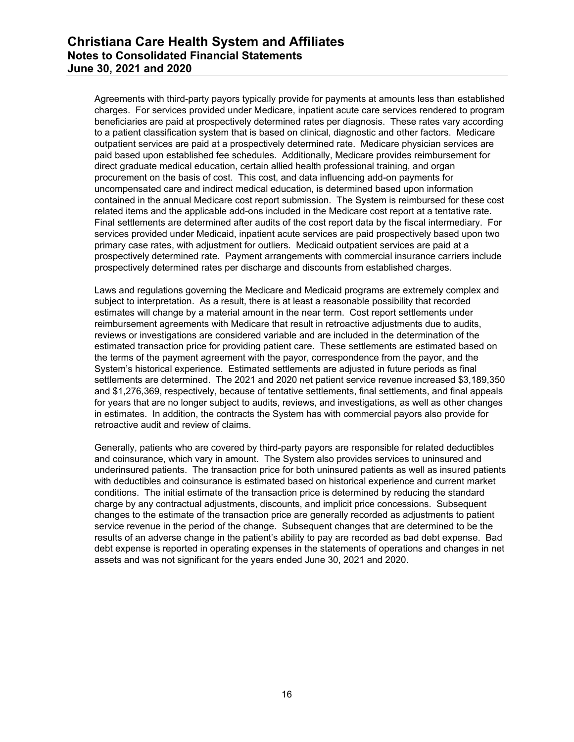Agreements with third-party payors typically provide for payments at amounts less than established charges. For services provided under Medicare, inpatient acute care services rendered to program beneficiaries are paid at prospectively determined rates per diagnosis. These rates vary according to a patient classification system that is based on clinical, diagnostic and other factors. Medicare outpatient services are paid at a prospectively determined rate. Medicare physician services are paid based upon established fee schedules. Additionally, Medicare provides reimbursement for direct graduate medical education, certain allied health professional training, and organ procurement on the basis of cost. This cost, and data influencing add-on payments for uncompensated care and indirect medical education, is determined based upon information contained in the annual Medicare cost report submission. The System is reimbursed for these cost related items and the applicable add-ons included in the Medicare cost report at a tentative rate. Final settlements are determined after audits of the cost report data by the fiscal intermediary. For services provided under Medicaid, inpatient acute services are paid prospectively based upon two primary case rates, with adjustment for outliers. Medicaid outpatient services are paid at a prospectively determined rate. Payment arrangements with commercial insurance carriers include prospectively determined rates per discharge and discounts from established charges.

Laws and regulations governing the Medicare and Medicaid programs are extremely complex and subject to interpretation. As a result, there is at least a reasonable possibility that recorded estimates will change by a material amount in the near term. Cost report settlements under reimbursement agreements with Medicare that result in retroactive adjustments due to audits, reviews or investigations are considered variable and are included in the determination of the estimated transaction price for providing patient care. These settlements are estimated based on the terms of the payment agreement with the payor, correspondence from the payor, and the System's historical experience. Estimated settlements are adjusted in future periods as final settlements are determined. The 2021 and 2020 net patient service revenue increased $3,189,350 and $1,276,369, respectively, because of tentative settlements, final settlements, and final appeals for years that are no longer subject to audits, reviews, and investigations, as well as other changes in estimates. In addition, the contracts the System has with commercial payors also provide for retroactive audit and review of claims.

Generally, patients who are covered by third-party payors are responsible for related deductibles and coinsurance, which vary in amount. The System also provides services to uninsured and underinsured patients. The transaction price for both uninsured patients as well as insured patients with deductibles and coinsurance is estimated based on historical experience and current market conditions. The initial estimate of the transaction price is determined by reducing the standard charge by any contractual adjustments, discounts, and implicit price concessions. Subsequent changes to the estimate of the transaction price are generally recorded as adjustments to patient service revenue in the period of the change. Subsequent changes that are determined to be the results of an adverse change in the patient's ability to pay are recorded as bad debt expense. Bad debt expense is reported in operating expenses in the statements of operations and changes in net assets and was not significant for the years ended June 30, 2021 and 2020.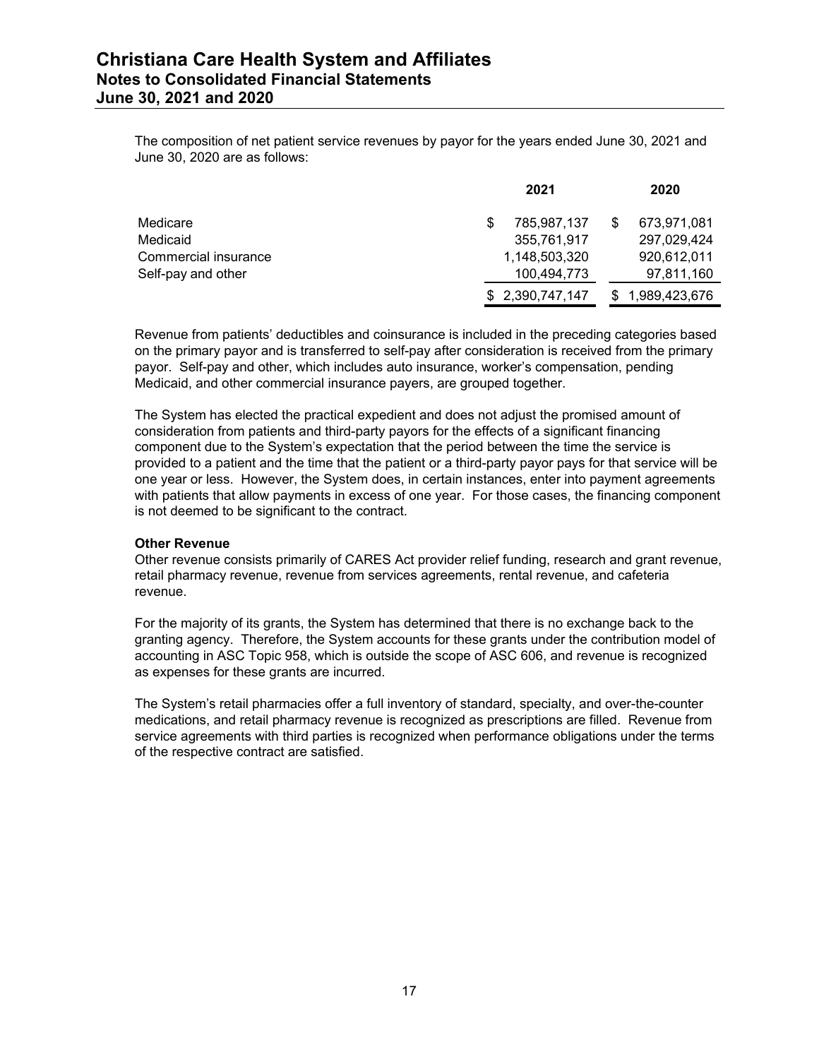The composition of net patient service revenues by payor for the years ended June 30, 2021 and June 30, 2020 are as follows:

| | 2021 | 2020 |
|---|---|---|
| Medicare | $ 785,987,137 | $ 673,971,081 |
| Medicaid | 355,761,917 | 297,029,424 |
| Commercial insurance | 1,148,503,320 | 920,612,011 |
| Self-pay and other | 100,494,773 | 97,811,160 |
| | $ 2,390,747,147 | $ 1,989,423,676 |

Revenue from patients' deductibles and coinsurance is included in the preceding categories based on the primary payor and is transferred to self-pay after consideration is received from the primary payor. Self-pay and other, which includes auto insurance, worker's compensation, pending Medicaid, and other commercial insurance payers, are grouped together.

The System has elected the practical expedient and does not adjust the promised amount of consideration from patients and third-party payors for the effects of a significant financing component due to the System's expectation that the period between the time the service is provided to a patient and the time that the patient or a third-party payor pays for that service will be one year or less. However, the System does, in certain instances, enter into payment agreements with patients that allow payments in excess of one year. For those cases, the financing component is not deemed to be significant to the contract.

**Other Revenue**

Other revenue consists primarily of CARES Act provider relief funding, research and grant revenue, retail pharmacy revenue, revenue from services agreements, rental revenue, and cafeteria revenue.

For the majority of its grants, the System has determined that there is no exchange back to the granting agency. Therefore, the System accounts for these grants under the contribution model of accounting in ASC Topic 958, which is outside the scope of ASC 606, and revenue is recognized as expenses for these grants are incurred.

The System's retail pharmacies offer a full inventory of standard, specialty, and over-the-counter medications, and retail pharmacy revenue is recognized as prescriptions are filled. Revenue from service agreements with third parties is recognized when performance obligations under the terms of the respective contract are satisfied.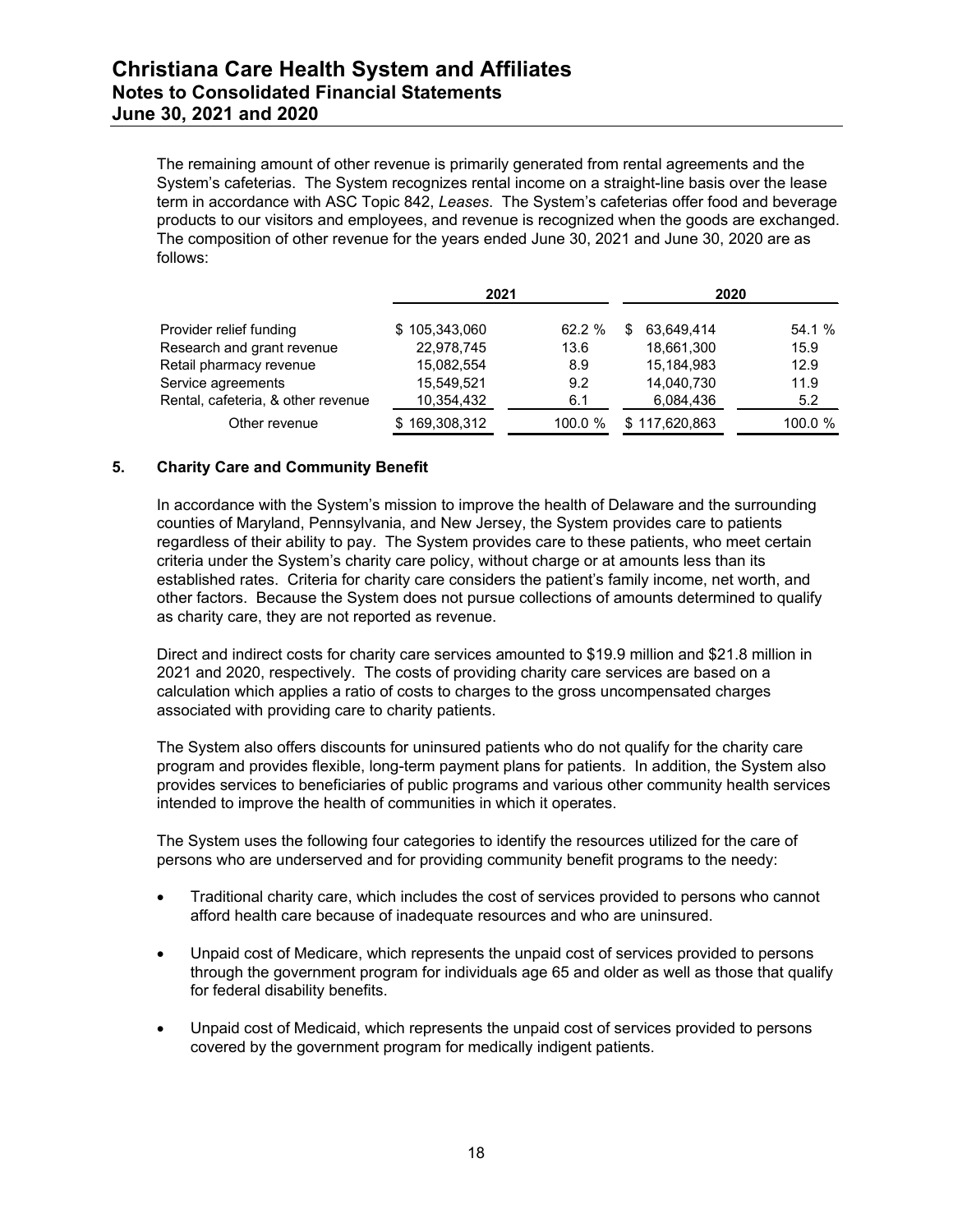The remaining amount of other revenue is primarily generated from rental agreements and the System's cafeterias. The System recognizes rental income on a straight-line basis over the lease term in accordance with ASC Topic 842, *Leases*. The System's cafeterias offer food and beverage products to our visitors and employees, and revenue is recognized when the goods are exchanged. The composition of other revenue for the years ended June 30, 2021 and June 30, 2020 are as follows:

| | 2021 | | 2020 | |
|---|---|---|---|---|
| Provider relief funding | $ 105,343,060 | 62.2 % | $ 63,649,414 | 54.1 % |
| Research and grant revenue | 22,978,745 | 13.6 | 18,661,300 | 15.9 |
| Retail pharmacy revenue | 15,082,554 | 8.9 | 15,184,983 | 12.9 |
| Service agreements | 15,549,521 | 9.2 | 14,040,730 | 11.9 |
| Rental, cafeteria, & other revenue | 10,354,432 | 6.1 | 6,084,436 | 5.2 |
| Other revenue | $ 169,308,312 | 100.0 % | $ 117,620,863 | 100.0 % |

## 5. Charity Care and Community Benefit

In accordance with the System's mission to improve the health of Delaware and the surrounding counties of Maryland, Pennsylvania, and New Jersey, the System provides care to patients regardless of their ability to pay. The System provides care to these patients, who meet certain criteria under the System's charity care policy, without charge or at amounts less than its established rates. Criteria for charity care considers the patient's family income, net worth, and other factors. Because the System does not pursue collections of amounts determined to qualify as charity care, they are not reported as revenue.

Direct and indirect costs for charity care services amounted to $19.9 million and $21.8 million in 2021 and 2020, respectively. The costs of providing charity care services are based on a calculation which applies a ratio of costs to charges to the gross uncompensated charges associated with providing care to charity patients.

The System also offers discounts for uninsured patients who do not qualify for the charity care program and provides flexible, long-term payment plans for patients. In addition, the System also provides services to beneficiaries of public programs and various other community health services intended to improve the health of communities in which it operates.

The System uses the following four categories to identify the resources utilized for the care of persons who are underserved and for providing community benefit programs to the needy:

- Traditional charity care, which includes the cost of services provided to persons who cannot afford health care because of inadequate resources and who are uninsured.
- Unpaid cost of Medicare, which represents the unpaid cost of services provided to persons through the government program for individuals age 65 and older as well as those that qualify for federal disability benefits.
- Unpaid cost of Medicaid, which represents the unpaid cost of services provided to persons covered by the government program for medically indigent patients.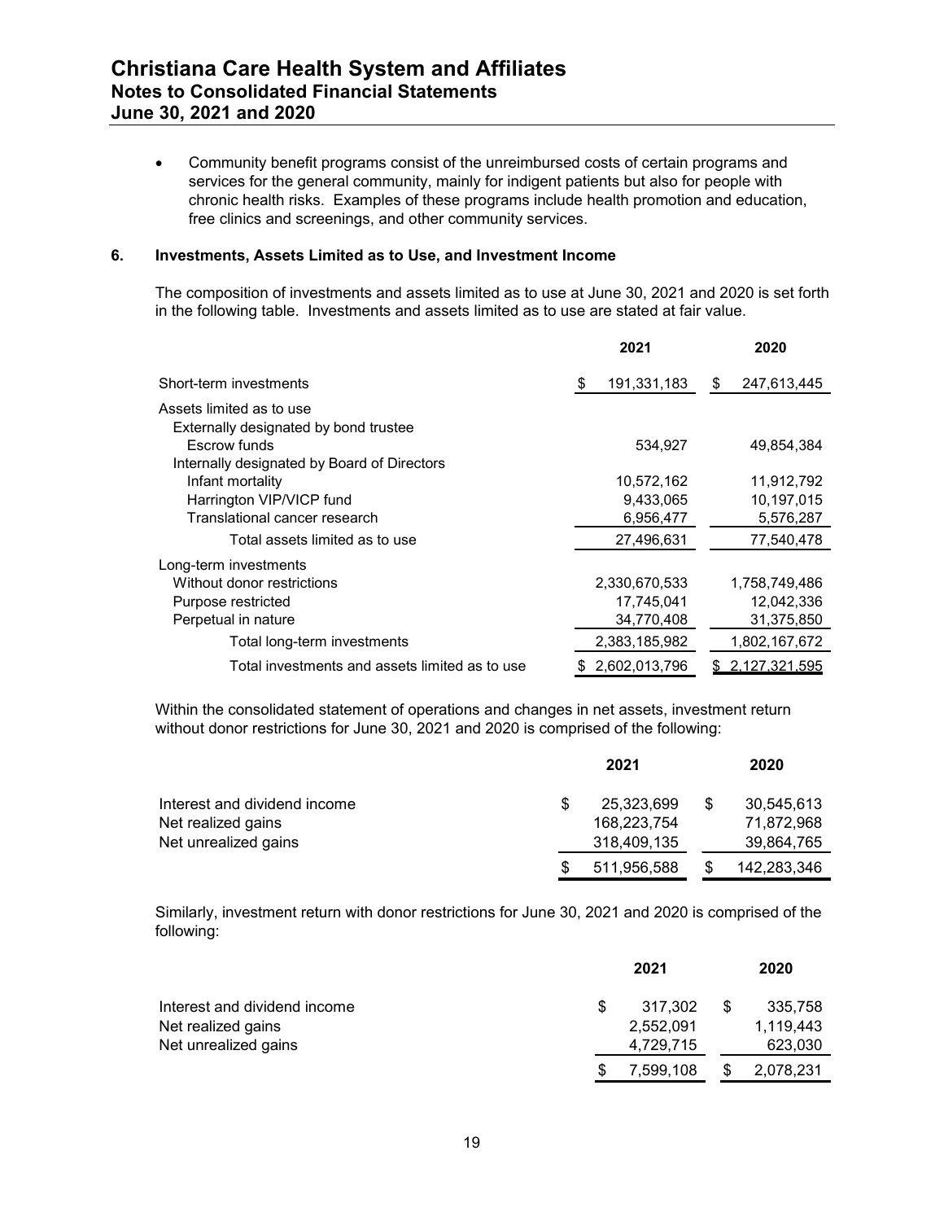- Community benefit programs consist of the unreimbursed costs of certain programs and services for the general community, mainly for indigent patients but also for people with chronic health risks. Examples of these programs include health promotion and education, free clinics and screenings, and other community services.

## 6. Investments, Assets Limited as to Use, and Investment Income

The composition of investments and assets limited as to use at June 30, 2021 and 2020 is set forth in the following table. Investments and assets limited as to use are stated at fair value.

| | 2021 | 2020 |
|---|---|---|
| Short-term investments | $ 191,331,183 | $ 247,613,445 |
| Assets limited as to use | | |
| Externally designated by bond trustee | | |
| Escrow funds | 534,927 | 49,854,384 |
| Internally designated by Board of Directors | | |
| Infant mortality | 10,572,162 | 11,912,792 |
| Harrington VIP/VICP fund | 9,433,065 | 10,197,015 |
| Translational cancer research | 6,956,477 | 5,576,287 |
| Total assets limited as to use | 27,496,631 | 77,540,478 |
| Long-term investments | | |
| Without donor restrictions | 2,330,670,533 | 1,758,749,486 |
| Purpose restricted | 17,745,041 | 12,042,336 |
| Perpetual in nature | 34,770,408 | 31,375,850 |
| Total long-term investments | 2,383,185,982 | 1,802,167,672 |
| Total investments and assets limited as to use | $ 2,602,013,796 | $ 2,127,321,595 |

Within the consolidated statement of operations and changes in net assets, investment return without donor restrictions for June 30, 2021 and 2020 is comprised of the following:

| | 2021 | 2020 |
|---|---|---|
| Interest and dividend income | $ 25,323,699 | $ 30,545,613 |
| Net realized gains | 168,223,754 | 71,872,968 |
| Net unrealized gains | 318,409,135 | 39,864,765 |
| | $ 511,956,588 | $ 142,283,346 |

Similarly, investment return with donor restrictions for June 30, 2021 and 2020 is comprised of the following:

| | 2021 | 2020 |
|---|---|---|
| Interest and dividend income | $ 317,302 | $ 335,758 |
| Net realized gains | 2,552,091 | 1,119,443 |
| Net unrealized gains | 4,729,715 | 623,030 |
| | $ 7,599,108 | $ 2,078,231 |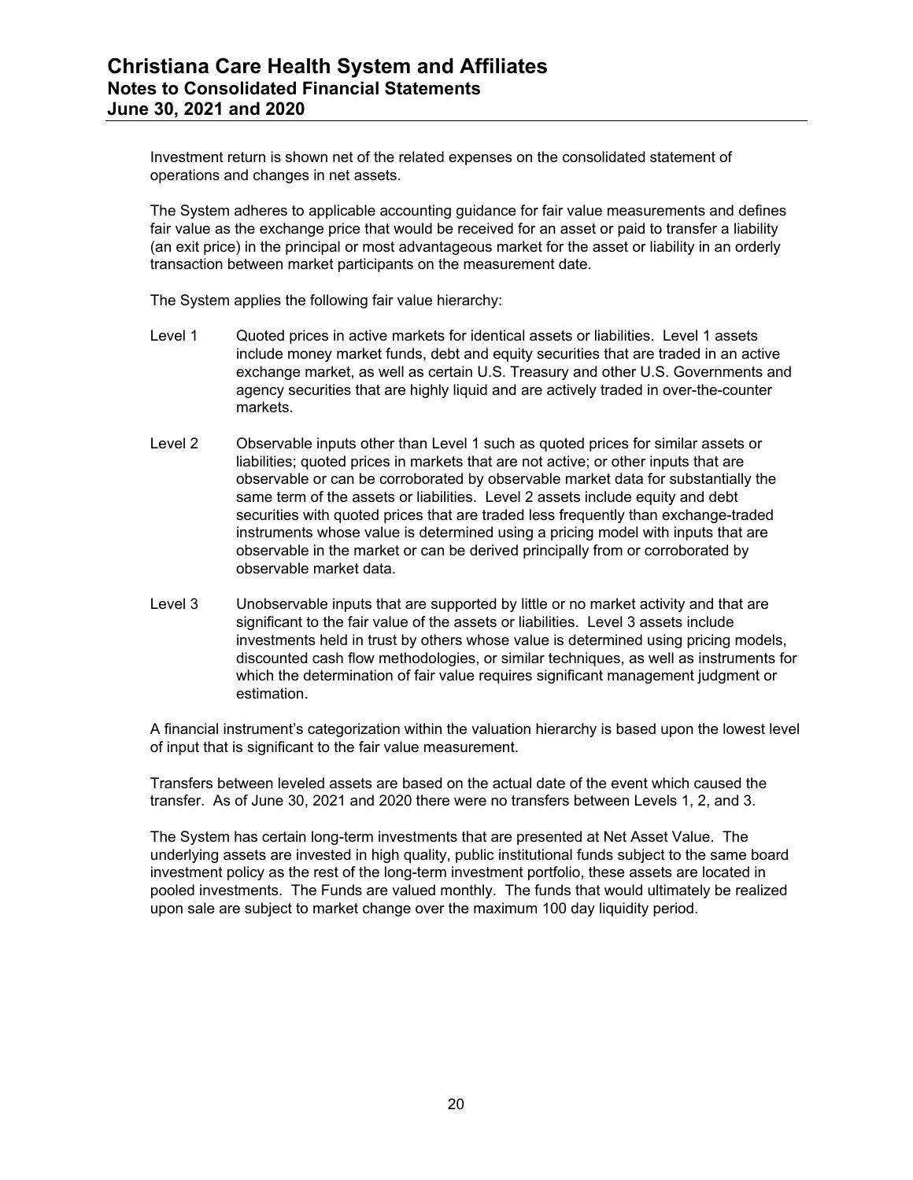Investment return is shown net of the related expenses on the consolidated statement of operations and changes in net assets.

The System adheres to applicable accounting guidance for fair value measurements and defines fair value as the exchange price that would be received for an asset or paid to transfer a liability (an exit price) in the principal or most advantageous market for the asset or liability in an orderly transaction between market participants on the measurement date.

The System applies the following fair value hierarchy:

- Level 1 Quoted prices in active markets for identical assets or liabilities. Level 1 assets include money market funds, debt and equity securities that are traded in an active exchange market, as well as certain U.S. Treasury and other U.S. Governments and agency securities that are highly liquid and are actively traded in over-the-counter markets.

- Level 2 Observable inputs other than Level 1 such as quoted prices for similar assets or liabilities; quoted prices in markets that are not active; or other inputs that are observable or can be corroborated by observable market data for substantially the same term of the assets or liabilities. Level 2 assets include equity and debt securities with quoted prices that are traded less frequently than exchange-traded instruments whose value is determined using a pricing model with inputs that are observable in the market or can be derived principally from or corroborated by observable market data.

- Level 3 Unobservable inputs that are supported by little or no market activity and that are significant to the fair value of the assets or liabilities. Level 3 assets include investments held in trust by others whose value is determined using pricing models, discounted cash flow methodologies, or similar techniques, as well as instruments for which the determination of fair value requires significant management judgment or estimation.

A financial instrument's categorization within the valuation hierarchy is based upon the lowest level of input that is significant to the fair value measurement.

Transfers between leveled assets are based on the actual date of the event which caused the transfer. As of June 30, 2021 and 2020 there were no transfers between Levels 1, 2, and 3.

The System has certain long-term investments that are presented at Net Asset Value. The underlying assets are invested in high quality, public institutional funds subject to the same board investment policy as the rest of the long-term investment portfolio, these assets are located in pooled investments. The Funds are valued monthly. The funds that would ultimately be realized upon sale are subject to market change over the maximum 100 day liquidity period.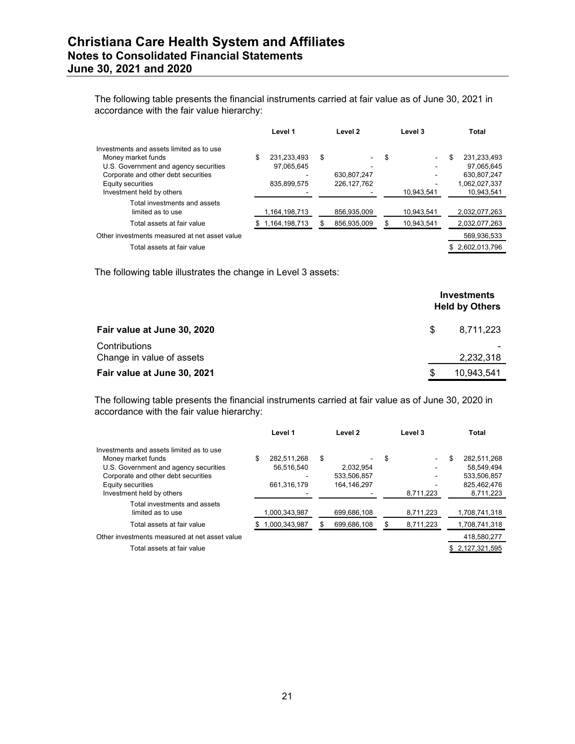The following table presents the financial instruments carried at fair value as of June 30, 2021 in accordance with the fair value hierarchy:

| | Level 1 | Level 2 | Level 3 | Total |
|---|---|---|---|---|
| Investments and assets limited as to use | | | | |
| Money market funds | $ 231,233,493 | $ - | $ - | $ 231,233,493 |
| U.S. Government and agency securities | 97,065,645 | - | - | 97,065,645 |
| Corporate and other debt securities | - | 630,807,247 | - | 630,807,247 |
| Equity securities | 835,899,575 | 226,127,762 | - | 1,062,027,337 |
| Investment held by others | - | - | 10,943,541 | 10,943,541 |
| Total investments and assets limited as to use | 1,164,198,713 | 856,935,009 | 10,943,541 | 2,032,077,263 |
| Total assets at fair value | $ 1,164,198,713 | $ 856,935,009 | $ 10,943,541 | 2,032,077,263 |
| Other investments measured at net asset value | | | | 569,936,533 |
| Total assets at fair value | | | | $ 2,602,013,796 |

The following table illustrates the change in Level 3 assets:

| | Investments Held by Others |
|---|---|
| **Fair value at June 30, 2020** | $ 8,711,223 |
| Contributions | - |
| Change in value of assets | 2,232,318 |
| **Fair value at June 30, 2021** | $ 10,943,541 |

The following table presents the financial instruments carried at fair value as of June 30, 2020 in accordance with the fair value hierarchy:

| | Level 1 | Level 2 | Level 3 | Total |
|---|---|---|---|---|
| Investments and assets limited as to use | | | | |
| Money market funds | $ 282,511,268 | $ - | $ - | $ 282,511,268 |
| U.S. Government and agency securities | 56,516,540 | 2,032,954 | - | 58,549,494 |
| Corporate and other debt securities | - | 533,506,857 | - | 533,506,857 |
| Equity securities | 661,316,179 | 164,146,297 | - | 825,462,476 |
| Investment held by others | - | - | 8,711,223 | 8,711,223 |
| Total investments and assets limited as to use | 1,000,343,987 | 699,686,108 | 8,711,223 | 1,708,741,318 |
| Total assets at fair value | $ 1,000,343,987 | $ 699,686,108 | $ 8,711,223 | 1,708,741,318 |
| Other investments measured at net asset value | | | | 418,580,277 |
| Total assets at fair value | | | | $ 2,127,321,595 |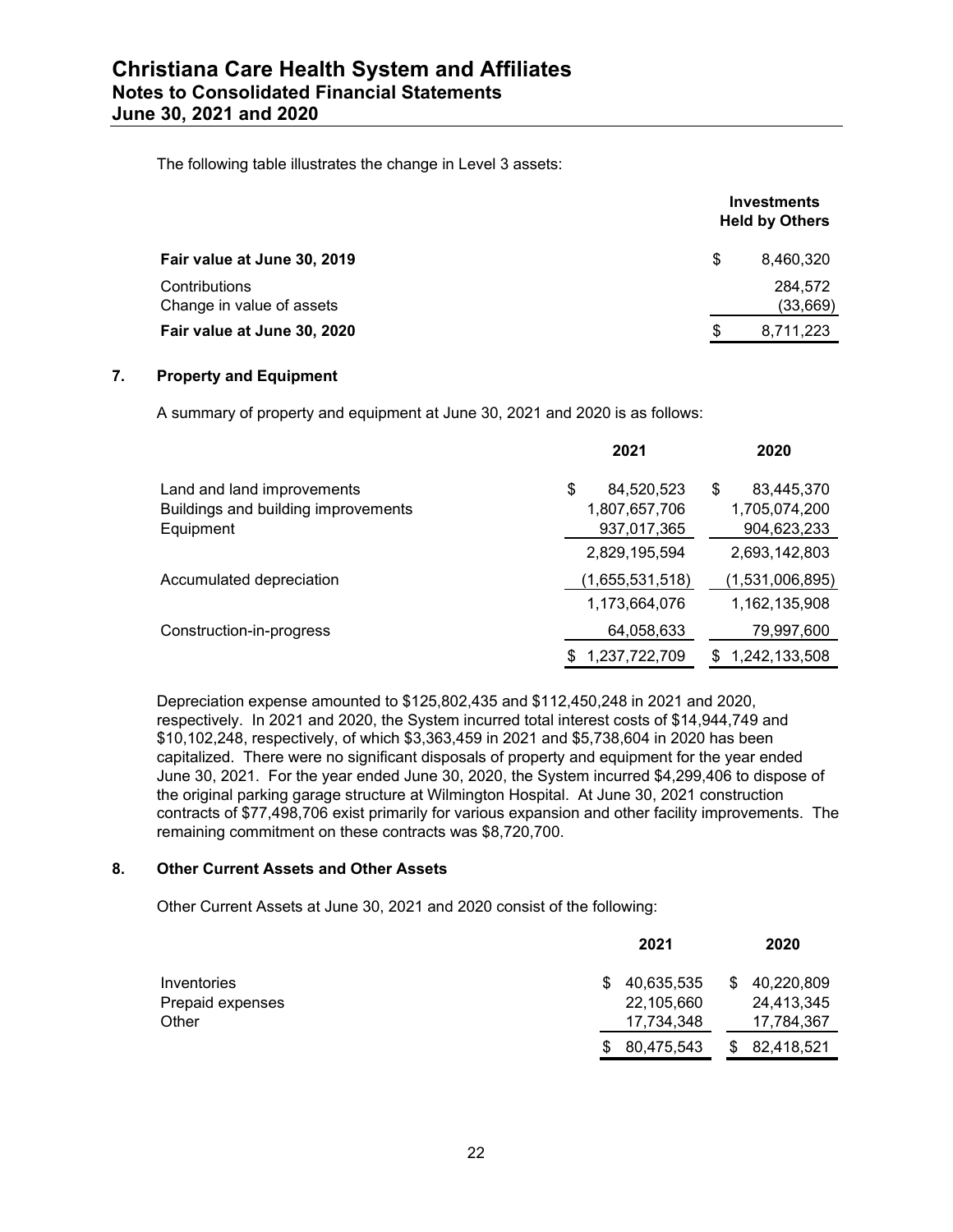The following table illustrates the change in Level 3 assets:

| | Investments Held by Others |
|---|---|
| **Fair value at June 30, 2019** | $ 8,460,320 |
| Contributions | 284,572 |
| Change in value of assets | (33,669) |
| **Fair value at June 30, 2020** | $ 8,711,223 |

## 7. Property and Equipment

A summary of property and equipment at June 30, 2021 and 2020 is as follows:

| | 2021 | 2020 |
|---|---|---|
| Land and land improvements | $ 84,520,523 | $ 83,445,370 |
| Buildings and building improvements | 1,807,657,706 | 1,705,074,200 |
| Equipment | 937,017,365 | 904,623,233 |
| | 2,829,195,594 | 2,693,142,803 |
| Accumulated depreciation | (1,655,531,518) | (1,531,006,895) |
| | 1,173,664,076 | 1,162,135,908 |
| Construction-in-progress | 64,058,633 | 79,997,600 |
| | $ 1,237,722,709 | $ 1,242,133,508 |

Depreciation expense amounted to $125,802,435 and $112,450,248 in 2021 and 2020, respectively. In 2021 and 2020, the System incurred total interest costs of $14,944,749 and $10,102,248, respectively, of which $3,363,459 in 2021 and $5,738,604 in 2020 has been capitalized. There were no significant disposals of property and equipment for the year ended June 30, 2021. For the year ended June 30, 2020, the System incurred $4,299,406 to dispose of the original parking garage structure at Wilmington Hospital. At June 30, 2021 construction contracts of $77,498,706 exist primarily for various expansion and other facility improvements. The remaining commitment on these contracts was $8,720,700.

## 8. Other Current Assets and Other Assets

Other Current Assets at June 30, 2021 and 2020 consist of the following:

| | 2021 | 2020 |
|---|---|---|
| Inventories | $ 40,635,535 | $ 40,220,809 |
| Prepaid expenses | 22,105,660 | 24,413,345 |
| Other | 17,734,348 | 17,784,367 |
| | $ 80,475,543 | $ 82,418,521 |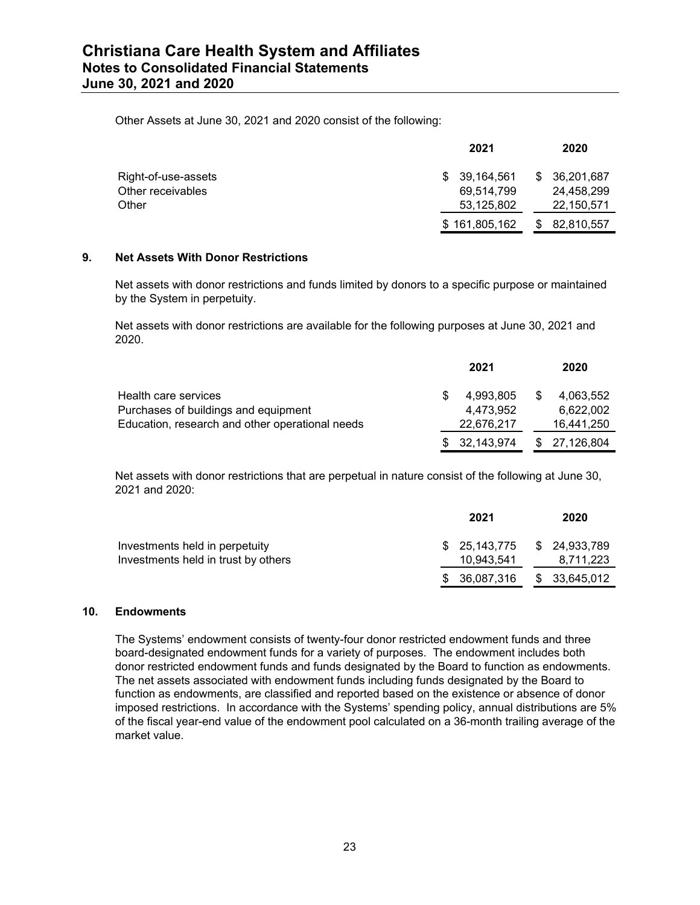Other Assets at June 30, 2021 and 2020 consist of the following:

| | 2021 | 2020 |
|---|---|---|
| Right-of-use-assets | $ 39,164,561 | $ 36,201,687 |
| Other receivables | 69,514,799 | 24,458,299 |
| Other | 53,125,802 | 22,150,571 |
| | $ 161,805,162 | $ 82,810,557 |

## 9. Net Assets With Donor Restrictions

Net assets with donor restrictions and funds limited by donors to a specific purpose or maintained by the System in perpetuity.

Net assets with donor restrictions are available for the following purposes at June 30, 2021 and 2020.

| | 2021 | 2020 |
|---|---|---|
| Health care services | $ 4,993,805 | $ 4,063,552 |
| Purchases of buildings and equipment | 4,473,952 | 6,622,002 |
| Education, research and other operational needs | 22,676,217 | 16,441,250 |
| | $ 32,143,974 | $ 27,126,804 |

Net assets with donor restrictions that are perpetual in nature consist of the following at June 30, 2021 and 2020:

| | 2021 | 2020 |
|---|---|---|
| Investments held in perpetuity | $ 25,143,775 | $ 24,933,789 |
| Investments held in trust by others | 10,943,541 | 8,711,223 |
| | $ 36,087,316 | $ 33,645,012 |

## 10. Endowments

The Systems' endowment consists of twenty-four donor restricted endowment funds and three board-designated endowment funds for a variety of purposes. The endowment includes both donor restricted endowment funds and funds designated by the Board to function as endowments. The net assets associated with endowment funds including funds designated by the Board to function as endowments, are classified and reported based on the existence or absence of donor imposed restrictions. In accordance with the Systems' spending policy, annual distributions are 5% of the fiscal year-end value of the endowment pool calculated on a 36-month trailing average of the market value.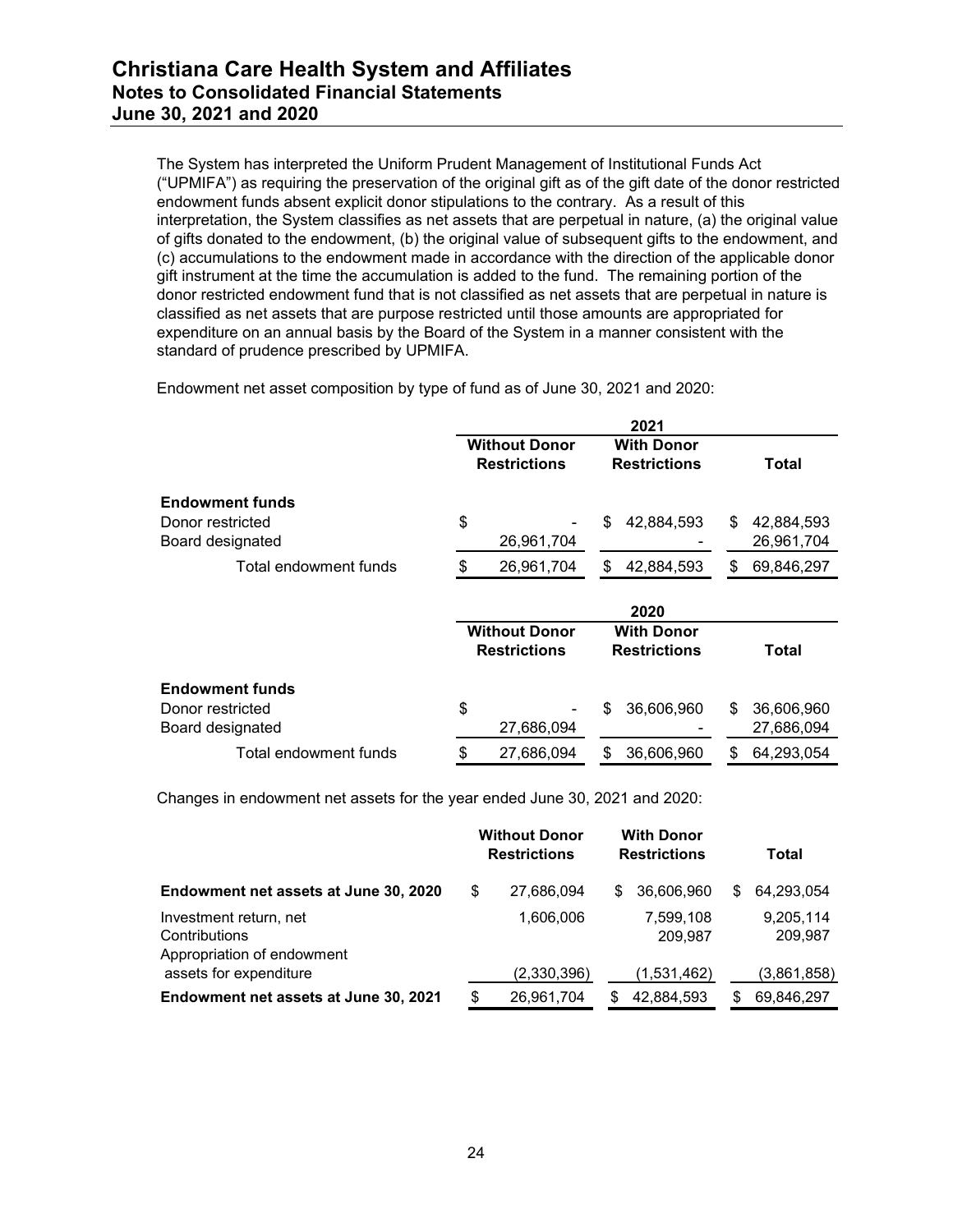The System has interpreted the Uniform Prudent Management of Institutional Funds Act ("UPMIFA") as requiring the preservation of the original gift as of the gift date of the donor restricted endowment funds absent explicit donor stipulations to the contrary. As a result of this interpretation, the System classifies as net assets that are perpetual in nature, (a) the original value of gifts donated to the endowment, (b) the original value of subsequent gifts to the endowment, and (c) accumulations to the endowment made in accordance with the direction of the applicable donor gift instrument at the time the accumulation is added to the fund. The remaining portion of the donor restricted endowment fund that is not classified as net assets that are perpetual in nature is classified as net assets that are purpose restricted until those amounts are appropriated for expenditure on an annual basis by the Board of the System in a manner consistent with the standard of prudence prescribed by UPMIFA.

Endowment net asset composition by type of fund as of June 30, 2021 and 2020:

| | 2021 | | |
|---|---|---|---|
| | Without Donor Restrictions | With Donor Restrictions | Total |
| **Endowment funds** | | | |
| Donor restricted | $ - | $ 42,884,593 | $ 42,884,593 |
| Board designated | 26,961,704 | - | 26,961,704 |
| Total endowment funds | $ 26,961,704 | $ 42,884,593 | $ 69,846,297 |

| | 2020 | | |
|---|---|---|---|
| | Without Donor Restrictions | With Donor Restrictions | Total |
| **Endowment funds** | | | |
| Donor restricted | $ - | $ 36,606,960 | $ 36,606,960 |
| Board designated | 27,686,094 | - | 27,686,094 |
| Total endowment funds | $ 27,686,094 | $ 36,606,960 | $ 64,293,054 |

Changes in endowment net assets for the year ended June 30, 2021 and 2020:

| | Without Donor Restrictions | With Donor Restrictions | Total |
|---|---|---|---|
| **Endowment net assets at June 30, 2020** | $ 27,686,094 | $ 36,606,960 | $ 64,293,054 |
| Investment return, net | 1,606,006 | 7,599,108 | 9,205,114 |
| Contributions | | 209,987 | 209,987 |
| Appropriation of endowment assets for expenditure | (2,330,396) | (1,531,462) | (3,861,858) |
| **Endowment net assets at June 30, 2021** | $ 26,961,704 | $ 42,884,593 | $ 69,846,297 |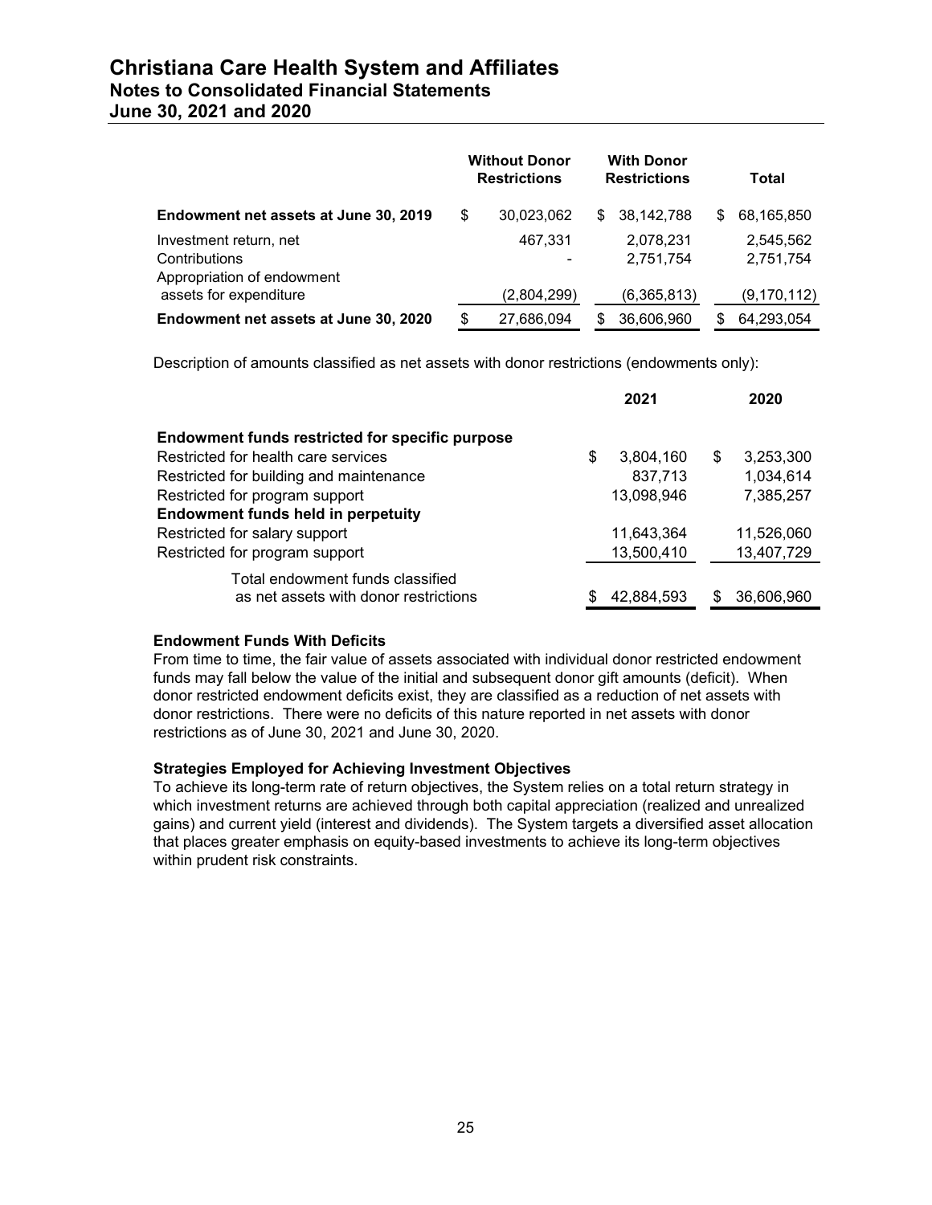| | Without Donor Restrictions | With Donor Restrictions | Total |
|---|---|---|---|
| **Endowment net assets at June 30, 2019** | $ 30,023,062 | $ 38,142,788 | $ 68,165,850 |
| Investment return, net | 467,331 | 2,078,231 | 2,545,562 |
| Contributions | - | 2,751,754 | 2,751,754 |
| Appropriation of endowment assets for expenditure | (2,804,299) | (6,365,813) | (9,170,112) |
| **Endowment net assets at June 30, 2020** | $ 27,686,094 | $ 36,606,960 | $ 64,293,054 |

Description of amounts classified as net assets with donor restrictions (endowments only):

| | 2021 | 2020 |
|---|---|---|
| **Endowment funds restricted for specific purpose** | | |
| Restricted for health care services | $ 3,804,160 | $ 3,253,300 |
| Restricted for building and maintenance | 837,713 | 1,034,614 |
| Restricted for program support | 13,098,946 | 7,385,257 |
| **Endowment funds held in perpetuity** | | |
| Restricted for salary support | 11,643,364 | 11,526,060 |
| Restricted for program support | 13,500,410 | 13,407,729 |
| Total endowment funds classified as net assets with donor restrictions | $ 42,884,593 | $ 36,606,960 |

**Endowment Funds With Deficits**

From time to time, the fair value of assets associated with individual donor restricted endowment funds may fall below the value of the initial and subsequent donor gift amounts (deficit). When donor restricted endowment deficits exist, they are classified as a reduction of net assets with donor restrictions. There were no deficits of this nature reported in net assets with donor restrictions as of June 30, 2021 and June 30, 2020.

**Strategies Employed for Achieving Investment Objectives**

To achieve its long-term rate of return objectives, the System relies on a total return strategy in which investment returns are achieved through both capital appreciation (realized and unrealized gains) and current yield (interest and dividends). The System targets a diversified asset allocation that places greater emphasis on equity-based investments to achieve its long-term objectives within prudent risk constraints.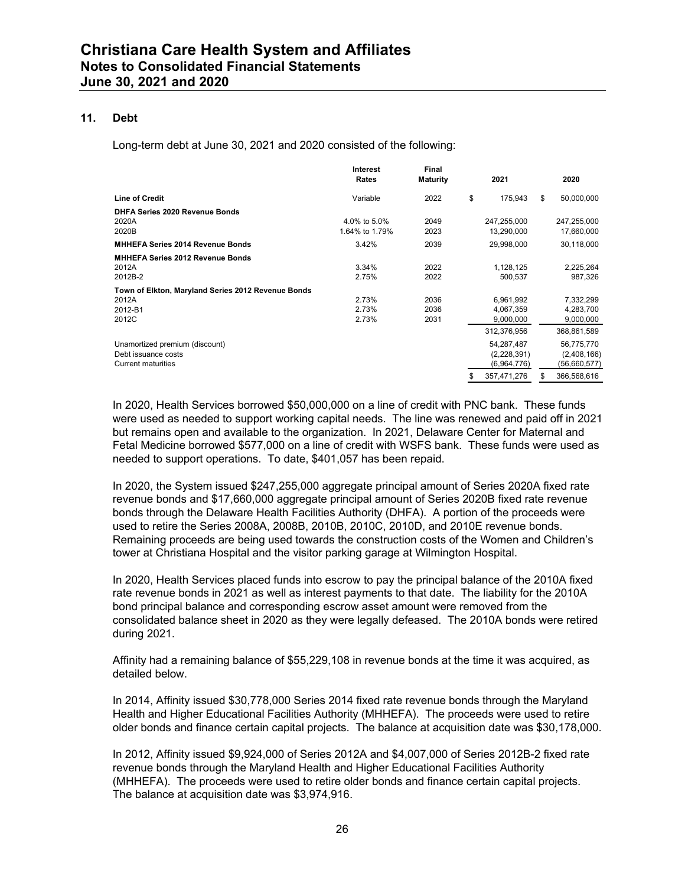## 11. Debt

Long-term debt at June 30, 2021 and 2020 consisted of the following:

| | Interest Rates | Final Maturity | 2021 | 2020 |
|---|---|---|---|---|
| **Line of Credit** | Variable | 2022 | $ 175,943 | $ 50,000,000 |
| **DHFA Series 2020 Revenue Bonds** | | | | |
| 2020A | 4.0% to 5.0% | 2049 | 247,255,000 | 247,255,000 |
| 2020B | 1.64% to 1.79% | 2023 | 13,290,000 | 17,660,000 |
| **MHHEFA Series 2014 Revenue Bonds** | 3.42% | 2039 | 29,998,000 | 30,118,000 |
| **MHHEFA Series 2012 Revenue Bonds** | | | | |
| 2012A | 3.34% | 2022 | 1,128,125 | 2,225,264 |
| 2012B-2 | 2.75% | 2022 | 500,537 | 987,326 |
| **Town of Elkton, Maryland Series 2012 Revenue Bonds** | | | | |
| 2012A | 2.73% | 2036 | 6,961,992 | 7,332,299 |
| 2012-B1 | 2.73% | 2036 | 4,067,359 | 4,283,700 |
| 2012C | 2.73% | 2031 | 9,000,000 | 9,000,000 |
| | | | 312,376,956 | 368,861,589 |
| Unamortized premium (discount) | | | 54,287,487 | 56,775,770 |
| Debt issuance costs | | | (2,228,391) | (2,408,166) |
| Current maturities | | | (6,964,776) | (56,660,577) |
| | | | $ 357,471,276 | $ 366,568,616 |

In 2020, Health Services borrowed $50,000,000 on a line of credit with PNC bank. These funds were used as needed to support working capital needs. The line was renewed and paid off in 2021 but remains open and available to the organization. In 2021, Delaware Center for Maternal and Fetal Medicine borrowed $577,000 on a line of credit with WSFS bank. These funds were used as needed to support operations. To date, $401,057 has been repaid.

In 2020, the System issued $247,255,000 aggregate principal amount of Series 2020A fixed rate revenue bonds and $17,660,000 aggregate principal amount of Series 2020B fixed rate revenue bonds through the Delaware Health Facilities Authority (DHFA). A portion of the proceeds were used to retire the Series 2008A, 2008B, 2010B, 2010C, 2010D, and 2010E revenue bonds. Remaining proceeds are being used towards the construction costs of the Women and Children's tower at Christiana Hospital and the visitor parking garage at Wilmington Hospital.

In 2020, Health Services placed funds into escrow to pay the principal balance of the 2010A fixed rate revenue bonds in 2021 as well as interest payments to that date. The liability for the 2010A bond principal balance and corresponding escrow asset amount were removed from the consolidated balance sheet in 2020 as they were legally defeased. The 2010A bonds were retired during 2021.

Affinity had a remaining balance of $55,229,108 in revenue bonds at the time it was acquired, as detailed below.

In 2014, Affinity issued $30,778,000 Series 2014 fixed rate revenue bonds through the Maryland Health and Higher Educational Facilities Authority (MHHEFA). The proceeds were used to retire older bonds and finance certain capital projects. The balance at acquisition date was $30,178,000.

In 2012, Affinity issued $9,924,000 of Series 2012A and $4,007,000 of Series 2012B-2 fixed rate revenue bonds through the Maryland Health and Higher Educational Facilities Authority (MHHEFA). The proceeds were used to retire older bonds and finance certain capital projects. The balance at acquisition date was $3,974,916.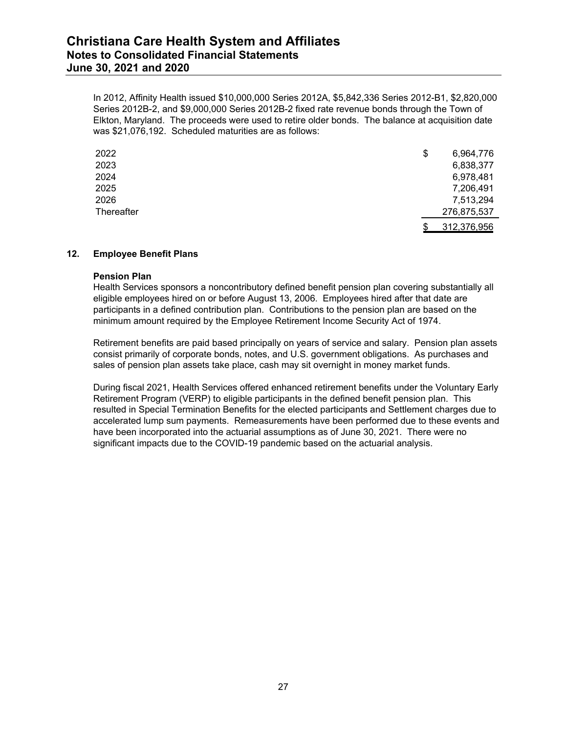In 2012, Affinity Health issued $10,000,000 Series 2012A, $5,842,336 Series 2012-B1, $2,820,000 Series 2012B-2, and $9,000,000 Series 2012B-2 fixed rate revenue bonds through the Town of Elkton, Maryland. The proceeds were used to retire older bonds. The balance at acquisition date was $21,076,192. Scheduled maturities are as follows:

| | |
|---|---|
| 2022 | $ 6,964,776 |
| 2023 | 6,838,377 |
| 2024 | 6,978,481 |
| 2025 | 7,206,491 |
| 2026 | 7,513,294 |
| Thereafter | 276,875,537 |
| | $ 312,376,956 |

## 12. Employee Benefit Plans

### Pension Plan

Health Services sponsors a noncontributory defined benefit pension plan covering substantially all eligible employees hired on or before August 13, 2006. Employees hired after that date are participants in a defined contribution plan. Contributions to the pension plan are based on the minimum amount required by the Employee Retirement Income Security Act of 1974.

Retirement benefits are paid based principally on years of service and salary. Pension plan assets consist primarily of corporate bonds, notes, and U.S. government obligations. As purchases and sales of pension plan assets take place, cash may sit overnight in money market funds.

During fiscal 2021, Health Services offered enhanced retirement benefits under the Voluntary Early Retirement Program (VERP) to eligible participants in the defined benefit pension plan. This resulted in Special Termination Benefits for the elected participants and Settlement charges due to accelerated lump sum payments. Remeasurements have been performed due to these events and have been incorporated into the actuarial assumptions as of June 30, 2021. There were no significant impacts due to the COVID-19 pandemic based on the actuarial analysis.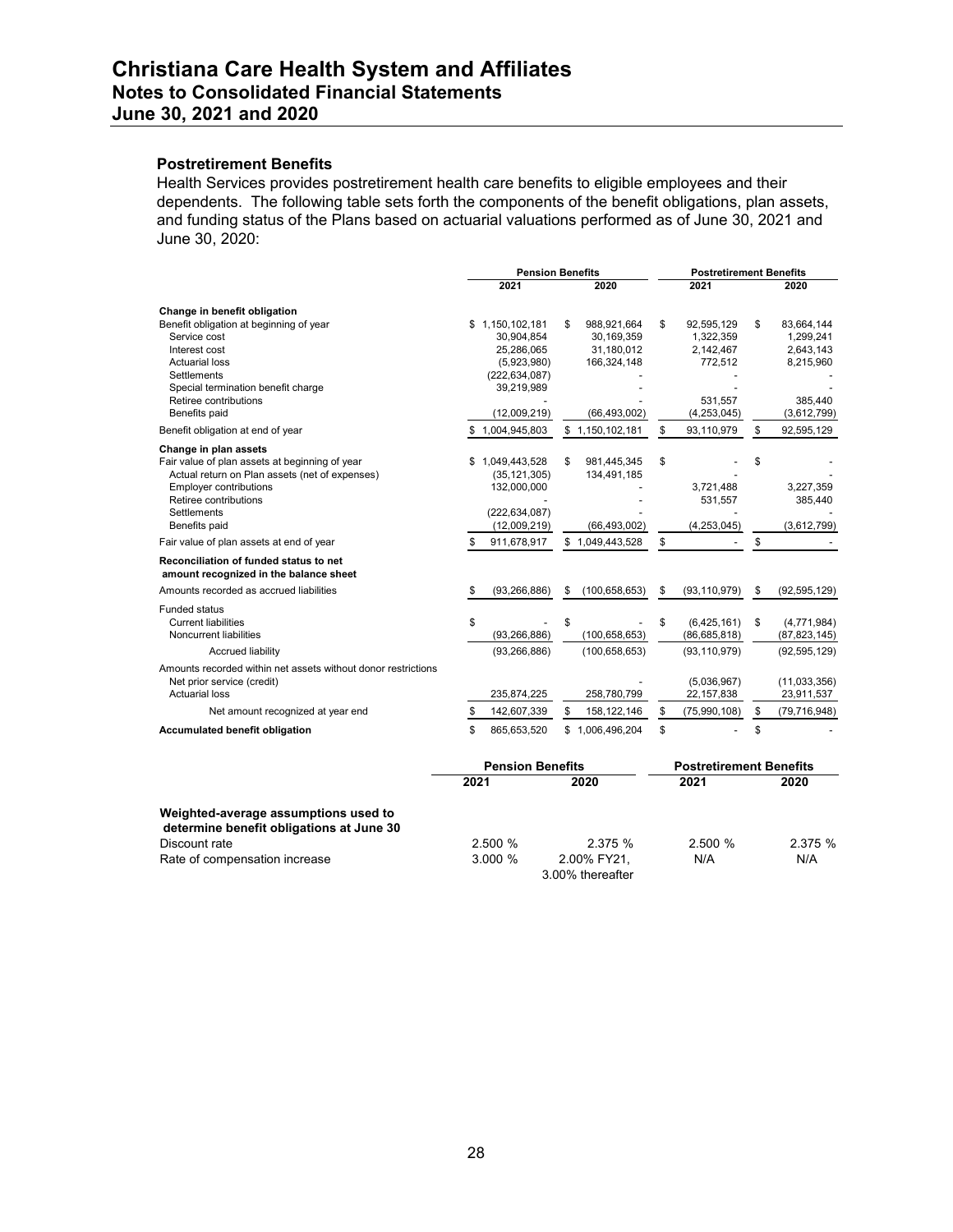### Postretirement Benefits

Health Services provides postretirement health care benefits to eligible employees and their dependents. The following table sets forth the components of the benefit obligations, plan assets, and funding status of the Plans based on actuarial valuations performed as of June 30, 2021 and June 30, 2020:

| | Pension Benefits | | Postretirement Benefits | |
|---|---|---|---|---|
| | 2021 | 2020 | 2021 | 2020 |
| **Change in benefit obligation** | | | | |
| Benefit obligation at beginning of year | $ 1,150,102,181 | $ 988,921,664 | $ 92,595,129 | $ 83,664,144 |
| Service cost | 30,904,854 | 30,169,359 | 1,322,359 | 1,299,241 |
| Interest cost | 25,286,065 | 31,180,012 | 2,142,467 | 2,643,143 |
| Actuarial loss | (5,923,980) | 166,324,148 | 772,512 | 8,215,960 |
| Settlements | (222,634,087) | - | - | - |
| Special termination benefit charge | 39,219,989 | - | - | - |
| Retiree contributions | - | - | 531,557 | 385,440 |
| Benefits paid | (12,009,219) | (66,493,002) | (4,253,045) | (3,612,799) |
| Benefit obligation at end of year | $ 1,004,945,803 | $ 1,150,102,181 | $ 93,110,979 | $ 92,595,129 |
| **Change in plan assets** | | | | |
| Fair value of plan assets at beginning of year | $ 1,049,443,528 | $ 981,445,345 | $ - | $ - |
| Actual return on Plan assets (net of expenses) | (35,121,305) | 134,491,185 | - | - |
| Employer contributions | 132,000,000 | - | 3,721,488 | 3,227,359 |
| Retiree contributions | - | - | 531,557 | 385,440 |
| Settlements | (222,634,087) | - | - | - |
| Benefits paid | (12,009,219) | (66,493,002) | (4,253,045) | (3,612,799) |
| Fair value of plan assets at end of year | $ 911,678,917 | $ 1,049,443,528 | $ - | $ - |
| **Reconciliation of funded status to net amount recognized in the balance sheet** | | | | |
| Amounts recorded as accrued liabilities | $ (93,266,886) | $ (100,658,653) | $ (93,110,979) | $ (92,595,129) |
| Funded status | | | | |
| Current liabilities | $ - | $ - | $ (6,425,161) | $ (4,771,984) |
| Noncurrent liabilities | (93,266,886) | (100,658,653) | (86,685,818) | (87,823,145) |
| Accrued liability | (93,266,886) | (100,658,653) | (93,110,979) | (92,595,129) |
| Amounts recorded within net assets without donor restrictions | | | | |
| Net prior service (credit) | | - | (5,036,967) | (11,033,356) |
| Actuarial loss | 235,874,225 | 258,780,799 | 22,157,838 | 23,911,537 |
| Net amount recognized at year end | $ 142,607,339 | $ 158,122,146 | $ (75,990,108) | $ (79,716,948) |
| **Accumulated benefit obligation** | $ 865,653,520 | $ 1,006,496,204 | $ - | $ - |

| | Pension Benefits | | Postretirement Benefits | |
|---|---|---|---|---|
| | 2021 | 2020 | 2021 | 2020 |
| **Weighted-average assumptions used to determine benefit obligations at June 30** | | | | |
| Discount rate | 2.500 % | 2.375 % | 2.500 % | 2.375 % |
| Rate of compensation increase | 3.000 % | 2.00% FY21, 3.00% thereafter | N/A | N/A |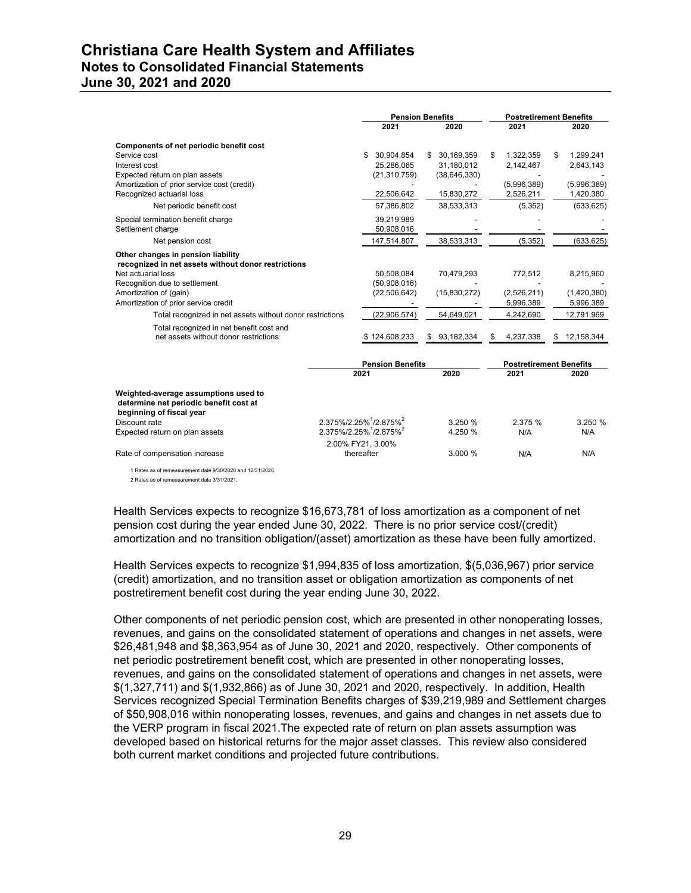|  | Pension Benefits |  | Postretirement Benefits |  |
| --- | --- | --- | --- | --- |
|  | 2021 | 2020 | 2021 | 2020 |
| **Components of net periodic benefit cost** |  |  |  |  |
| Service cost | $ 30,904,854 | $ 30,169,359 | $ 1,322,359 | $ 1,299,241 |
| Interest cost | 25,286,065 | 31,180,012 | 2,142,467 | 2,643,143 |
| Expected return on plan assets | (21,310,759) | (38,646,330) | - | - |
| Amortization of prior service cost (credit) | - | - | (5,996,389) | (5,996,389) |
| Recognized actuarial loss | 22,506,642 | 15,830,272 | 2,526,211 | 1,420,380 |
| Net periodic benefit cost | 57,386,802 | 38,533,313 | (5,352) | (633,625) |
| Special termination benefit charge | 39,219,989 | - | - | - |
| Settlement charge | 50,908,016 | - | - | - |
| Net pension cost | 147,514,807 | 38,533,313 | (5,352) | (633,625) |
| **Other changes in pension liability recognized in net assets without donor restrictions** |  |  |  |  |
| Net actuarial loss | 50,508,084 | 70,479,293 | 772,512 | 8,215,960 |
| Recognition due to settlement | (50,908,016) | - | - | - |
| Amortization of (gain) | (22,506,642) | (15,830,272) | (2,526,211) | (1,420,380) |
| Amortization of prior service credit | - | - | 5,996,389 | 5,996,389 |
| Total recognized in net assets without donor restrictions | (22,906,574) | 54,649,021 | 4,242,690 | 12,791,969 |
| Total recognized in net benefit cost and net assets without donor restrictions | $ 124,608,233 | $ 93,182,334 | $ 4,237,338 | $ 12,158,344 |

|  | Pension Benefits |  | Postretirement Benefits |  |
| --- | --- | --- | --- | --- |
|  | 2021 | 2020 | 2021 | 2020 |
| **Weighted-average assumptions used to determine net periodic benefit cost at beginning of fiscal year** |  |  |  |  |
| Discount rate | 2.375%/2.25%[1]/2.875%[2] | 3.250 % | 2.375 % | 3.250 % |
| Expected return on plan assets | 2.375%/2.25%[1]/2.875%[2] | 4.250 % | N/A | N/A |
| Rate of compensation increase | 2.00% FY21, 3.00% thereafter | 3.000 % | N/A | N/A |

1 Rates as of remeasurement date 9/30/2020 and 12/31/2020.

2 Rates as of remeasurement date 3/31/2021.

Health Services expects to recognize $16,673,781 of loss amortization as a component of net pension cost during the year ended June 30, 2022. There is no prior service cost/(credit) amortization and no transition obligation/(asset) amortization as these have been fully amortized.

Health Services expects to recognize $1,994,835 of loss amortization, $(5,036,967) prior service (credit) amortization, and no transition asset or obligation amortization as components of net postretirement benefit cost during the year ending June 30, 2022.

Other components of net periodic pension cost, which are presented in other nonoperating losses, revenues, and gains on the consolidated statement of operations and changes in net assets, were $26,481,948 and $8,363,954 as of June 30, 2021 and 2020, respectively. Other components of net periodic postretirement benefit cost, which are presented in other nonoperating losses, revenues, and gains on the consolidated statement of operations and changes in net assets, were $(1,327,711) and $(1,932,866) as of June 30, 2021 and 2020, respectively. In addition, Health Services recognized Special Termination Benefits charges of $39,219,989 and Settlement charges of $50,908,016 within nonoperating losses, revenues, and gains and changes in net assets due to the VERP program in fiscal 2021.The expected rate of return on plan assets assumption was developed based on historical returns for the major asset classes. This review also considered both current market conditions and projected future contributions.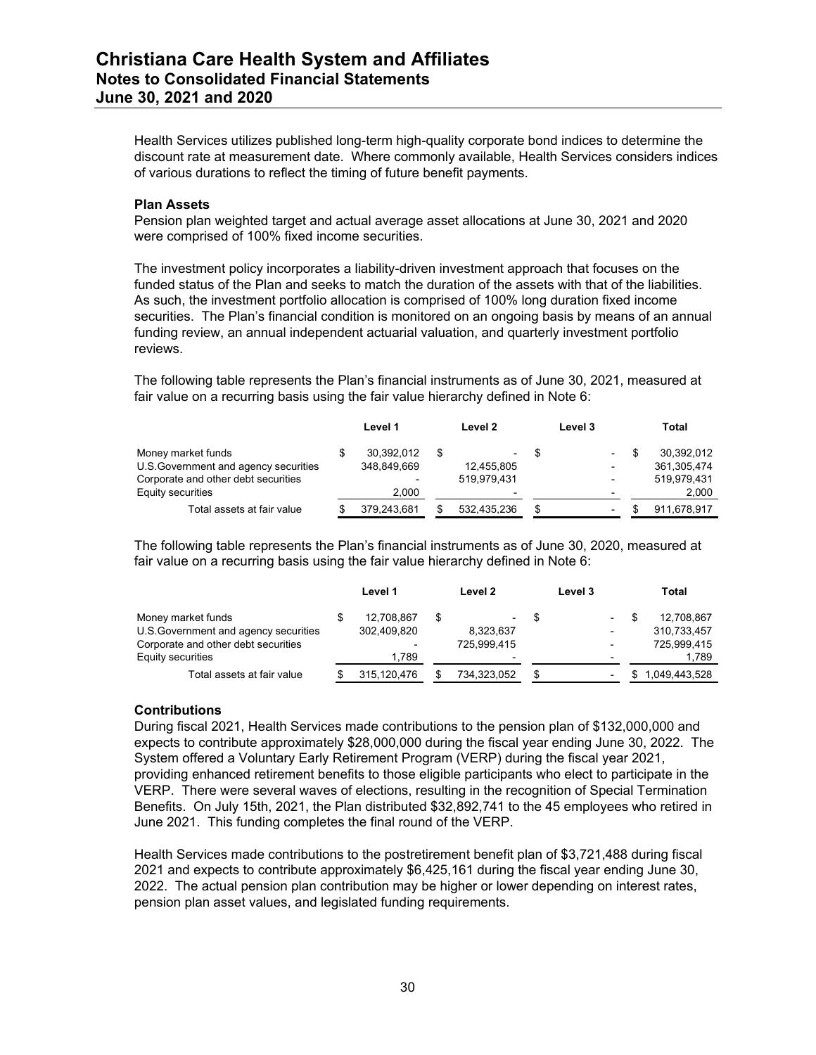Health Services utilizes published long-term high-quality corporate bond indices to determine the discount rate at measurement date. Where commonly available, Health Services considers indices of various durations to reflect the timing of future benefit payments.

### Plan Assets

Pension plan weighted target and actual average asset allocations at June 30, 2021 and 2020 were comprised of 100% fixed income securities.

The investment policy incorporates a liability-driven investment approach that focuses on the funded status of the Plan and seeks to match the duration of the assets with that of the liabilities. As such, the investment portfolio allocation is comprised of 100% long duration fixed income securities. The Plan's financial condition is monitored on an ongoing basis by means of an annual funding review, an annual independent actuarial valuation, and quarterly investment portfolio reviews.

The following table represents the Plan's financial instruments as of June 30, 2021, measured at fair value on a recurring basis using the fair value hierarchy defined in Note 6:

| | Level 1 | Level 2 | Level 3 | Total |
|---|---|---|---|---|
| Money market funds | $ 30,392,012 | $ - | $ - | $ 30,392,012 |
| U.S.Government and agency securities | 348,849,669 | 12,455,805 | - | 361,305,474 |
| Corporate and other debt securities | - | 519,979,431 | - | 519,979,431 |
| Equity securities | 2,000 | - | - | 2,000 |
| Total assets at fair value | $ 379,243,681 | $ 532,435,236 | $ - | $ 911,678,917 |

The following table represents the Plan's financial instruments as of June 30, 2020, measured at fair value on a recurring basis using the fair value hierarchy defined in Note 6:

| | Level 1 | Level 2 | Level 3 | Total |
|---|---|---|---|---|
| Money market funds | $ 12,708,867 | $ - | $ - | $ 12,708,867 |
| U.S.Government and agency securities | 302,409,820 | 8,323,637 | - | 310,733,457 |
| Corporate and other debt securities | - | 725,999,415 | - | 725,999,415 |
| Equity securities | 1,789 | - | - | 1,789 |
| Total assets at fair value | $ 315,120,476 | $ 734,323,052 | $ - | $ 1,049,443,528 |

### Contributions

During fiscal 2021, Health Services made contributions to the pension plan of $132,000,000 and expects to contribute approximately $28,000,000 during the fiscal year ending June 30, 2022. The System offered a Voluntary Early Retirement Program (VERP) during the fiscal year 2021, providing enhanced retirement benefits to those eligible participants who elect to participate in the VERP. There were several waves of elections, resulting in the recognition of Special Termination Benefits. On July 15th, 2021, the Plan distributed $32,892,741 to the 45 employees who retired in June 2021. This funding completes the final round of the VERP.

Health Services made contributions to the postretirement benefit plan of $3,721,488 during fiscal 2021 and expects to contribute approximately $6,425,161 during the fiscal year ending June 30, 2022. The actual pension plan contribution may be higher or lower depending on interest rates, pension plan asset values, and legislated funding requirements.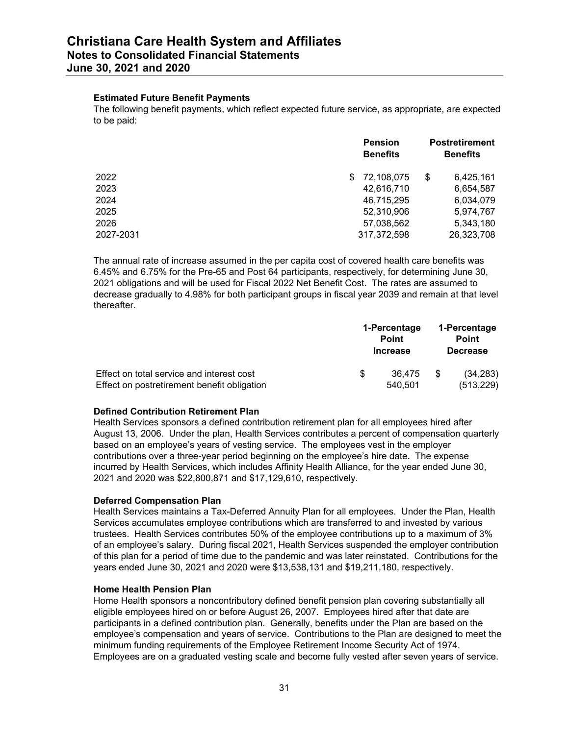### Estimated Future Benefit Payments

The following benefit payments, which reflect expected future service, as appropriate, are expected to be paid:

| | Pension Benefits | Postretirement Benefits |
|---|---|---|
| 2022 | $ 72,108,075 | $ 6,425,161 |
| 2023 | 42,616,710 | 6,654,587 |
| 2024 | 46,715,295 | 6,034,079 |
| 2025 | 52,310,906 | 5,974,767 |
| 2026 | 57,038,562 | 5,343,180 |
| 2027-2031 | 317,372,598 | 26,323,708 |

The annual rate of increase assumed in the per capita cost of covered health care benefits was 6.45% and 6.75% for the Pre-65 and Post 64 participants, respectively, for determining June 30, 2021 obligations and will be used for Fiscal 2022 Net Benefit Cost. The rates are assumed to decrease gradually to 4.98% for both participant groups in fiscal year 2039 and remain at that level thereafter.

| | 1-Percentage Point Increase | 1-Percentage Point Decrease |
|---|---|---|
| Effect on total service and interest cost | $ 36,475 | $ (34,283) |
| Effect on postretirement benefit obligation | 540,501 | (513,229) |

### Defined Contribution Retirement Plan

Health Services sponsors a defined contribution retirement plan for all employees hired after August 13, 2006. Under the plan, Health Services contributes a percent of compensation quarterly based on an employee's years of vesting service. The employees vest in the employer contributions over a three-year period beginning on the employee's hire date. The expense incurred by Health Services, which includes Affinity Health Alliance, for the year ended June 30, 2021 and 2020 was $22,800,871 and $17,129,610, respectively.

### Deferred Compensation Plan

Health Services maintains a Tax-Deferred Annuity Plan for all employees. Under the Plan, Health Services accumulates employee contributions which are transferred to and invested by various trustees. Health Services contributes 50% of the employee contributions up to a maximum of 3% of an employee's salary. During fiscal 2021, Health Services suspended the employer contribution of this plan for a period of time due to the pandemic and was later reinstated. Contributions for the years ended June 30, 2021 and 2020 were $13,538,131 and $19,211,180, respectively.

### Home Health Pension Plan

Home Health sponsors a noncontributory defined benefit pension plan covering substantially all eligible employees hired on or before August 26, 2007. Employees hired after that date are participants in a defined contribution plan. Generally, benefits under the Plan are based on the employee's compensation and years of service. Contributions to the Plan are designed to meet the minimum funding requirements of the Employee Retirement Income Security Act of 1974. Employees are on a graduated vesting scale and become fully vested after seven years of service.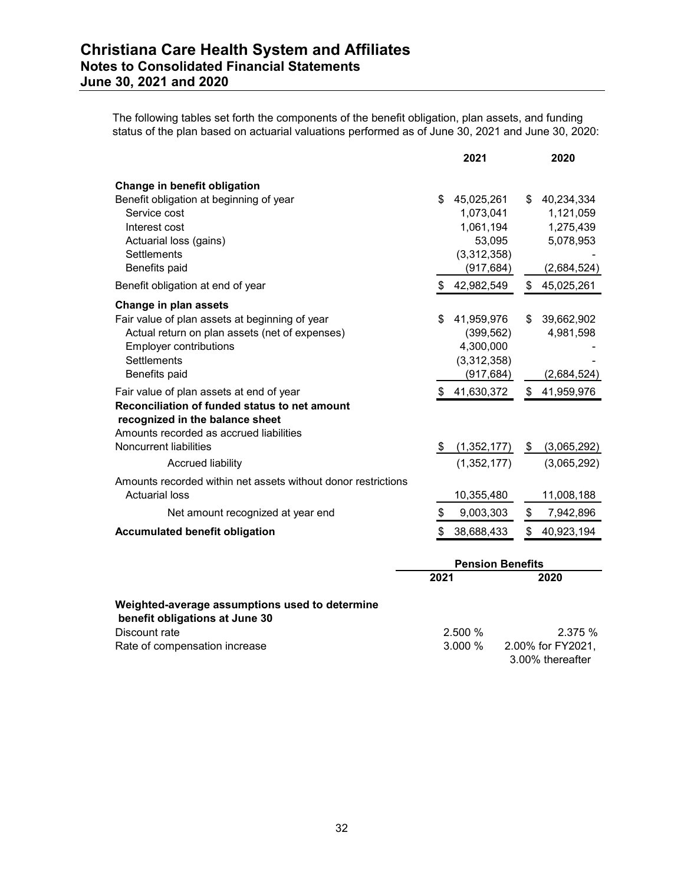# Christiana Care Health System and Affiliates
## Notes to Consolidated Financial Statements
## June 30, 2021 and 2020

The following tables set forth the components of the benefit obligation, plan assets, and funding status of the plan based on actuarial valuations performed as of June 30, 2021 and June 30, 2020:

| | 2021 | 2020 |
|---|---|---|
| **Change in benefit obligation** | | |
| Benefit obligation at beginning of year | $ 45,025,261 | $ 40,234,334 |
| Service cost | 1,073,041 | 1,121,059 |
| Interest cost | 1,061,194 | 1,275,439 |
| Actuarial loss (gains) | 53,095 | 5,078,953 |
| Settlements | (3,312,358) | - |
| Benefits paid | (917,684) | (2,684,524) |
| Benefit obligation at end of year | $ 42,982,549 | $ 45,025,261 |
| **Change in plan assets** | | |
| Fair value of plan assets at beginning of year | $ 41,959,976 | $ 39,662,902 |
| Actual return on plan assets (net of expenses) | (399,562) | 4,981,598 |
| Employer contributions | 4,300,000 | - |
| Settlements | (3,312,358) | - |
| Benefits paid | (917,684) | (2,684,524) |
| Fair value of plan assets at end of year | $ 41,630,372 | $ 41,959,976 |
| **Reconciliation of funded status to net amount recognized in the balance sheet** | | |
| Amounts recorded as accrued liabilities | | |
| Noncurrent liabilities | $ (1,352,177) | $ (3,065,292) |
| Accrued liability | (1,352,177) | (3,065,292) |
| Amounts recorded within net assets without donor restrictions | | |
| Actuarial loss | 10,355,480 | 11,008,188 |
| Net amount recognized at year end | $ 9,003,303 | $ 7,942,896 |
| **Accumulated benefit obligation** | $ 38,688,433 | $ 40,923,194 |

| | Pension Benefits | |
|---|---|---|
| | 2021 | 2020 |
| **Weighted-average assumptions used to determine benefit obligations at June 30** | | |
| Discount rate | 2.500 % | 2.375 % |
| Rate of compensation increase | 3.000 % | 2.00% for FY2021, 3.00% thereafter |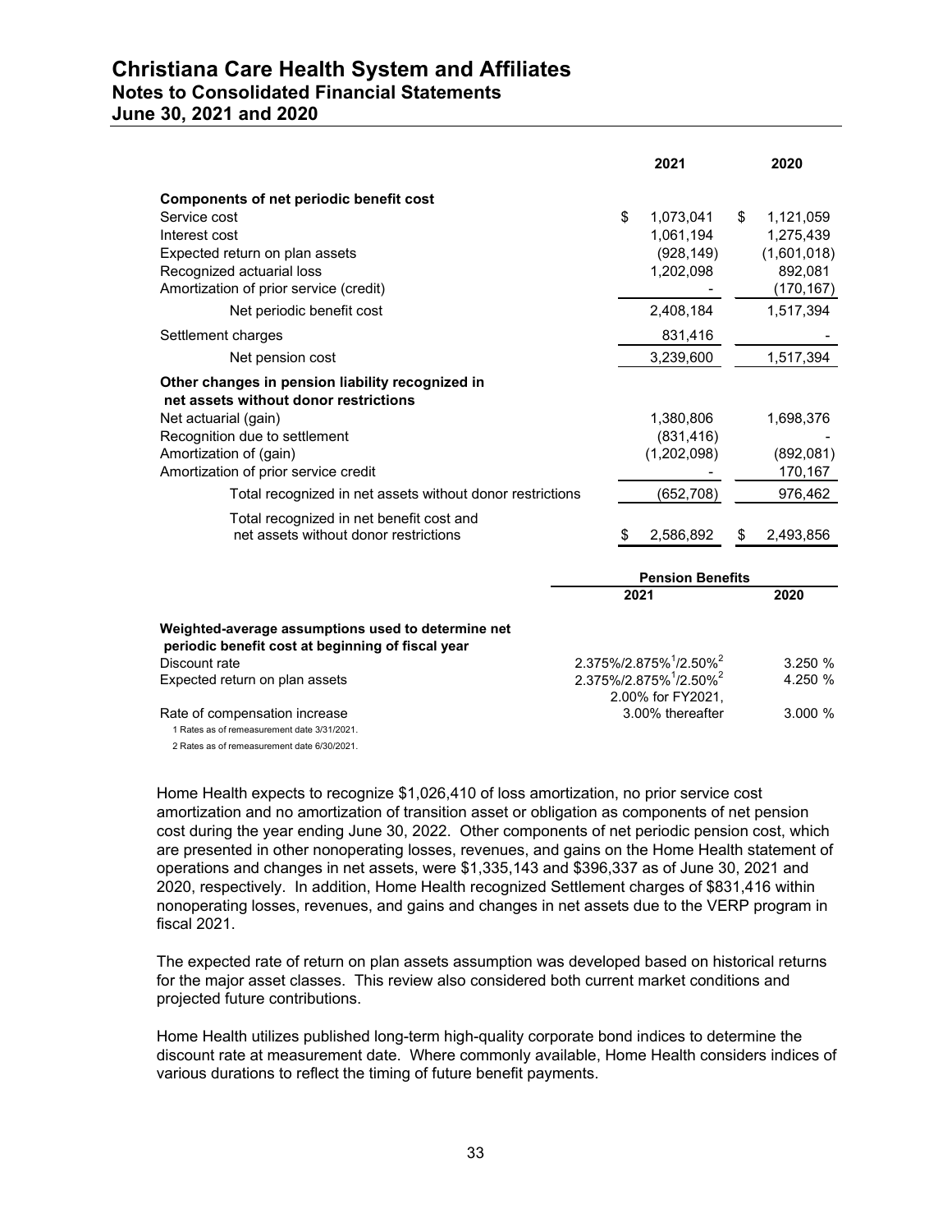| | 2021 | 2020 |
|---|---|---|
| **Components of net periodic benefit cost** | | |
| Service cost | $ 1,073,041 | $ 1,121,059 |
| Interest cost | 1,061,194 | 1,275,439 |
| Expected return on plan assets | (928,149) | (1,601,018) |
| Recognized actuarial loss | 1,202,098 | 892,081 |
| Amortization of prior service (credit) | - | (170,167) |
| Net periodic benefit cost | 2,408,184 | 1,517,394 |
| Settlement charges | 831,416 | - |
| Net pension cost | 3,239,600 | 1,517,394 |
| **Other changes in pension liability recognized in net assets without donor restrictions** | | |
| Net actuarial (gain) | 1,380,806 | 1,698,376 |
| Recognition due to settlement | (831,416) | - |
| Amortization of (gain) | (1,202,098) | (892,081) |
| Amortization of prior service credit | - | 170,167 |
| Total recognized in net assets without donor restrictions | (652,708) | 976,462 |
| Total recognized in net benefit cost and net assets without donor restrictions | $ 2,586,892 | $ 2,493,856 |

| | Pension Benefits | |
|---|---|---|
| | 2021 | 2020 |
| **Weighted-average assumptions used to determine net periodic benefit cost at beginning of fiscal year** | | |
| Discount rate | 2.375%/2.875%[1]/2.50%[2] | 3.250 % |
| Expected return on plan assets | 2.375%/2.875%[1]/2.50%[2] | 4.250 % |
| Rate of compensation increase | 2.00% for FY2021, 3.00% thereafter | 3.000 % |

1 Rates as of remeasurement date 3/31/2021.
2 Rates as of remeasurement date 6/30/2021.

Home Health expects to recognize $1,026,410 of loss amortization, no prior service cost amortization and no amortization of transition asset or obligation as components of net pension cost during the year ending June 30, 2022. Other components of net periodic pension cost, which are presented in other nonoperating losses, revenues, and gains on the Home Health statement of operations and changes in net assets, were $1,335,143 and $396,337 as of June 30, 2021 and 2020, respectively. In addition, Home Health recognized Settlement charges of $831,416 within nonoperating losses, revenues, and gains and changes in net assets due to the VERP program in fiscal 2021.

The expected rate of return on plan assets assumption was developed based on historical returns for the major asset classes. This review also considered both current market conditions and projected future contributions.

Home Health utilizes published long-term high-quality corporate bond indices to determine the discount rate at measurement date. Where commonly available, Home Health considers indices of various durations to reflect the timing of future benefit payments.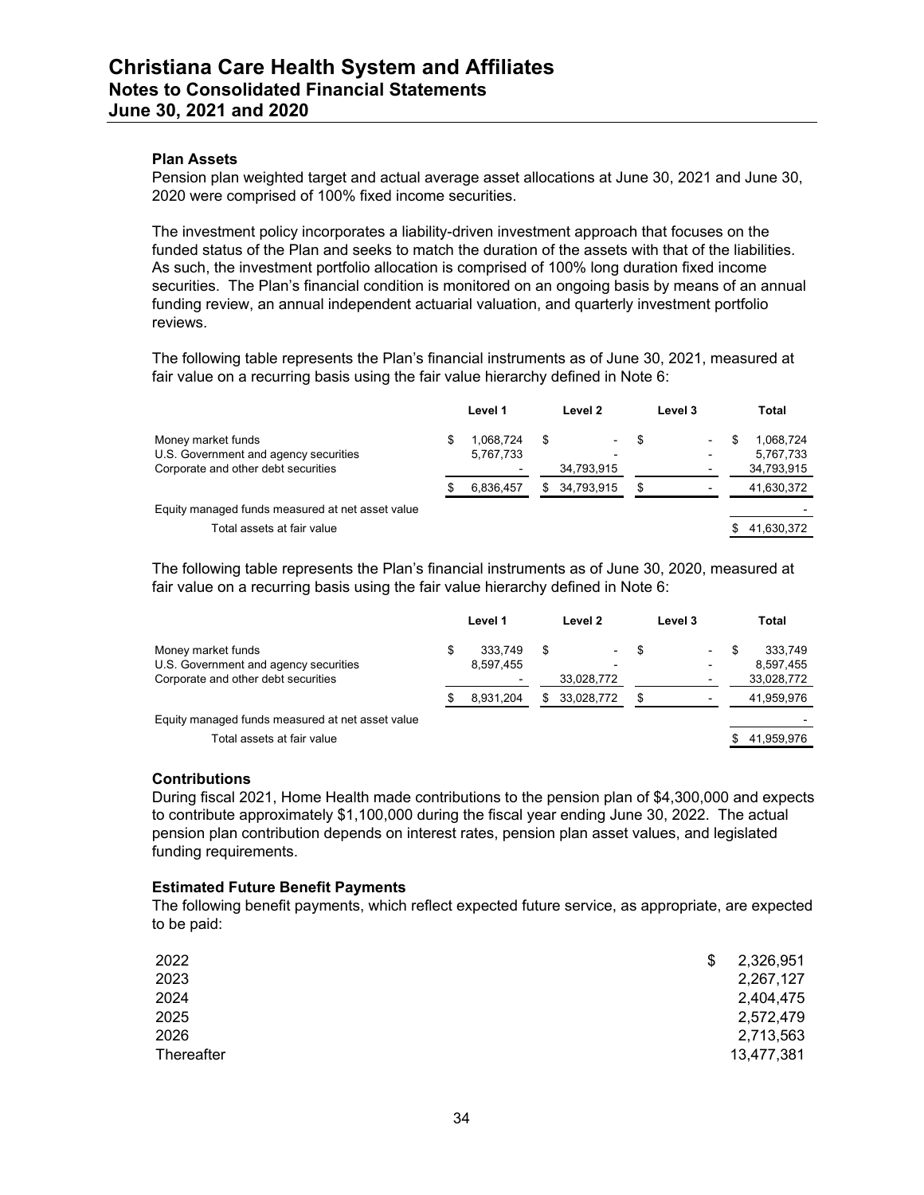### Plan Assets

Pension plan weighted target and actual average asset allocations at June 30, 2021 and June 30, 2020 were comprised of 100% fixed income securities.

The investment policy incorporates a liability-driven investment approach that focuses on the funded status of the Plan and seeks to match the duration of the assets with that of the liabilities. As such, the investment portfolio allocation is comprised of 100% long duration fixed income securities. The Plan's financial condition is monitored on an ongoing basis by means of an annual funding review, an annual independent actuarial valuation, and quarterly investment portfolio reviews.

The following table represents the Plan's financial instruments as of June 30, 2021, measured at fair value on a recurring basis using the fair value hierarchy defined in Note 6:

| | Level 1 | Level 2 | Level 3 | Total |
|---|---|---|---|---|
| Money market funds | $ 1,068,724 | $ - | $ - | $ 1,068,724 |
| U.S. Government and agency securities | 5,767,733 | - | - | 5,767,733 |
| Corporate and other debt securities | - | 34,793,915 | - | 34,793,915 |
| | $ 6,836,457 | $ 34,793,915 | $ - | 41,630,372 |
| Equity managed funds measured at net asset value | | | | - |
| Total assets at fair value | | | | $ 41,630,372 |

The following table represents the Plan's financial instruments as of June 30, 2020, measured at fair value on a recurring basis using the fair value hierarchy defined in Note 6:

| | Level 1 | Level 2 | Level 3 | Total |
|---|---|---|---|---|
| Money market funds | $ 333,749 | $ - | $ - | $ 333,749 |
| U.S. Government and agency securities | 8,597,455 | - | - | 8,597,455 |
| Corporate and other debt securities | - | 33,028,772 | - | 33,028,772 |
| | $ 8,931,204 | $ 33,028,772 | $ - | 41,959,976 |
| Equity managed funds measured at net asset value | | | | - |
| Total assets at fair value | | | | $ 41,959,976 |

### Contributions

During fiscal 2021, Home Health made contributions to the pension plan of $4,300,000 and expects to contribute approximately $1,100,000 during the fiscal year ending June 30, 2022. The actual pension plan contribution depends on interest rates, pension plan asset values, and legislated funding requirements.

### Estimated Future Benefit Payments

The following benefit payments, which reflect expected future service, as appropriate, are expected to be paid:

| | |
|---|---|
| 2022 | $ 2,326,951 |
| 2023 | 2,267,127 |
| 2024 | 2,404,475 |
| 2025 | 2,572,479 |
| 2026 | 2,713,563 |
| Thereafter | 13,477,381 |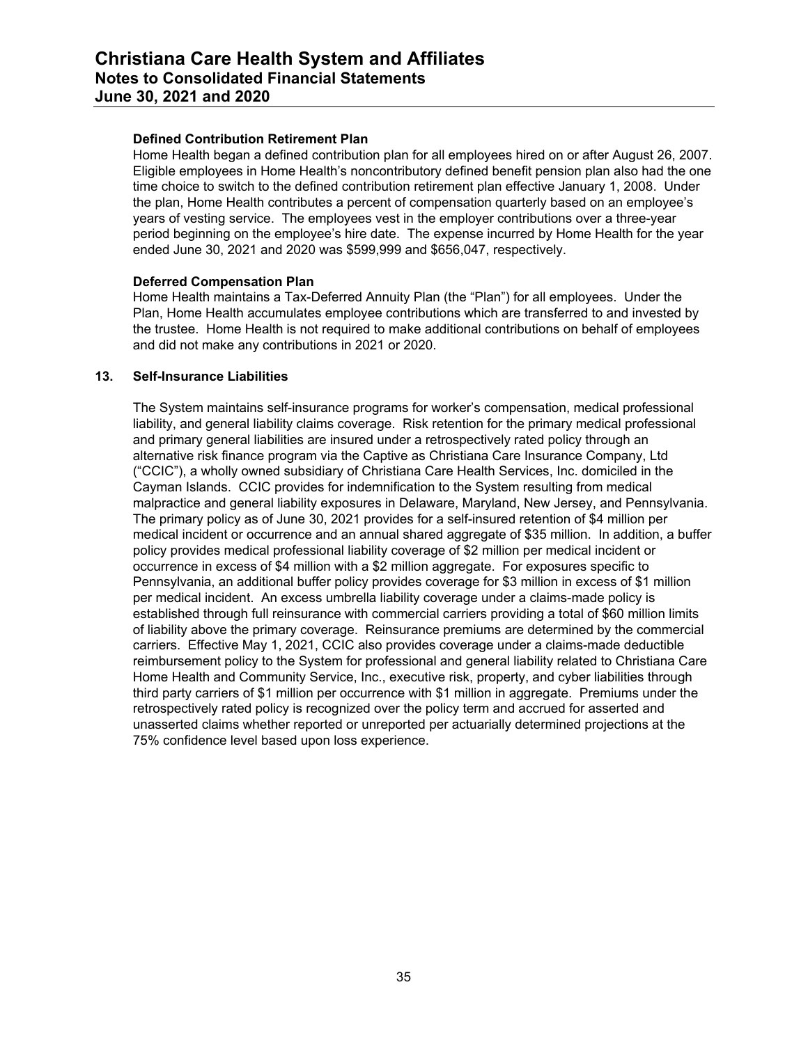**Defined Contribution Retirement Plan**

Home Health began a defined contribution plan for all employees hired on or after August 26, 2007. Eligible employees in Home Health's noncontributory defined benefit pension plan also had the one time choice to switch to the defined contribution retirement plan effective January 1, 2008. Under the plan, Home Health contributes a percent of compensation quarterly based on an employee's years of vesting service. The employees vest in the employer contributions over a three-year period beginning on the employee's hire date. The expense incurred by Home Health for the year ended June 30, 2021 and 2020 was $599,999 and $656,047, respectively.

**Deferred Compensation Plan**

Home Health maintains a Tax-Deferred Annuity Plan (the "Plan") for all employees. Under the Plan, Home Health accumulates employee contributions which are transferred to and invested by the trustee. Home Health is not required to make additional contributions on behalf of employees and did not make any contributions in 2021 or 2020.

## 13. Self-Insurance Liabilities

The System maintains self-insurance programs for worker's compensation, medical professional liability, and general liability claims coverage. Risk retention for the primary medical professional and primary general liabilities are insured under a retrospectively rated policy through an alternative risk finance program via the Captive as Christiana Care Insurance Company, Ltd ("CCIC"), a wholly owned subsidiary of Christiana Care Health Services, Inc. domiciled in the Cayman Islands. CCIC provides for indemnification to the System resulting from medical malpractice and general liability exposures in Delaware, Maryland, New Jersey, and Pennsylvania. The primary policy as of June 30, 2021 provides for a self-insured retention of $4 million per medical incident or occurrence and an annual shared aggregate of $35 million. In addition, a buffer policy provides medical professional liability coverage of $2 million per medical incident or occurrence in excess of $4 million with a $2 million aggregate. For exposures specific to Pennsylvania, an additional buffer policy provides coverage for $3 million in excess of $1 million per medical incident. An excess umbrella liability coverage under a claims-made policy is established through full reinsurance with commercial carriers providing a total of $60 million limits of liability above the primary coverage. Reinsurance premiums are determined by the commercial carriers. Effective May 1, 2021, CCIC also provides coverage under a claims-made deductible reimbursement policy to the System for professional and general liability related to Christiana Care Home Health and Community Service, Inc., executive risk, property, and cyber liabilities through third party carriers of $1 million per occurrence with $1 million in aggregate. Premiums under the retrospectively rated policy is recognized over the policy term and accrued for asserted and unasserted claims whether reported or unreported per actuarially determined projections at the 75% confidence level based upon loss experience.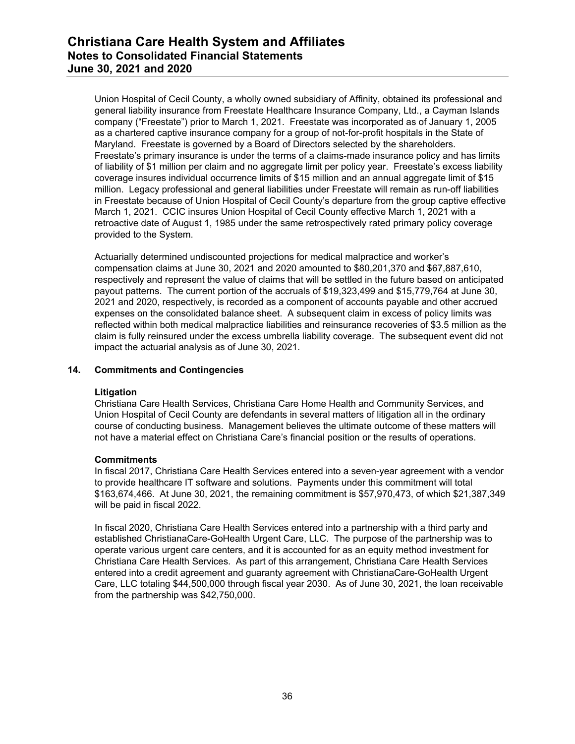Union Hospital of Cecil County, a wholly owned subsidiary of Affinity, obtained its professional and general liability insurance from Freestate Healthcare Insurance Company, Ltd., a Cayman Islands company ("Freestate") prior to March 1, 2021. Freestate was incorporated as of January 1, 2005 as a chartered captive insurance company for a group of not-for-profit hospitals in the State of Maryland. Freestate is governed by a Board of Directors selected by the shareholders. Freestate's primary insurance is under the terms of a claims-made insurance policy and has limits of liability of $1 million per claim and no aggregate limit per policy year. Freestate's excess liability coverage insures individual occurrence limits of $15 million and an annual aggregate limit of $15 million. Legacy professional and general liabilities under Freestate will remain as run-off liabilities in Freestate because of Union Hospital of Cecil County's departure from the group captive effective March 1, 2021. CCIC insures Union Hospital of Cecil County effective March 1, 2021 with a retroactive date of August 1, 1985 under the same retrospectively rated primary policy coverage provided to the System.

Actuarially determined undiscounted projections for medical malpractice and worker's compensation claims at June 30, 2021 and 2020 amounted to $80,201,370 and $67,887,610, respectively and represent the value of claims that will be settled in the future based on anticipated payout patterns. The current portion of the accruals of $19,323,499 and $15,779,764 at June 30, 2021 and 2020, respectively, is recorded as a component of accounts payable and other accrued expenses on the consolidated balance sheet. A subsequent claim in excess of policy limits was reflected within both medical malpractice liabilities and reinsurance recoveries of $3.5 million as the claim is fully reinsured under the excess umbrella liability coverage. The subsequent event did not impact the actuarial analysis as of June 30, 2021.

## 14. Commitments and Contingencies

### Litigation

Christiana Care Health Services, Christiana Care Home Health and Community Services, and Union Hospital of Cecil County are defendants in several matters of litigation all in the ordinary course of conducting business. Management believes the ultimate outcome of these matters will not have a material effect on Christiana Care's financial position or the results of operations.

### Commitments

In fiscal 2017, Christiana Care Health Services entered into a seven-year agreement with a vendor to provide healthcare IT software and solutions. Payments under this commitment will total $163,674,466. At June 30, 2021, the remaining commitment is $57,970,473, of which $21,387,349 will be paid in fiscal 2022.

In fiscal 2020, Christiana Care Health Services entered into a partnership with a third party and established ChristianaCare-GoHealth Urgent Care, LLC. The purpose of the partnership was to operate various urgent care centers, and it is accounted for as an equity method investment for Christiana Care Health Services. As part of this arrangement, Christiana Care Health Services entered into a credit agreement and guaranty agreement with ChristianaCare-GoHealth Urgent Care, LLC totaling $44,500,000 through fiscal year 2030. As of June 30, 2021, the loan receivable from the partnership was $42,750,000.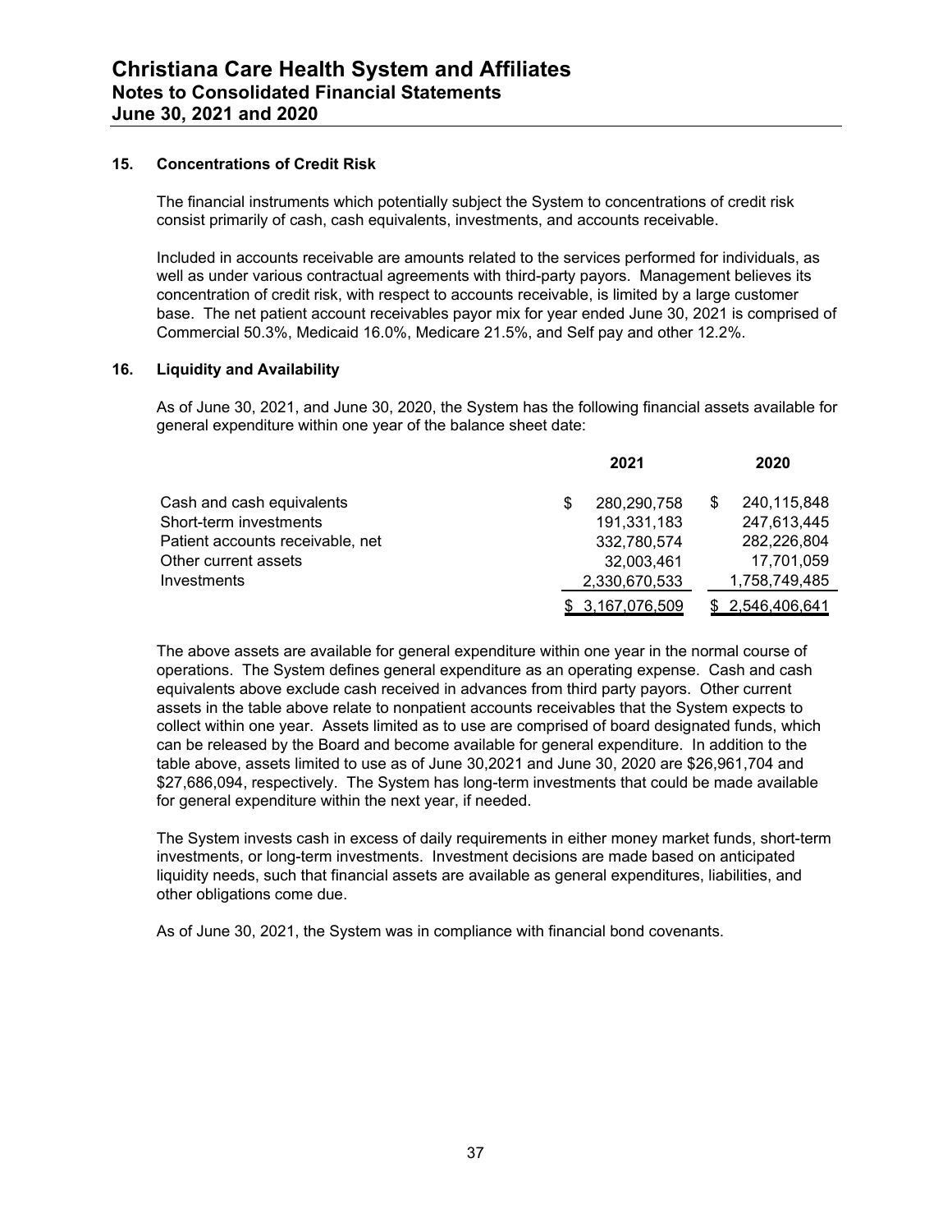## 15. Concentrations of Credit Risk

The financial instruments which potentially subject the System to concentrations of credit risk consist primarily of cash, cash equivalents, investments, and accounts receivable.

Included in accounts receivable are amounts related to the services performed for individuals, as well as under various contractual agreements with third-party payors. Management believes its concentration of credit risk, with respect to accounts receivable, is limited by a large customer base. The net patient account receivables payor mix for year ended June 30, 2021 is comprised of Commercial 50.3%, Medicaid 16.0%, Medicare 21.5%, and Self pay and other 12.2%.

## 16. Liquidity and Availability

As of June 30, 2021, and June 30, 2020, the System has the following financial assets available for general expenditure within one year of the balance sheet date:

| | 2021 | 2020 |
|---|---|---|
| Cash and cash equivalents | $ 280,290,758 | $ 240,115,848 |
| Short-term investments | 191,331,183 | 247,613,445 |
| Patient accounts receivable, net | 332,780,574 | 282,226,804 |
| Other current assets | 32,003,461 | 17,701,059 |
| Investments | 2,330,670,533 | 1,758,749,485 |
| | $ 3,167,076,509 | $ 2,546,406,641 |

The above assets are available for general expenditure within one year in the normal course of operations. The System defines general expenditure as an operating expense. Cash and cash equivalents above exclude cash received in advances from third party payors. Other current assets in the table above relate to nonpatient accounts receivables that the System expects to collect within one year. Assets limited as to use are comprised of board designated funds, which can be released by the Board and become available for general expenditure. In addition to the table above, assets limited to use as of June 30,2021 and June 30, 2020 are $26,961,704 and $27,686,094, respectively. The System has long-term investments that could be made available for general expenditure within the next year, if needed.

The System invests cash in excess of daily requirements in either money market funds, short-term investments, or long-term investments. Investment decisions are made based on anticipated liquidity needs, such that financial assets are available as general expenditures, liabilities, and other obligations come due.

As of June 30, 2021, the System was in compliance with financial bond covenants.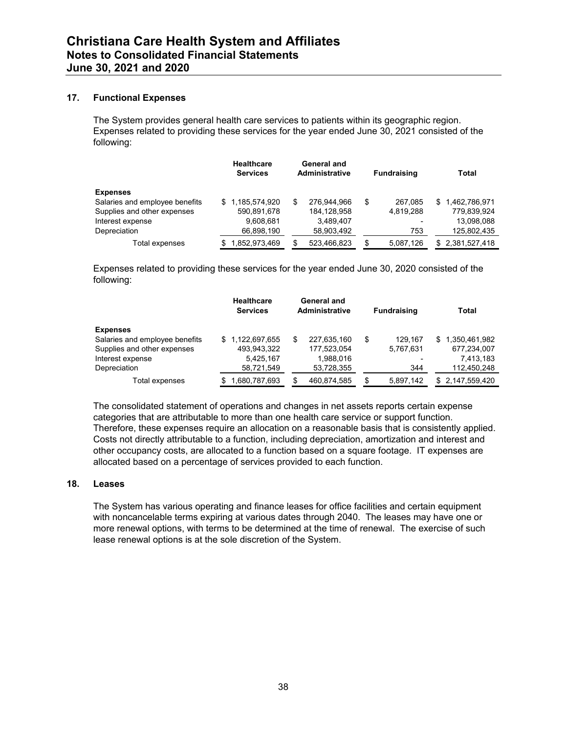## 17. Functional Expenses

The System provides general health care services to patients within its geographic region. Expenses related to providing these services for the year ended June 30, 2021 consisted of the following:

| | Healthcare Services | General and Administrative | Fundraising | Total |
|---|---|---|---|---|
| **Expenses** | | | | |
| Salaries and employee benefits | $ 1,185,574,920 | $ 276,944,966 | $ 267,085 | $ 1,462,786,971 |
| Supplies and other expenses | 590,891,678 | 184,128,958 | 4,819,288 | 779,839,924 |
| Interest expense | 9,608,681 | 3,489,407 | - | 13,098,088 |
| Depreciation | 66,898,190 | 58,903,492 | 753 | 125,802,435 |
| Total expenses | $ 1,852,973,469 | $ 523,466,823 | $ 5,087,126 | $ 2,381,527,418 |

Expenses related to providing these services for the year ended June 30, 2020 consisted of the following:

| | Healthcare Services | General and Administrative | Fundraising | Total |
|---|---|---|---|---|
| **Expenses** | | | | |
| Salaries and employee benefits | $ 1,122,697,655 | $ 227,635,160 | $ 129,167 | $ 1,350,461,982 |
| Supplies and other expenses | 493,943,322 | 177,523,054 | 5,767,631 | 677,234,007 |
| Interest expense | 5,425,167 | 1,988,016 | - | 7,413,183 |
| Depreciation | 58,721,549 | 53,728,355 | 344 | 112,450,248 |
| Total expenses | $ 1,680,787,693 | $ 460,874,585 | $ 5,897,142 | $ 2,147,559,420 |

The consolidated statement of operations and changes in net assets reports certain expense categories that are attributable to more than one health care service or support function. Therefore, these expenses require an allocation on a reasonable basis that is consistently applied. Costs not directly attributable to a function, including depreciation, amortization and interest and other occupancy costs, are allocated to a function based on a square footage. IT expenses are allocated based on a percentage of services provided to each function.

## 18. Leases

The System has various operating and finance leases for office facilities and certain equipment with noncancelable terms expiring at various dates through 2040. The leases may have one or more renewal options, with terms to be determined at the time of renewal. The exercise of such lease renewal options is at the sole discretion of the System.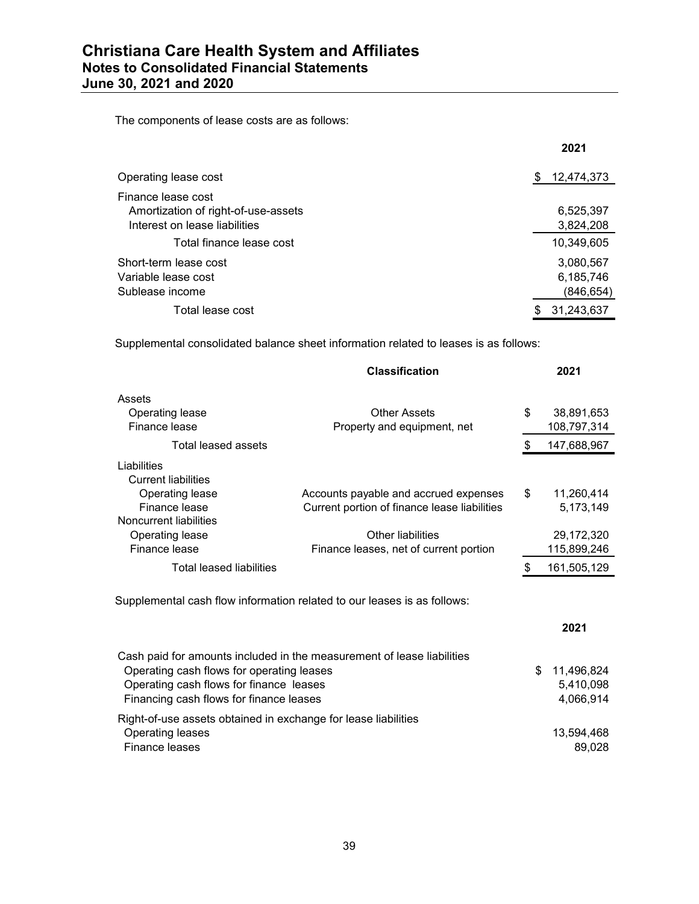The components of lease costs are as follows:

| | 2021 |
|---|---|
| Operating lease cost | $ 12,474,373 |
| Finance lease cost | |
| Amortization of right-of-use-assets | 6,525,397 |
| Interest on lease liabilities | 3,824,208 |
| Total finance lease cost | 10,349,605 |
| Short-term lease cost | 3,080,567 |
| Variable lease cost | 6,185,746 |
| Sublease income | (846,654) |
| Total lease cost | $ 31,243,637 |

Supplemental consolidated balance sheet information related to leases is as follows:

| | Classification | 2021 |
|---|---|---|
| Assets | | |
| Operating lease | Other Assets | $ 38,891,653 |
| Finance lease | Property and equipment, net | 108,797,314 |
| Total leased assets | | $ 147,688,967 |
| Liabilities | | |
| Current liabilities | | |
| Operating lease | Accounts payable and accrued expenses | $ 11,260,414 |
| Finance lease | Current portion of finance lease liabilities | 5,173,149 |
| Noncurrent liabilities | | |
| Operating lease | Other liabilities | 29,172,320 |
| Finance lease | Finance leases, net of current portion | 115,899,246 |
| Total leased liabilities | | $ 161,505,129 |

Supplemental cash flow information related to our leases is as follows:

| | 2021 |
|---|---|
| Cash paid for amounts included in the measurement of lease liabilities | |
| Operating cash flows for operating leases | $ 11,496,824 |
| Operating cash flows for finance leases | 5,410,098 |
| Financing cash flows for finance leases | 4,066,914 |
| Right-of-use assets obtained in exchange for lease liabilities | |
| Operating leases | 13,594,468 |
| Finance leases | 89,028 |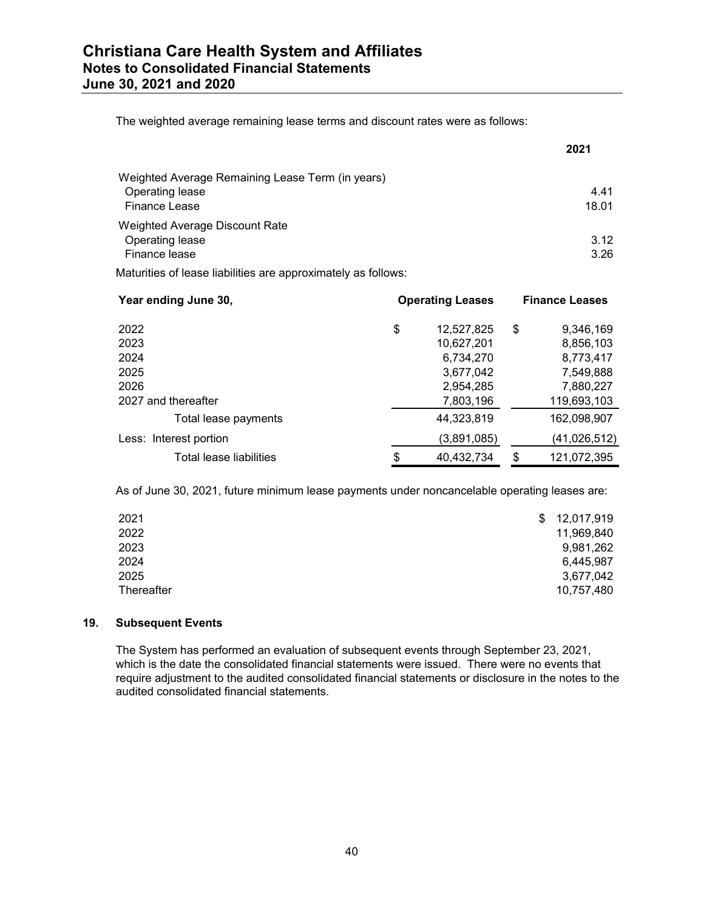The weighted average remaining lease terms and discount rates were as follows:

| | 2021 |
|---|---|
| Weighted Average Remaining Lease Term (in years) | |
| Operating lease | 4.41 |
| Finance Lease | 18.01 |
| Weighted Average Discount Rate | |
| Operating lease | 3.12 |
| Finance lease | 3.26 |

Maturities of lease liabilities are approximately as follows:

| Year ending June 30, | Operating Leases | Finance Leases |
|---|---|---|
| 2022 | $ 12,527,825 | $ 9,346,169 |
| 2023 | 10,627,201 | 8,856,103 |
| 2024 | 6,734,270 | 8,773,417 |
| 2025 | 3,677,042 | 7,549,888 |
| 2026 | 2,954,285 | 7,880,227 |
| 2027 and thereafter | 7,803,196 | 119,693,103 |
| Total lease payments | 44,323,819 | 162,098,907 |
| Less: Interest portion | (3,891,085) | (41,026,512) |
| Total lease liabilities | $ 40,432,734 | $ 121,072,395 |

As of June 30, 2021, future minimum lease payments under noncancelable operating leases are:

| | |
|---|---|
| 2021 | $ 12,017,919 |
| 2022 | 11,969,840 |
| 2023 | 9,981,262 |
| 2024 | 6,445,987 |
| 2025 | 3,677,042 |
| Thereafter | 10,757,480 |

## 19. Subsequent Events

The System has performed an evaluation of subsequent events through September 23, 2021, which is the date the consolidated financial statements were issued. There were no events that require adjustment to the audited consolidated financial statements or disclosure in the notes to the audited consolidated financial statements.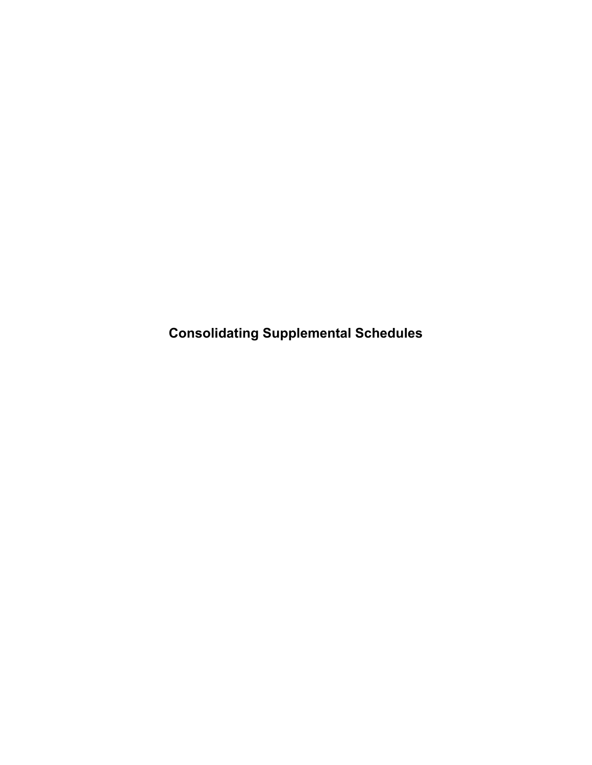# Consolidating Supplemental Schedules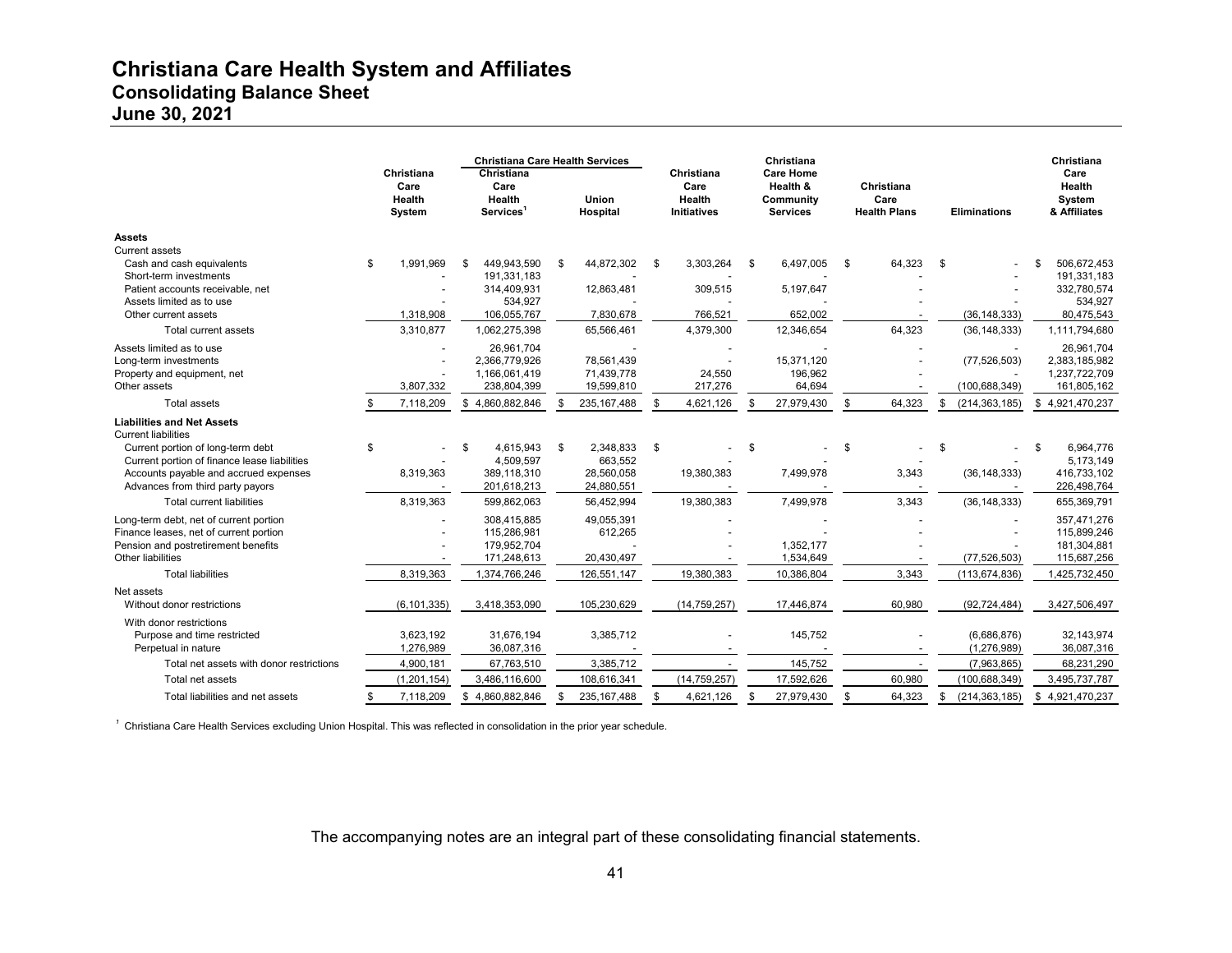# Christiana Care Health System and Affiliates
## Consolidating Balance Sheet
## June 30, 2021

| | Christiana Care Health System | Christiana Care Health Services: Christiana Care Health Services[1] | Christiana Care Health Services: Union Hospital | Christiana Care Health Initiatives | Christiana Care Home Health & Community Services | Christiana Care Health Plans | Eliminations | Christiana Care Health System & Affiliates |
|---|---|---|---|---|---|---|---|---|
| **Assets** | | | | | | | | |
| Current assets | | | | | | | | |
| Cash and cash equivalents | $ 1,991,969 | $ 449,943,590 | $ 44,872,302 | $ 3,303,264 | $ 6,497,005 | $ 64,323 | $ - | $ 506,672,453 |
| Short-term investments | - | 191,331,183 | - | - | - | - | - | 191,331,183 |
| Patient accounts receivable, net | - | 314,409,931 | 12,863,481 | 309,515 | 5,197,647 | - | - | 332,780,574 |
| Assets limited as to use | - | 534,927 | - | - | - | - | - | 534,927 |
| Other current assets | 1,318,908 | 106,055,767 | 7,830,678 | 766,521 | 652,002 | - | (36,148,333) | 80,475,543 |
| Total current assets | 3,310,877 | 1,062,275,398 | 65,566,461 | 4,379,300 | 12,346,654 | 64,323 | (36,148,333) | 1,111,794,680 |
| Assets limited as to use | - | 26,961,704 | - | - | - | - | - | 26,961,704 |
| Long-term investments | - | 2,366,779,926 | 78,561,439 | - | 15,371,120 | - | (77,526,503) | 2,383,185,982 |
| Property and equipment, net | - | 1,166,061,419 | 71,439,778 | 24,550 | 196,962 | - | - | 1,237,722,709 |
| Other assets | 3,807,332 | 238,804,399 | 19,599,810 | 217,276 | 64,694 | - | (100,688,349) | 161,805,162 |
| Total assets | $ 7,118,209 | $ 4,860,882,846 | $ 235,167,488 | $ 4,621,126 | $ 27,979,430 | $ 64,323 | $ (214,363,185) | $ 4,921,470,237 |
| **Liabilities and Net Assets** | | | | | | | | |
| Current liabilities | | | | | | | | |
| Current portion of long-term debt | $ - | $ 4,615,943 | $ 2,348,833 | $ - | $ - | $ - | $ - | $ 6,964,776 |
| Current portion of finance lease liabilities | - | 4,509,597 | 663,552 | - | - | - | - | 5,173,149 |
| Accounts payable and accrued expenses | 8,319,363 | 389,118,310 | 28,560,058 | 19,380,383 | 7,499,978 | 3,343 | (36,148,333) | 416,733,102 |
| Advances from third party payors | - | 201,618,213 | 24,880,551 | - | - | - | - | 226,498,764 |
| Total current liabilities | 8,319,363 | 599,862,063 | 56,452,994 | 19,380,383 | 7,499,978 | 3,343 | (36,148,333) | 655,369,791 |
| Long-term debt, net of current portion | - | 308,415,885 | 49,055,391 | - | - | - | - | 357,471,276 |
| Finance leases, net of current portion | - | 115,286,981 | 612,265 | - | - | - | - | 115,899,246 |
| Pension and postretirement benefits | - | 179,952,704 | - | - | 1,352,177 | - | - | 181,304,881 |
| Other liabilities | - | 171,248,613 | 20,430,497 | - | 1,534,649 | - | (77,526,503) | 115,687,256 |
| Total liabilities | 8,319,363 | 1,374,766,246 | 126,551,147 | 19,380,383 | 10,386,804 | 3,343 | (113,674,836) | 1,425,732,450 |
| Net assets | | | | | | | | |
| Without donor restrictions | (6,101,335) | 3,418,353,090 | 105,230,629 | (14,759,257) | 17,446,874 | 60,980 | (92,724,484) | 3,427,506,497 |
| With donor restrictions | | | | | | | | |
| Purpose and time restricted | 3,623,192 | 31,676,194 | 3,385,712 | - | 145,752 | - | (6,686,876) | 32,143,974 |
| Perpetual in nature | 1,276,989 | 36,087,316 | - | - | - | - | (1,276,989) | 36,087,316 |
| Total net assets with donor restrictions | 4,900,181 | 67,763,510 | 3,385,712 | - | 145,752 | - | (7,963,865) | 68,231,290 |
| Total net assets | (1,201,154) | 3,486,116,600 | 108,616,341 | (14,759,257) | 17,592,626 | 60,980 | (100,688,349) | 3,495,737,787 |
| Total liabilities and net assets | $ 7,118,209 | $ 4,860,882,846 | $ 235,167,488 | $ 4,621,126 | $ 27,979,430 | $ 64,323 | $ (214,363,185) | $ 4,921,470,237 |

[1] Christiana Care Health Services excluding Union Hospital. This was reflected in consolidation in the prior year schedule.

The accompanying notes are an integral part of these consolidating financial statements.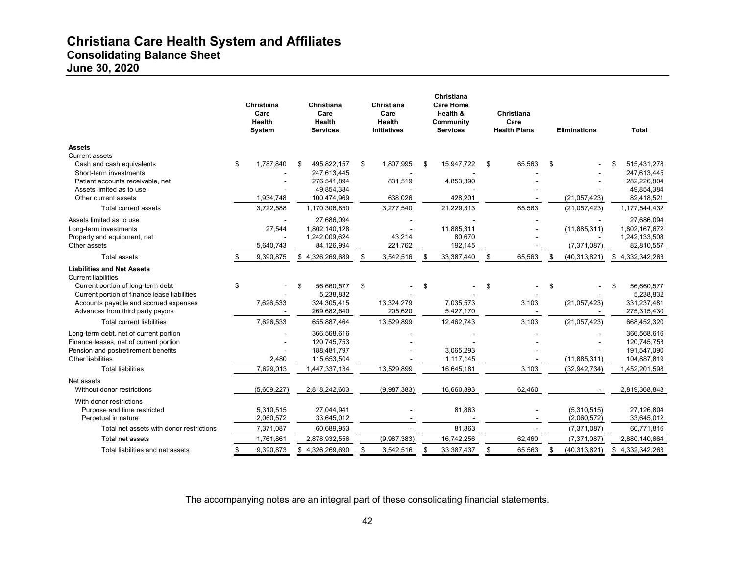# Christiana Care Health System and Affiliates
## Consolidating Balance Sheet
## June 30, 2020

| | Christiana Care Health System | Christiana Care Health Services | Christiana Care Health Initiatives | Christiana Care Home Health & Community Services | Christiana Care Health Plans | Eliminations | Total |
|---|---|---|---|---|---|---|---|
| **Assets** | | | | | | | |
| Current assets | | | | | | | |
| Cash and cash equivalents | $ 1,787,840 | $ 495,822,157 | $ 1,807,995 | $ 15,947,722 | $ 65,563 | $ - | $ 515,431,278 |
| Short-term investments | - | 247,613,445 | - | - | - | - | 247,613,445 |
| Patient accounts receivable, net | - | 276,541,894 | 831,519 | 4,853,390 | - | - | 282,226,804 |
| Assets limited as to use | - | 49,854,384 | - | - | - | - | 49,854,384 |
| Other current assets | 1,934,748 | 100,474,969 | 638,026 | 428,201 | - | (21,057,423) | 82,418,521 |
| Total current assets | 3,722,588 | 1,170,306,850 | 3,277,540 | 21,229,313 | 65,563 | (21,057,423) | 1,177,544,432 |
| Assets limited as to use | - | 27,686,094 | - | - | - | - | 27,686,094 |
| Long-term investments | 27,544 | 1,802,140,128 | - | 11,885,311 | - | (11,885,311) | 1,802,167,672 |
| Property and equipment, net | - | 1,242,009,624 | 43,214 | 80,670 | - | - | 1,242,133,508 |
| Other assets | 5,640,743 | 84,126,994 | 221,762 | 192,145 | - | (7,371,087) | 82,810,557 |
| Total assets | $ 9,390,875 | $ 4,326,269,689 | $ 3,542,516 | $ 33,387,440 | $ 65,563 | $ (40,313,821) | $ 4,332,342,263 |
| **Liabilities and Net Assets** | | | | | | | |
| Current liabilities | | | | | | | |
| Current portion of long-term debt | $ - | $ 56,660,577 | $ - | $ - | $ - | $ - | $ 56,660,577 |
| Current portion of finance lease liabilities | - | 5,238,832 | - | - | - | - | 5,238,832 |
| Accounts payable and accrued expenses | 7,626,533 | 324,305,415 | 13,324,279 | 7,035,573 | 3,103 | (21,057,423) | 331,237,481 |
| Advances from third party payors | - | 269,682,640 | 205,620 | 5,427,170 | - | - | 275,315,430 |
| Total current liabilities | 7,626,533 | 655,887,464 | 13,529,899 | 12,462,743 | 3,103 | (21,057,423) | 668,452,320 |
| Long-term debt, net of current portion | - | 366,568,616 | - | - | - | - | 366,568,616 |
| Finance leases, net of current portion | - | 120,745,753 | - | - | - | - | 120,745,753 |
| Pension and postretirement benefits | - | 188,481,797 | - | 3,065,293 | - | - | 191,547,090 |
| Other liabilities | 2,480 | 115,653,504 | - | 1,117,145 | - | (11,885,311) | 104,887,819 |
| Total liabilities | 7,629,013 | 1,447,337,134 | 13,529,899 | 16,645,181 | 3,103 | (32,942,734) | 1,452,201,598 |
| Net assets | | | | | | | |
| Without donor restrictions | (5,609,227) | 2,818,242,603 | (9,987,383) | 16,660,393 | 62,460 | - | 2,819,368,848 |
| With donor restrictions | | | | | | | |
| Purpose and time restricted | 5,310,515 | 27,044,941 | - | 81,863 | - | (5,310,515) | 27,126,804 |
| Perpetual in nature | 2,060,572 | 33,645,012 | - | - | - | (2,060,572) | 33,645,012 |
| Total net assets with donor restrictions | 7,371,087 | 60,689,953 | - | 81,863 | - | (7,371,087) | 60,771,816 |
| Total net assets | 1,761,861 | 2,878,932,556 | (9,987,383) | 16,742,256 | 62,460 | (7,371,087) | 2,880,140,664 |
| Total liabilities and net assets | $ 9,390,873 | $ 4,326,269,690 | $ 3,542,516 | $ 33,387,437 | $ 65,563 | $ (40,313,821) | $ 4,332,342,263 |

The accompanying notes are an integral part of these consolidating financial statements.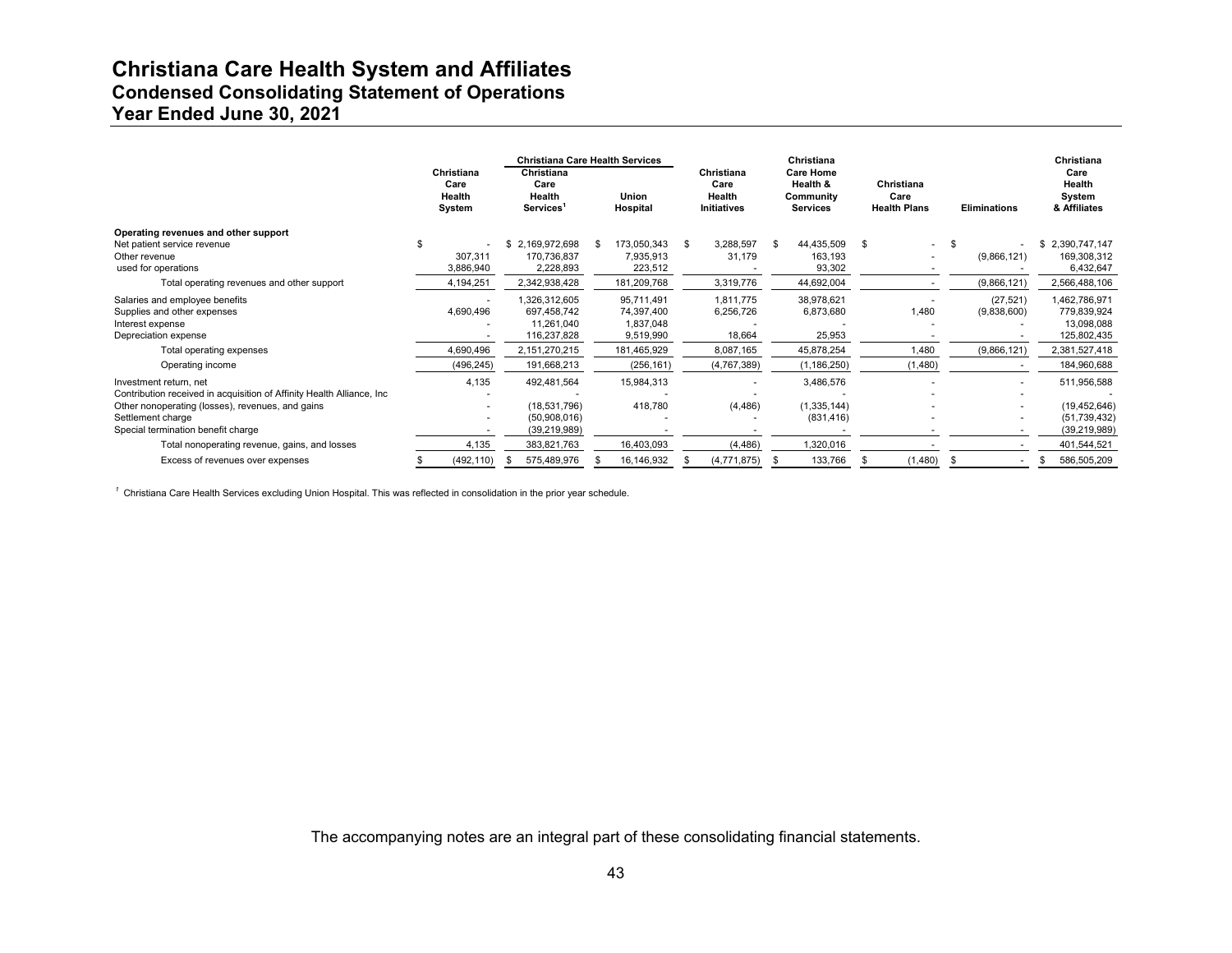# Christiana Care Health System and Affiliates
## Condensed Consolidating Statement of Operations
## Year Ended June 30, 2021

| | Christiana Care Health System | Christiana Care Health Services | | Christiana Care Health Initiatives | Christiana Care Home Health & Community Services | Christiana Care Health Plans | Eliminations | Christiana Care Health System & Affiliates |
|---|---|---|---|---|---|---|---|---|
| | | Christiana Care Health Services[1] | Union Hospital | | | | | |
| **Operating revenues and other support** | | | | | | | | |
| Net patient service revenue | $ - | $ 2,169,972,698 | $ 173,050,343 | $ 3,288,597 | $ 44,435,509 | $ - | $ - | $ 2,390,747,147 |
| Other revenue | 307,311 | 170,736,837 | 7,935,913 | 31,179 | 163,193 | - | (9,866,121) | 169,308,312 |
| used for operations | 3,886,940 | 2,228,893 | 223,512 | - | 93,302 | - | - | 6,432,647 |
| Total operating revenues and other support | 4,194,251 | 2,342,938,428 | 181,209,768 | 3,319,776 | 44,692,004 | - | (9,866,121) | 2,566,488,106 |
| Salaries and employee benefits | - | 1,326,312,605 | 95,711,491 | 1,811,775 | 38,978,621 | - | (27,521) | 1,462,786,971 |
| Supplies and other expenses | 4,690,496 | 697,458,742 | 74,397,400 | 6,256,726 | 6,873,680 | 1,480 | (9,838,600) | 779,839,924 |
| Interest expense | - | 11,261,040 | 1,837,048 | - | - | - | - | 13,098,088 |
| Depreciation expense | - | 116,237,828 | 9,519,990 | 18,664 | 25,953 | - | - | 125,802,435 |
| Total operating expenses | 4,690,496 | 2,151,270,215 | 181,465,929 | 8,087,165 | 45,878,254 | 1,480 | (9,866,121) | 2,381,527,418 |
| Operating income | (496,245) | 191,668,213 | (256,161) | (4,767,389) | (1,186,250) | (1,480) | - | 184,960,688 |
| Investment return, net | 4,135 | 492,481,564 | 15,984,313 | - | 3,486,576 | - | - | 511,956,588 |
| Contribution received in acquisition of Affinity Health Alliance, Inc | - | - | - | - | - | - | - | - |
| Other nonoperating (losses), revenues, and gains | - | (18,531,796) | 418,780 | (4,486) | (1,335,144) | - | - | (19,452,646) |
| Settlement charge | - | (50,908,016) | - | - | (831,416) | - | - | (51,739,432) |
| Special termination benefit charge | - | (39,219,989) | - | - | - | - | - | (39,219,989) |
| Total nonoperating revenue, gains, and losses | 4,135 | 383,821,763 | 16,403,093 | (4,486) | 1,320,016 | - | - | 401,544,521 |
| Excess of revenues over expenses | $ (492,110) | $ 575,489,976 | $ 16,146,932 | $ (4,771,875) | $ 133,766 | $ (1,480) | $ - | $ 586,505,209 |

[1] Christiana Care Health Services excluding Union Hospital. This was reflected in consolidation in the prior year schedule.

The accompanying notes are an integral part of these consolidating financial statements.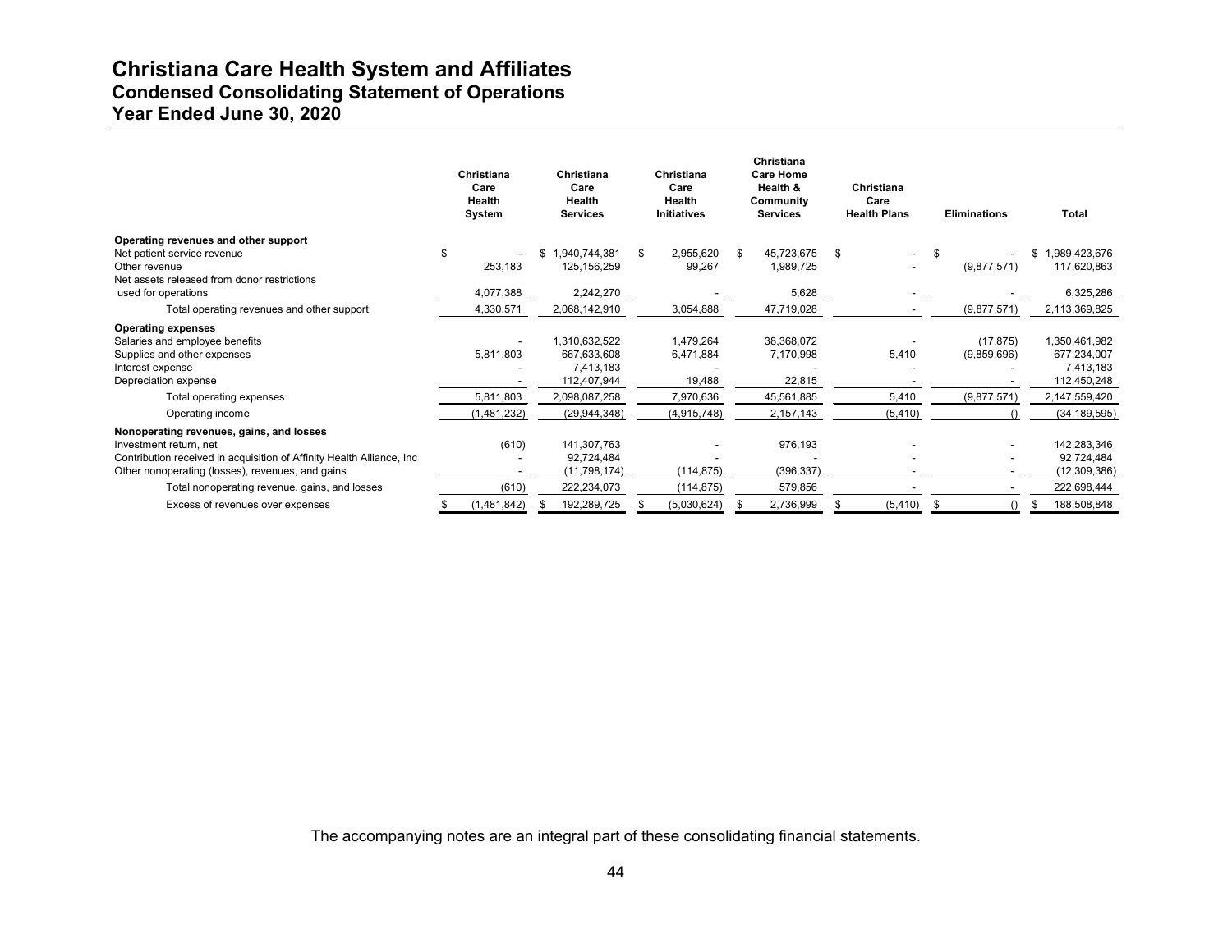# Christiana Care Health System and Affiliates
## Condensed Consolidating Statement of Operations
## Year Ended June 30, 2020

| | Christiana Care Health System | Christiana Care Health Services | Christiana Care Health Initiatives | Christiana Care Home Health & Community Services | Christiana Care Health Plans | Eliminations | Total |
|---|---|---|---|---|---|---|---|
| **Operating revenues and other support** | | | | | | | |
| Net patient service revenue | $ - | $ 1,940,744,381 | $ 2,955,620 | $ 45,723,675 | $ - | $ - | $ 1,989,423,676 |
| Other revenue | 253,183 | 125,156,259 | 99,267 | 1,989,725 | - | (9,877,571) | 117,620,863 |
| Net assets released from donor restrictions used for operations | 4,077,388 | 2,242,270 | - | 5,628 | - | - | 6,325,286 |
| Total operating revenues and other support | 4,330,571 | 2,068,142,910 | 3,054,888 | 47,719,028 | - | (9,877,571) | 2,113,369,825 |
| **Operating expenses** | | | | | | | |
| Salaries and employee benefits | - | 1,310,632,522 | 1,479,264 | 38,368,072 | - | (17,875) | 1,350,461,982 |
| Supplies and other expenses | 5,811,803 | 667,633,608 | 6,471,884 | 7,170,998 | 5,410 | (9,859,696) | 677,234,007 |
| Interest expense | - | 7,413,183 | - | - | - | - | 7,413,183 |
| Depreciation expense | - | 112,407,944 | 19,488 | 22,815 | - | - | 112,450,248 |
| Total operating expenses | 5,811,803 | 2,098,087,258 | 7,970,636 | 45,561,885 | 5,410 | (9,877,571) | 2,147,559,420 |
| Operating income | (1,481,232) | (29,944,348) | (4,915,748) | 2,157,143 | (5,410) | () | (34,189,595) |
| **Nonoperating revenues, gains, and losses** | | | | | | | |
| Investment return, net | (610) | 141,307,763 | - | 976,193 | - | - | 142,283,346 |
| Contribution received in acquisition of Affinity Health Alliance, Inc | - | 92,724,484 | - | - | - | - | 92,724,484 |
| Other nonoperating (losses), revenues, and gains | - | (11,798,174) | (114,875) | (396,337) | - | - | (12,309,386) |
| Total nonoperating revenue, gains, and losses | (610) | 222,234,073 | (114,875) | 579,856 | - | - | 222,698,444 |
| Excess of revenues over expenses | $ (1,481,842) | $ 192,289,725 | $ (5,030,624) | $ 2,736,999 | $ (5,410) | $ () | $ 188,508,848 |

The accompanying notes are an integral part of these consolidating financial statements.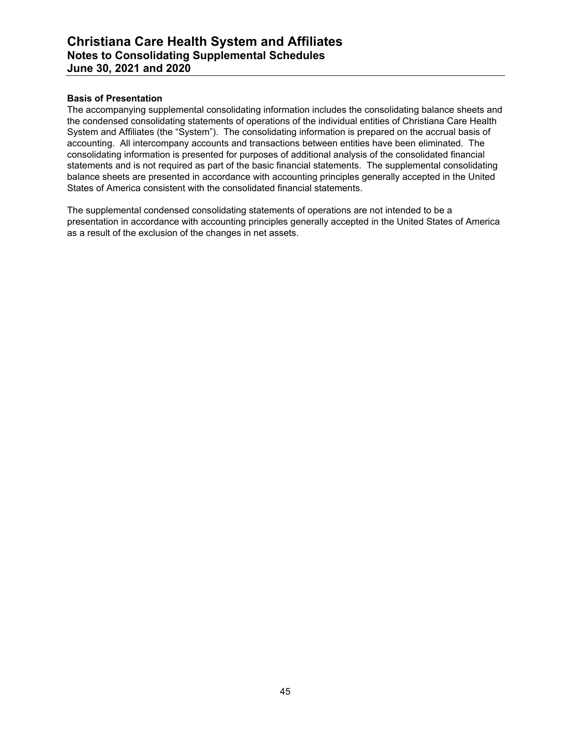**Basis of Presentation**

The accompanying supplemental consolidating information includes the consolidating balance sheets and the condensed consolidating statements of operations of the individual entities of Christiana Care Health System and Affiliates (the "System"). The consolidating information is prepared on the accrual basis of accounting. All intercompany accounts and transactions between entities have been eliminated. The consolidating information is presented for purposes of additional analysis of the consolidated financial statements and is not required as part of the basic financial statements. The supplemental consolidating balance sheets are presented in accordance with accounting principles generally accepted in the United States of America consistent with the consolidated financial statements.

The supplemental condensed consolidating statements of operations are not intended to be a presentation in accordance with accounting principles generally accepted in the United States of America as a result of the exclusion of the changes in net assets.